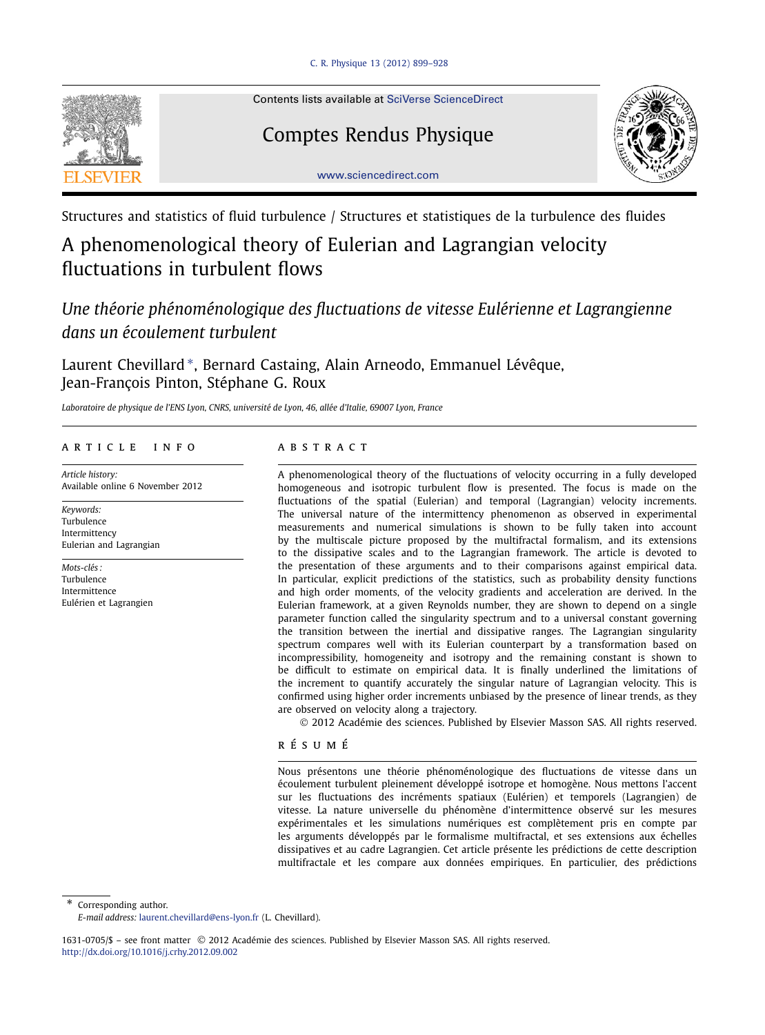Structures and statistics of fluid turbulence / Structures et statistiques de la turbulence des fluides

# A phenomenological theory of Eulerian and Lagrangian velocity fluctuations in turbulent flows

## *Une théorie phénoménologique des fluctuations de vitesse Eulérienne et Lagrangienne dans un écoulement turbulent*

Laurent Chevillard *, Bernard Castaing, Alain Arneodo, Emmanuel Lévêque, Jean-François Pinton, Stéphane G. Roux

*Laboratoire de physique de l'ENS Lyon, CNRS, université de Lyon, 46, allée d'Italie, 69007 Lyon, France*

### ARTICLE INFO

*Article history:*
Available online 6 November 2012

*Keywords:*
Turbulence
Intermittency
Eulerian and Lagrangian

*Mots-clés :*
Turbulence
Intermittence
Eulérien et Lagrangien

### ABSTRACT

A phenomenological theory of the fluctuations of velocity occurring in a fully developed homogeneous and isotropic turbulent flow is presented. The focus is made on the fluctuations of the spatial (Eulerian) and temporal (Lagrangian) velocity increments. The universal nature of the intermittency phenomenon as observed in experimental measurements and numerical simulations is shown to be fully taken into account by the multiscale picture proposed by the multifractal formalism, and its extensions to the dissipative scales and to the Lagrangian framework. The article is devoted to the presentation of these arguments and to their comparisons against empirical data. In particular, explicit predictions of the statistics, such as probability density functions and high order moments, of the velocity gradients and acceleration are derived. In the Eulerian framework, at a given Reynolds number, they are shown to depend on a single parameter function called the singularity spectrum and to a universal constant governing the transition between the inertial and dissipative ranges. The Lagrangian singularity spectrum compares well with its Eulerian counterpart by a transformation based on incompressibility, homogeneity and isotropy and the remaining constant is shown to be difficult to estimate on empirical data. It is finally underlined the limitations of the increment to quantify accurately the singular nature of Lagrangian velocity. This is confirmed using higher order increments unbiased by the presence of linear trends, as they are observed on velocity along a trajectory.

© 2012 Académie des sciences. Published by Elsevier Masson SAS. All rights reserved.

### RÉSUMÉ

Nous présentons une théorie phénoménologique des fluctuations de vitesse dans un écoulement turbulent pleinement développé isotrope et homogène. Nous mettons l'accent sur les fluctuations des incréments spatiaux (Eulérien) et temporels (Lagrangien) de vitesse. La nature universelle du phénomène d'intermittence observé sur les mesures expérimentales et les simulations numériques est complètement pris en compte par les arguments développés par le formalisme multifractal, et ses extensions aux échelles dissipatives et au cadre Lagrangien. Cet article présente les prédictions de cette description multifractale et les compare aux données empiriques. En particulier, des prédictions

* Corresponding author.
*E-mail address:* laurent.chevillard@ens-lyon.fr (L. Chevillard).

1631-0705/$ – see front matter © 2012 Académie des sciences. Published by Elsevier Masson SAS. All rights reserved.
http://dx.doi.org/10.1016/j.crhy.2012.09.002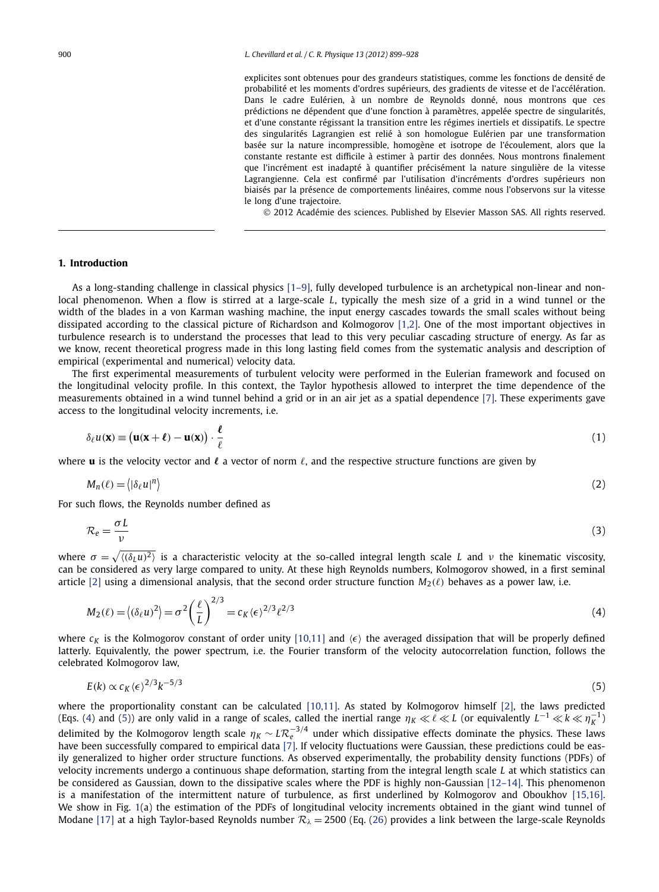explicites sont obtenues pour des grandeurs statistiques, comme les fonctions de densité de probabilité et les moments d'ordres supérieurs, des gradients de vitesse et de l'accélération. Dans le cadre Eulérien, à un nombre de Reynolds donné, nous montrons que ces prédictions ne dépendent que d'une fonction à paramètres, appelée spectre de singularités, et d'une constante régissant la transition entre les régimes inertiels et dissipatifs. Le spectre des singularités Lagrangien est relié à son homologue Eulérien par une transformation basée sur la nature incompressible, homogène et isotrope de l'écoulement, alors que la constante restante est difficile à estimer à partir des données. Nous montrons finalement que l'incrément est inadapté à quantifier précisément la nature singulière de la vitesse Lagrangienne. Cela est confirmé par l'utilisation d'incréments d'ordres supérieurs non biaisés par la présence de comportements linéaires, comme nous l'observons sur la vitesse le long d'une trajectoire.

© 2012 Académie des sciences. Published by Elsevier Masson SAS. All rights reserved.

## 1. Introduction

As a long-standing challenge in classical physics [1–9], fully developed turbulence is an archetypical non-linear and non-local phenomenon. When a flow is stirred at a large-scale $L$, typically the mesh size of a grid in a wind tunnel or the width of the blades in a von Karman washing machine, the input energy cascades towards the small scales without being dissipated according to the classical picture of Richardson and Kolmogorov [1,2]. One of the most important objectives in turbulence research is to understand the processes that lead to this very peculiar cascading structure of energy. As far as we know, recent theoretical progress made in this long lasting field comes from the systematic analysis and description of empirical (experimental and numerical) velocity data.

The first experimental measurements of turbulent velocity were performed in the Eulerian framework and focused on the longitudinal velocity profile. In this context, the Taylor hypothesis allowed to interpret the time dependence of the measurements obtained in a wind tunnel behind a grid or in an air jet as a spatial dependence [7]. These experiments gave access to the longitudinal velocity increments, i.e.

$$\delta_\ell u(\mathbf{x}) \equiv \big(\mathbf{u}(\mathbf{x}+\boldsymbol{\ell}) - \mathbf{u}(\mathbf{x})\big) \cdot \frac{\boldsymbol{\ell}}{\ell} \tag{1}$$

where $\mathbf{u}$ is the velocity vector and $\boldsymbol{\ell}$ a vector of norm $\ell$, and the respective structure functions are given by

$$M_n(\ell) = \big\langle |\delta_\ell u|^n \big\rangle \tag{2}$$

For such flows, the Reynolds number defined as

$$\mathcal{R}_e = \frac{\sigma L}{\nu} \tag{3}$$

where $\sigma = \sqrt{\langle (\delta_L u)^2 \rangle}$ is a characteristic velocity at the so-called integral length scale $L$ and $\nu$ the kinematic viscosity, can be considered as very large compared to unity. At these high Reynolds numbers, Kolmogorov showed, in a first seminal article [2] using a dimensional analysis, that the second order structure function $M_2(\ell)$ behaves as a power law, i.e.

$$M_2(\ell) = \big\langle (\delta_\ell u)^2 \big\rangle = \sigma^2 \left(\frac{\ell}{L}\right)^{2/3} = c_K \langle \epsilon \rangle^{2/3} \ell^{2/3} \tag{4}$$

where $c_K$ is the Kolmogorov constant of order unity [10,11] and $\langle \epsilon \rangle$ the averaged dissipation that will be properly defined latterly. Equivalently, the power spectrum, i.e. the Fourier transform of the velocity autocorrelation function, follows the celebrated Kolmogorov law,

$$E(k) \propto c_K \langle \epsilon \rangle^{2/3} k^{-5/3} \tag{5}$$

where the proportionality constant can be calculated [10,11]. As stated by Kolmogorov himself [2], the laws predicted (Eqs. (4) and (5)) are only valid in a range of scales, called the inertial range $\eta_K \ll \ell \ll L$ (or equivalently $L^{-1} \ll k \ll \eta_K^{-1}$) delimited by the Kolmogorov length scale $\eta_K \sim L\mathcal{R}_e^{-3/4}$ under which dissipative effects dominate the physics. These laws have been successfully compared to empirical data [7]. If velocity fluctuations were Gaussian, these predictions could be easily generalized to higher order structure functions. As observed experimentally, the probability density functions (PDFs) of velocity increments undergo a continuous shape deformation, starting from the integral length scale $L$ at which statistics can be considered as Gaussian, down to the dissipative scales where the PDF is highly non-Gaussian [12–14]. This phenomenon is a manifestation of the intermittent nature of turbulence, as first underlined by Kolmogorov and Oboukhov [15,16]. We show in Fig. 1(a) the estimation of the PDFs of longitudinal velocity increments obtained in the giant wind tunnel of Modane [17] at a high Taylor-based Reynolds number $\mathcal{R}_\lambda = 2500$ (Eq. (26) provides a link between the large-scale Reynolds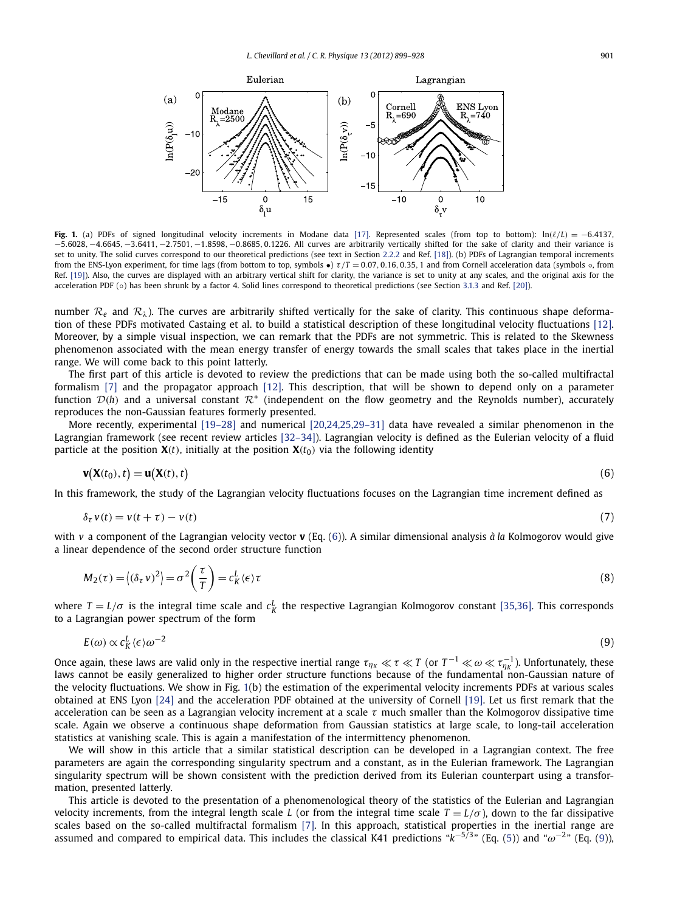**Fig. 1.** (a) PDFs of signed longitudinal velocity increments in Modane data [17]. Represented scales (from top to bottom): $\ln(\ell/L) = -6.4137$, $-5.6028$, $-4.6645$, $-3.6411$, $-2.7501$, $-1.8598$, $-0.8685$, $0.1226$. All curves are arbitrarily vertically shifted for the sake of clarity and their variance is set to unity. The solid curves correspond to our theoretical predictions (see text in Section 2.2.2 and Ref. [18]). (b) PDFs of Lagrangian temporal increments from the ENS-Lyon experiment, for time lags (from bottom to top, symbols •) $\tau/T = 0.07, 0.16, 0.35, 1$ and from Cornell acceleration data (symbols ∘, from Ref. [19]). Also, the curves are displayed with an arbitrary vertical shift for clarity, the variance is set to unity at any scales, and the original axis for the acceleration PDF (∘) has been shrunk by a factor 4. Solid lines correspond to theoretical predictions (see Section 3.1.3 and Ref. [20]).

number $\mathcal{R}_e$ and $\mathcal{R}_\lambda$). The curves are arbitrarily shifted vertically for the sake of clarity. This continuous shape deformation of these PDFs motivated Castaing et al. to build a statistical description of these longitudinal velocity fluctuations [12]. Moreover, by a simple visual inspection, we can remark that the PDFs are not symmetric. This is related to the Skewness phenomenon associated with the mean energy transfer of energy towards the small scales that takes place in the inertial range. We will come back to this point latterly.

The first part of this article is devoted to review the predictions that can be made using both the so-called multifractal formalism [7] and the propagator approach [12]. This description, that will be shown to depend only on a parameter function $\mathcal{D}(h)$ and a universal constant $\mathcal{R}^*$ (independent on the flow geometry and the Reynolds number), accurately reproduces the non-Gaussian features formerly presented.

More recently, experimental [19–28] and numerical [20,24,25,29–31] data have revealed a similar phenomenon in the Lagrangian framework (see recent review articles [32–34]). Lagrangian velocity is defined as the Eulerian velocity of a fluid particle at the position $\mathbf{X}(t)$, initially at the position $\mathbf{X}(t_0)$ via the following identity

$$\mathbf{v}\big(\mathbf{X}(t_0), t\big) = \mathbf{u}\big(\mathbf{X}(t), t\big) \tag{6}$$

In this framework, the study of the Lagrangian velocity fluctuations focuses on the Lagrangian time increment defined as

$$\delta_\tau v(t) = v(t+\tau) - v(t) \tag{7}$$

with $v$ a component of the Lagrangian velocity vector $\mathbf{v}$ (Eq. (6)). A similar dimensional analysis *à la* Kolmogorov would give a linear dependence of the second order structure function

$$M_2(\tau) = \big\langle (\delta_\tau v)^2 \big\rangle = \sigma^2 \left(\frac{\tau}{T}\right) = c_K^L \langle \epsilon \rangle \tau \tag{8}$$

where $T = L/\sigma$ is the integral time scale and $c_K^L$ the respective Lagrangian Kolmogorov constant [35,36]. This corresponds to a Lagrangian power spectrum of the form

$$E(\omega) \propto c_K^L \langle \epsilon \rangle \omega^{-2} \tag{9}$$

Once again, these laws are valid only in the respective inertial range $\tau_{\eta_K} \ll \tau \ll T$ (or $T^{-1} \ll \omega \ll \tau_{\eta_K}^{-1}$). Unfortunately, these laws cannot be easily generalized to higher order structure functions because of the fundamental non-Gaussian nature of the velocity fluctuations. We show in Fig. 1(b) the estimation of the experimental velocity increments PDFs at various scales obtained at ENS Lyon [24] and the acceleration PDF obtained at the university of Cornell [19]. Let us first remark that the acceleration can be seen as a Lagrangian velocity increment at a scale $\tau$ much smaller than the Kolmogorov dissipative time scale. Again we observe a continuous shape deformation from Gaussian statistics at large scale, to long-tail acceleration statistics at vanishing scale. This is again a manifestation of the intermittency phenomenon.

We will show in this article that a similar statistical description can be developed in a Lagrangian context. The free parameters are again the corresponding singularity spectrum and a constant, as in the Eulerian framework. The Lagrangian singularity spectrum will be shown consistent with the prediction derived from its Eulerian counterpart using a transformation, presented latterly.

This article is devoted to the presentation of a phenomenological theory of the statistics of the Eulerian and Lagrangian velocity increments, from the integral length scale $L$ (or from the integral time scale $T = L/\sigma$), down to the far dissipative scales based on the so-called multifractal formalism [7]. In this approach, statistical properties in the inertial range are assumed and compared to empirical data. This includes the classical K41 predictions "$k^{-5/3}$" (Eq. (5)) and "$\omega^{-2}$" (Eq. (9)),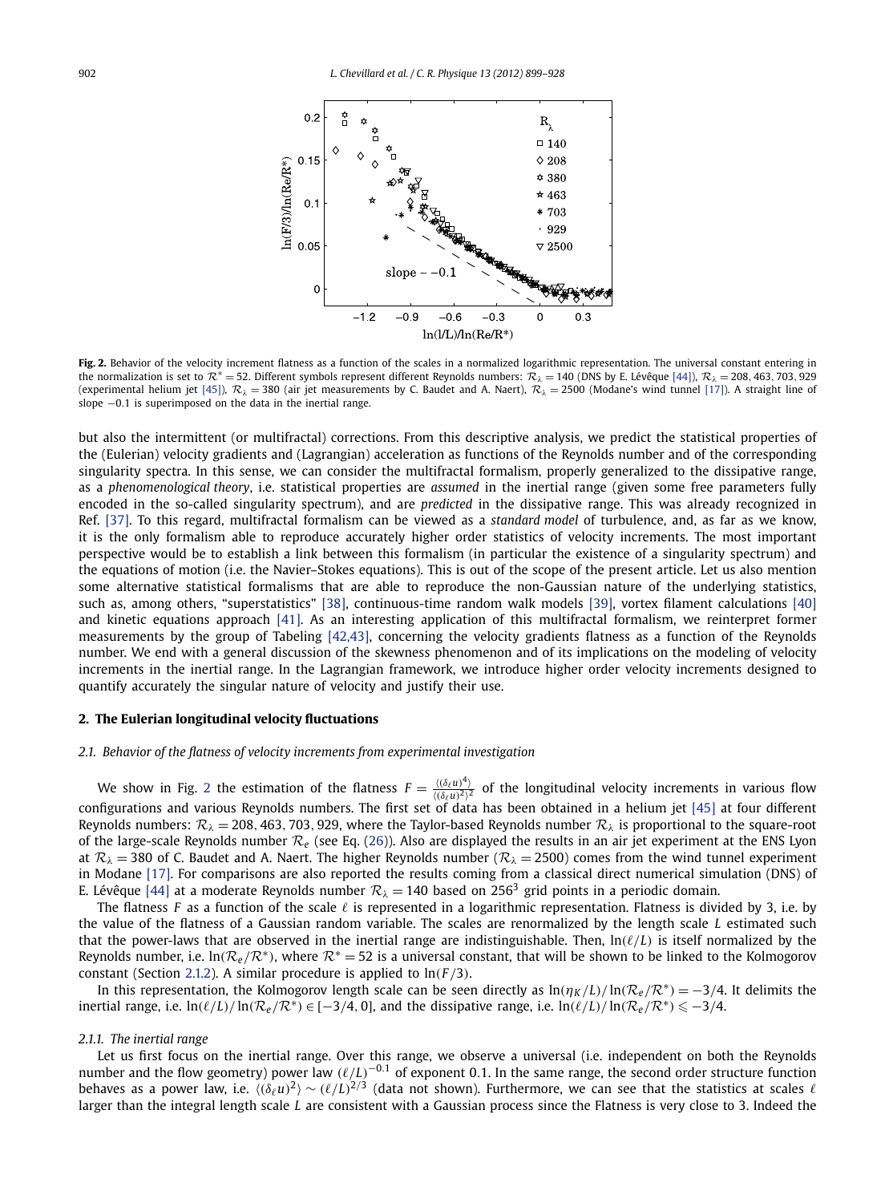**Fig. 2.** Behavior of the velocity increment flatness as a function of the scales in a normalized logarithmic representation. The universal constant entering in the normalization is set to $\mathcal{R}^* = 52$. Different symbols represent different Reynolds numbers: $\mathcal{R}_\lambda = 140$ (DNS by E. Lévêque [44]), $\mathcal{R}_\lambda = 208, 463, 703, 929$ (experimental helium jet [45]), $\mathcal{R}_\lambda = 380$ (air jet measurements by C. Baudet and A. Naert), $\mathcal{R}_\lambda = 2500$ (Modane's wind tunnel [17]). A straight line of slope $-0.1$ is superimposed on the data in the inertial range.

but also the intermittent (or multifractal) corrections. From this descriptive analysis, we predict the statistical properties of the (Eulerian) velocity gradients and (Lagrangian) acceleration as functions of the Reynolds number and of the corresponding singularity spectra. In this sense, we can consider the multifractal formalism, properly generalized to the dissipative range, as a *phenomenological theory*, i.e. statistical properties are *assumed* in the inertial range (given some free parameters fully encoded in the so-called singularity spectrum), and are *predicted* in the dissipative range. This was already recognized in Ref. [37]. To this regard, multifractal formalism can be viewed as a *standard model* of turbulence, and, as far as we know, it is the only formalism able to reproduce accurately higher order statistics of velocity increments. The most important perspective would be to establish a link between this formalism (in particular the existence of a singularity spectrum) and the equations of motion (i.e. the Navier–Stokes equations). This is out of the scope of the present article. Let us also mention some alternative statistical formalisms that are able to reproduce the non-Gaussian nature of the underlying statistics, such as, among others, "superstatistics" [38], continuous-time random walk models [39], vortex filament calculations [40] and kinetic equations approach [41]. As an interesting application of this multifractal formalism, we reinterpret former measurements by the group of Tabeling [42,43], concerning the velocity gradients flatness as a function of the Reynolds number. We end with a general discussion of the skewness phenomenon and of its implications on the modeling of velocity increments in the inertial range. In the Lagrangian framework, we introduce higher order velocity increments designed to quantify accurately the singular nature of velocity and justify their use.

## 2. The Eulerian longitudinal velocity fluctuations

### 2.1. Behavior of the flatness of velocity increments from experimental investigation

We show in Fig. 2 the estimation of the flatness $F = \frac{\langle(\delta_\ell u)^4\rangle}{\langle(\delta_\ell u)^2\rangle^2}$ of the longitudinal velocity increments in various flow configurations and various Reynolds numbers. The first set of data has been obtained in a helium jet [45] at four different Reynolds numbers: $\mathcal{R}_\lambda = 208, 463, 703, 929$, where the Taylor-based Reynolds number $\mathcal{R}_\lambda$ is proportional to the square-root of the large-scale Reynolds number $\mathcal{R}_e$ (see Eq. (26)). Also are displayed the results in an air jet experiment at the ENS Lyon at $\mathcal{R}_\lambda = 380$ of C. Baudet and A. Naert. The higher Reynolds number ($\mathcal{R}_\lambda = 2500$) comes from the wind tunnel experiment in Modane [17]. For comparisons are also reported the results coming from a classical direct numerical simulation (DNS) of E. Lévêque [44] at a moderate Reynolds number $\mathcal{R}_\lambda = 140$ based on $256^3$ grid points in a periodic domain.

The flatness $F$ as a function of the scale $\ell$ is represented in a logarithmic representation. Flatness is divided by 3, i.e. by the value of the flatness of a Gaussian random variable. The scales are renormalized by the length scale $L$ estimated such that the power-laws that are observed in the inertial range are indistinguishable. Then, $\ln(\ell/L)$ is itself normalized by the Reynolds number, i.e. $\ln(\mathcal{R}_e/\mathcal{R}^*)$, where $\mathcal{R}^* = 52$ is a universal constant, that will be shown to be linked to the Kolmogorov constant (Section 2.1.2). A similar procedure is applied to $\ln(F/3)$.

In this representation, the Kolmogorov length scale can be seen directly as $\ln(\eta_K/L)/\ln(\mathcal{R}_e/\mathcal{R}^*) = -3/4$. It delimits the inertial range, i.e. $\ln(\ell/L)/\ln(\mathcal{R}_e/\mathcal{R}^*) \in [-3/4, 0]$, and the dissipative range, i.e. $\ln(\ell/L)/\ln(\mathcal{R}_e/\mathcal{R}^*) \leqslant -3/4$.

#### 2.1.1. The inertial range

Let us first focus on the inertial range. Over this range, we observe a universal (i.e. independent on both the Reynolds number and the flow geometry) power law $(\ell/L)^{-0.1}$ of exponent 0.1. In the same range, the second order structure function behaves as a power law, i.e. $\langle(\delta_\ell u)^2\rangle \sim (\ell/L)^{2/3}$ (data not shown). Furthermore, we can see that the statistics at scales $\ell$ larger than the integral length scale $L$ are consistent with a Gaussian process since the Flatness is very close to 3. Indeed the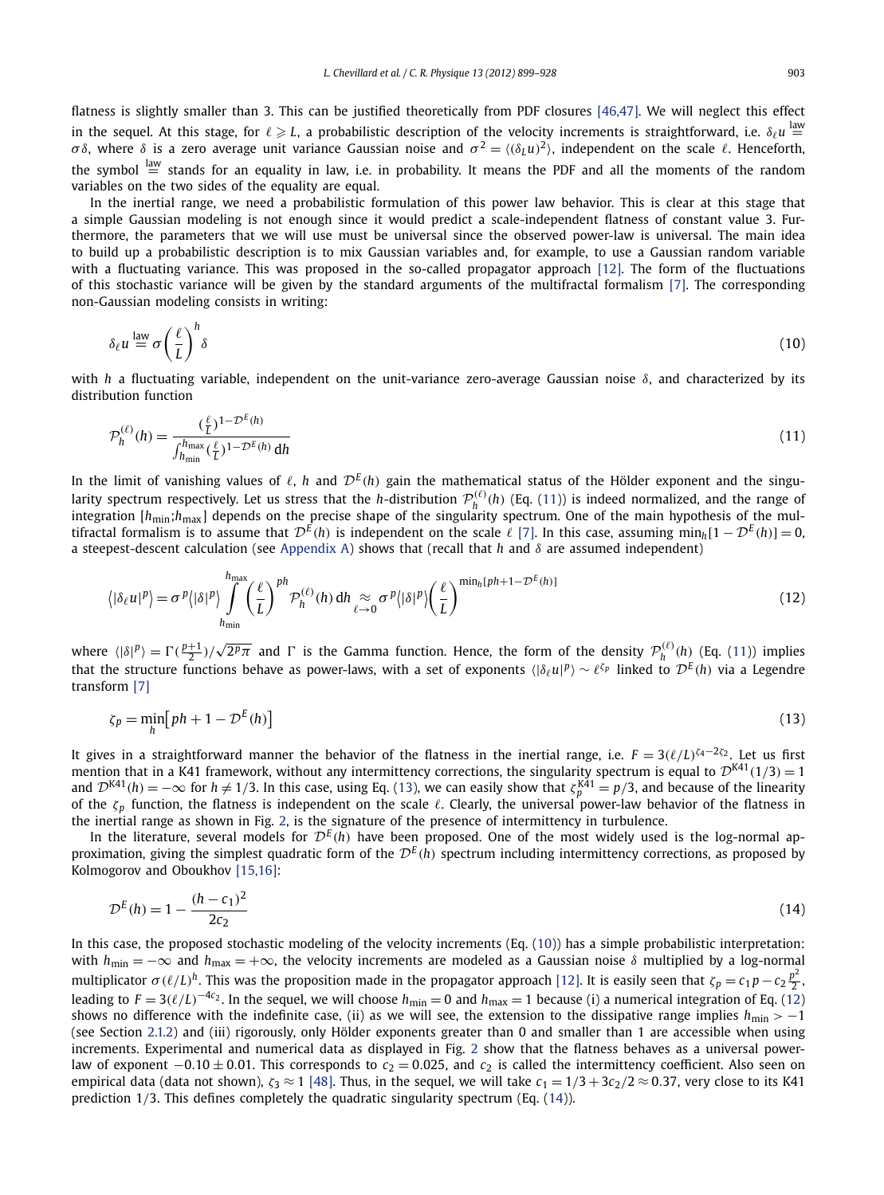flatness is slightly smaller than 3. This can be justified theoretically from PDF closures [46,47]. We will neglect this effect in the sequel. At this stage, for $\ell \geqslant L$, a probabilistic description of the velocity increments is straightforward, i.e. $\delta_\ell u \overset{\text{law}}{=} \sigma\delta$, where $\delta$ is a zero average unit variance Gaussian noise and $\sigma^2 = \langle(\delta_L u)^2\rangle$, independent on the scale $\ell$. Henceforth, the symbol $\overset{\text{law}}{=}$ stands for an equality in law, i.e. in probability. It means the PDF and all the moments of the random variables on the two sides of the equality are equal.

In the inertial range, we need a probabilistic formulation of this power law behavior. This is clear at this stage that a simple Gaussian modeling is not enough since it would predict a scale-independent flatness of constant value 3. Furthermore, the parameters that we will use must be universal since the observed power-law is universal. The main idea to build up a probabilistic description is to mix Gaussian variables and, for example, to use a Gaussian random variable with a fluctuating variance. This was proposed in the so-called propagator approach [12]. The form of the fluctuations of this stochastic variance will be given by the standard arguments of the multifractal formalism [7]. The corresponding non-Gaussian modeling consists in writing:

$$\delta_\ell u \overset{\text{law}}{=} \sigma\left(\frac{\ell}{L}\right)^h \delta \tag{10}$$

with $h$ a fluctuating variable, independent on the unit-variance zero-average Gaussian noise $\delta$, and characterized by its distribution function

$$\mathcal{P}_h^{(\ell)}(h) = \frac{(\frac{\ell}{L})^{1-\mathcal{D}^E(h)}}{\int_{h_{\min}}^{h_{\max}}(\frac{\ell}{L})^{1-\mathcal{D}^E(h)}\,\mathrm{d}h} \tag{11}$$

In the limit of vanishing values of $\ell$, $h$ and $\mathcal{D}^E(h)$ gain the mathematical status of the Hölder exponent and the singularity spectrum respectively. Let us stress that the $h$-distribution $\mathcal{P}_h^{(\ell)}(h)$ (Eq. (11)) is indeed normalized, and the range of integration $[h_{\min};h_{\max}]$ depends on the precise shape of the singularity spectrum. One of the main hypothesis of the multifractal formalism is to assume that $\mathcal{D}^E(h)$ is independent on the scale $\ell$ [7]. In this case, assuming $\min_h[1-\mathcal{D}^E(h)] = 0$, a steepest-descent calculation (see Appendix A) shows that (recall that $h$ and $\delta$ are assumed independent)

$$\langle|\delta_\ell u|^p\rangle = \sigma^p\langle|\delta|^p\rangle \int_{h_{\min}}^{h_{\max}} \left(\frac{\ell}{L}\right)^{ph} \mathcal{P}_h^{(\ell)}(h)\,\mathrm{d}h \underset{\ell\to 0}{\approx} \sigma^p\langle|\delta|^p\rangle\left(\frac{\ell}{L}\right)^{\min_h[ph+1-\mathcal{D}^E(h)]} \tag{12}$$

where $\langle|\delta|^p\rangle = \Gamma(\frac{p+1}{2})/\sqrt{2^p\pi}$ and $\Gamma$ is the Gamma function. Hence, the form of the density $\mathcal{P}_h^{(\ell)}(h)$ (Eq. (11)) implies that the structure functions behave as power-laws, with a set of exponents $\langle|\delta_\ell u|^p\rangle \sim \ell^{\zeta_p}$ linked to $\mathcal{D}^E(h)$ via a Legendre transform [7]

$$\zeta_p = \min_h\left[ph + 1 - \mathcal{D}^E(h)\right] \tag{13}$$

It gives in a straightforward manner the behavior of the flatness in the inertial range, i.e. $F = 3(\ell/L)^{\zeta_4-2\zeta_2}$. Let us first mention that in a K41 framework, without any intermittency corrections, the singularity spectrum is equal to $\mathcal{D}^{\text{K41}}(1/3) = 1$ and $\mathcal{D}^{\text{K41}}(h) = -\infty$ for $h \neq 1/3$. In this case, using Eq. (13), we can easily show that $\zeta_p^{\text{K41}} = p/3$, and because of the linearity of the $\zeta_p$ function, the flatness is independent on the scale $\ell$. Clearly, the universal power-law behavior of the flatness in the inertial range as shown in Fig. 2, is the signature of the presence of intermittency in turbulence.

In the literature, several models for $\mathcal{D}^E(h)$ have been proposed. One of the most widely used is the log-normal approximation, giving the simplest quadratic form of the $\mathcal{D}^E(h)$ spectrum including intermittency corrections, as proposed by Kolmogorov and Oboukhov [15,16]:

$$\mathcal{D}^E(h) = 1 - \frac{(h-c_1)^2}{2c_2} \tag{14}$$

In this case, the proposed stochastic modeling of the velocity increments (Eq. (10)) has a simple probabilistic interpretation: with $h_{\min} = -\infty$ and $h_{\max} = +\infty$, the velocity increments are modeled as a Gaussian noise $\delta$ multiplied by a log-normal multiplicator $\sigma(\ell/L)^h$. This was the proposition made in the propagator approach [12]. It is easily seen that $\zeta_p = c_1 p - c_2\frac{p^2}{2}$, leading to $F = 3(\ell/L)^{-4c_2}$. In the sequel, we will choose $h_{\min} = 0$ and $h_{\max} = 1$ because (i) a numerical integration of Eq. (12) shows no difference with the indefinite case, (ii) as we will see, the extension to the dissipative range implies $h_{\min} > -1$ (see Section 2.1.2) and (iii) rigorously, only Hölder exponents greater than 0 and smaller than 1 are accessible when using increments. Experimental and numerical data as displayed in Fig. 2 show that the flatness behaves as a universal power-law of exponent $-0.10 \pm 0.01$. This corresponds to $c_2 = 0.025$, and $c_2$ is called the intermittency coefficient. Also seen on empirical data (data not shown), $\zeta_3 \approx 1$ [48]. Thus, in the sequel, we will take $c_1 = 1/3 + 3c_2/2 \approx 0.37$, very close to its K41 prediction 1/3. This defines completely the quadratic singularity spectrum (Eq. (14)).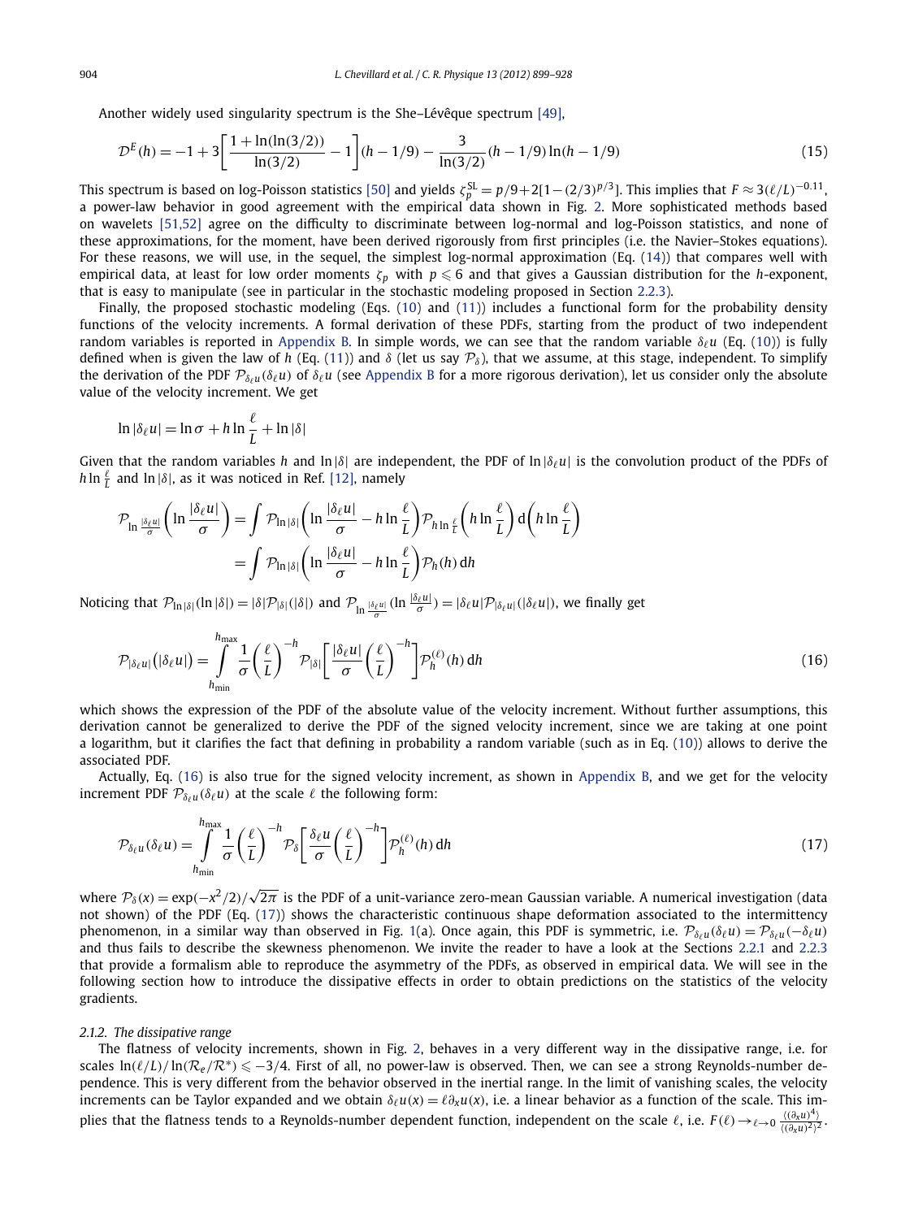Another widely used singularity spectrum is the She–Lévêque spectrum [49],

$$\mathcal{D}^E(h) = -1 + 3\left[\frac{1+\ln(\ln(3/2))}{\ln(3/2)} - 1\right](h - 1/9) - \frac{3}{\ln(3/2)}(h - 1/9)\ln(h - 1/9) \tag{15}$$

This spectrum is based on log-Poisson statistics [50] and yields $\zeta_p^{\mathrm{SL}} = p/9 + 2[1-(2/3)^{p/3}]$. This implies that $F \approx 3(\ell/L)^{-0.11}$, a power-law behavior in good agreement with the empirical data shown in Fig. 2. More sophisticated methods based on wavelets [51,52] agree on the difficulty to discriminate between log-normal and log-Poisson statistics, and none of these approximations, for the moment, have been derived rigorously from first principles (i.e. the Navier–Stokes equations). For these reasons, we will use, in the sequel, the simplest log-normal approximation (Eq. (14)) that compares well with empirical data, at least for low order moments $\zeta_p$ with $p \leqslant 6$ and that gives a Gaussian distribution for the $h$-exponent, that is easy to manipulate (see in particular in the stochastic modeling proposed in Section 2.2.3).

Finally, the proposed stochastic modeling (Eqs. (10) and (11)) includes a functional form for the probability density functions of the velocity increments. A formal derivation of these PDFs, starting from the product of two independent random variables is reported in Appendix B. In simple words, we can see that the random variable $\delta_\ell u$ (Eq. (10)) is fully defined when is given the law of $h$ (Eq. (11)) and $\delta$ (let us say $\mathcal{P}_\delta$), that we assume, at this stage, independent. To simplify the derivation of the PDF $\mathcal{P}_{\delta_\ell u}(\delta_\ell u)$ of $\delta_\ell u$ (see Appendix B for a more rigorous derivation), let us consider only the absolute value of the velocity increment. We get

$$\ln|\delta_\ell u| = \ln\sigma + h\ln\frac{\ell}{L} + \ln|\delta|$$

Given that the random variables $h$ and $\ln|\delta|$ are independent, the PDF of $\ln|\delta_\ell u|$ is the convolution product of the PDFs of $h\ln\frac{\ell}{L}$ and $\ln|\delta|$, as it was noticed in Ref. [12], namely

$$\begin{aligned}
\mathcal{P}_{\ln\frac{|\delta_\ell u|}{\sigma}}\left(\ln\frac{|\delta_\ell u|}{\sigma}\right) &= \int \mathcal{P}_{\ln|\delta|}\left(\ln\frac{|\delta_\ell u|}{\sigma} - h\ln\frac{\ell}{L}\right)\mathcal{P}_{h\ln\frac{\ell}{L}}\left(h\ln\frac{\ell}{L}\right)\mathrm{d}\left(h\ln\frac{\ell}{L}\right) \\
&= \int \mathcal{P}_{\ln|\delta|}\left(\ln\frac{|\delta_\ell u|}{\sigma} - h\ln\frac{\ell}{L}\right)\mathcal{P}_h(h)\,\mathrm{d}h
\end{aligned}$$

Noticing that $\mathcal{P}_{\ln|\delta|}(\ln|\delta|) = |\delta|\mathcal{P}_{|\delta|}(|\delta|)$ and $\mathcal{P}_{\ln\frac{|\delta_\ell u|}{\sigma}}(\ln\frac{|\delta_\ell u|}{\sigma}) = |\delta_\ell u|\mathcal{P}_{|\delta_\ell u|}(|\delta_\ell u|)$, we finally get

$$\mathcal{P}_{|\delta_\ell u|}\big(|\delta_\ell u|\big) = \int_{h_{\min}}^{h_{\max}} \frac{1}{\sigma}\left(\frac{\ell}{L}\right)^{-h}\mathcal{P}_{|\delta|}\left[\frac{|\delta_\ell u|}{\sigma}\left(\frac{\ell}{L}\right)^{-h}\right]\mathcal{P}_h^{(\ell)}(h)\,\mathrm{d}h \tag{16}$$

which shows the expression of the PDF of the absolute value of the velocity increment. Without further assumptions, this derivation cannot be generalized to derive the PDF of the signed velocity increment, since we are taking at one point a logarithm, but it clarifies the fact that defining in probability a random variable (such as in Eq. (10)) allows to derive the associated PDF.

Actually, Eq. (16) is also true for the signed velocity increment, as shown in Appendix B, and we get for the velocity increment PDF $\mathcal{P}_{\delta_\ell u}(\delta_\ell u)$ at the scale $\ell$ the following form:

$$\mathcal{P}_{\delta_\ell u}(\delta_\ell u) = \int_{h_{\min}}^{h_{\max}} \frac{1}{\sigma}\left(\frac{\ell}{L}\right)^{-h}\mathcal{P}_{\delta}\left[\frac{\delta_\ell u}{\sigma}\left(\frac{\ell}{L}\right)^{-h}\right]\mathcal{P}_h^{(\ell)}(h)\,\mathrm{d}h \tag{17}$$

where $\mathcal{P}_\delta(x) = \exp(-x^2/2)/\sqrt{2\pi}$ is the PDF of a unit-variance zero-mean Gaussian variable. A numerical investigation (data not shown) of the PDF (Eq. (17)) shows the characteristic continuous shape deformation associated to the intermittency phenomenon, in a similar way than observed in Fig. 1(a). Once again, this PDF is symmetric, i.e. $\mathcal{P}_{\delta_\ell u}(\delta_\ell u) = \mathcal{P}_{\delta_\ell u}(-\delta_\ell u)$ and thus fails to describe the skewness phenomenon. We invite the reader to have a look at the Sections 2.2.1 and 2.2.3 that provide a formalism able to reproduce the asymmetry of the PDFs, as observed in empirical data. We will see in the following section how to introduce the dissipative effects in order to obtain predictions on the statistics of the velocity gradients.

#### *2.1.2. The dissipative range*

The flatness of velocity increments, shown in Fig. 2, behaves in a very different way in the dissipative range, i.e. for scales $\ln(\ell/L)/\ln(\mathcal{R}_e/\mathcal{R}^*) \leqslant -3/4$. First of all, no power-law is observed. Then, we can see a strong Reynolds-number dependence. This is very different from the behavior observed in the inertial range. In the limit of vanishing scales, the velocity increments can be Taylor expanded and we obtain $\delta_\ell u(x) = \ell\partial_x u(x)$, i.e. a linear behavior as a function of the scale. This implies that the flatness tends to a Reynolds-number dependent function, independent on the scale $\ell$, i.e. $F(\ell) \rightarrow_{\ell\to 0} \frac{\langle(\partial_x u)^4\rangle}{\langle(\partial_x u)^2\rangle^2}$.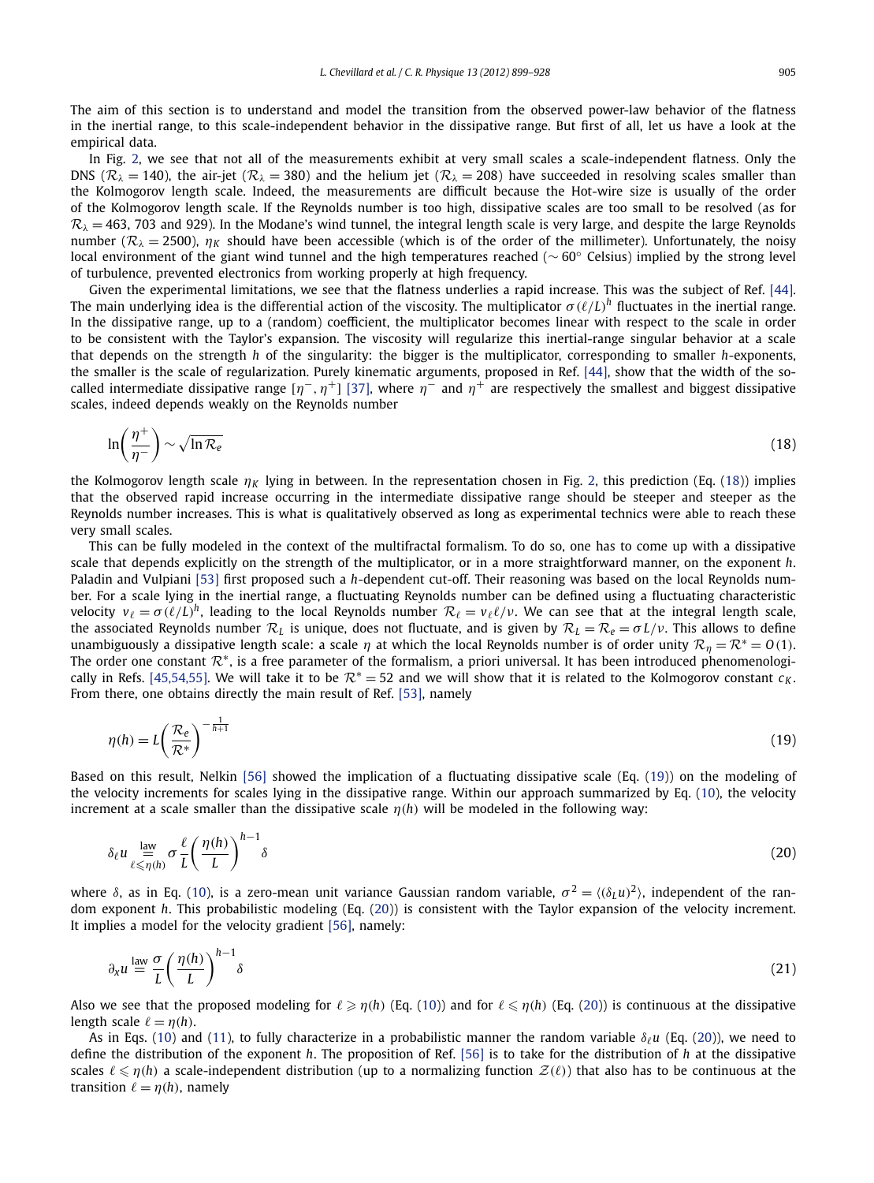The aim of this section is to understand and model the transition from the observed power-law behavior of the flatness in the inertial range, to this scale-independent behavior in the dissipative range. But first of all, let us have a look at the empirical data.

In Fig. 2, we see that not all of the measurements exhibit at very small scales a scale-independent flatness. Only the DNS ($\mathcal{R}_\lambda = 140$), the air-jet ($\mathcal{R}_\lambda = 380$) and the helium jet ($\mathcal{R}_\lambda = 208$) have succeeded in resolving scales smaller than the Kolmogorov length scale. Indeed, the measurements are difficult because the Hot-wire size is usually of the order of the Kolmogorov length scale. If the Reynolds number is too high, dissipative scales are too small to be resolved (as for $\mathcal{R}_\lambda = 463$, 703 and 929). In the Modane's wind tunnel, the integral length scale is very large, and despite the large Reynolds number ($\mathcal{R}_\lambda = 2500$), $\eta_K$ should have been accessible (which is of the order of the millimeter). Unfortunately, the noisy local environment of the giant wind tunnel and the high temperatures reached ($\sim 60°$ Celsius) implied by the strong level of turbulence, prevented electronics from working properly at high frequency.

Given the experimental limitations, we see that the flatness underlies a rapid increase. This was the subject of Ref. [44]. The main underlying idea is the differential action of the viscosity. The multiplicator $\sigma(\ell/L)^h$ fluctuates in the inertial range. In the dissipative range, up to a (random) coefficient, the multiplicator becomes linear with respect to the scale in order to be consistent with the Taylor's expansion. The viscosity will regularize this inertial-range singular behavior at a scale that depends on the strength $h$ of the singularity: the bigger is the multiplicator, corresponding to smaller $h$-exponents, the smaller is the scale of regularization. Purely kinematic arguments, proposed in Ref. [44], show that the width of the so-called intermediate dissipative range $[\eta^-, \eta^+]$ [37], where $\eta^-$ and $\eta^+$ are respectively the smallest and biggest dissipative scales, indeed depends weakly on the Reynolds number

$$\ln\left(\frac{\eta^+}{\eta^-}\right) \sim \sqrt{\ln \mathcal{R}_e} \tag{18}$$

the Kolmogorov length scale $\eta_K$ lying in between. In the representation chosen in Fig. 2, this prediction (Eq. (18)) implies that the observed rapid increase occurring in the intermediate dissipative range should be steeper and steeper as the Reynolds number increases. This is what is qualitatively observed as long as experimental technics were able to reach these very small scales.

This can be fully modeled in the context of the multifractal formalism. To do so, one has to come up with a dissipative scale that depends explicitly on the strength of the multiplicator, or in a more straightforward manner, on the exponent $h$. Paladin and Vulpiani [53] first proposed such a $h$-dependent cut-off. Their reasoning was based on the local Reynolds number. For a scale lying in the inertial range, a fluctuating Reynolds number can be defined using a fluctuating characteristic velocity $v_\ell = \sigma(\ell/L)^h$, leading to the local Reynolds number $\mathcal{R}_\ell = v_\ell \ell/\nu$. We can see that at the integral length scale, the associated Reynolds number $\mathcal{R}_L$ is unique, does not fluctuate, and is given by $\mathcal{R}_L = \mathcal{R}_e = \sigma L/\nu$. This allows to define unambiguously a dissipative length scale: a scale $\eta$ at which the local Reynolds number is of order unity $\mathcal{R}_\eta = \mathcal{R}^* = O(1)$. The order one constant $\mathcal{R}^*$, is a free parameter of the formalism, a priori universal. It has been introduced phenomenologically in Refs. [45,54,55]. We will take it to be $\mathcal{R}^* = 52$ and we will show that it is related to the Kolmogorov constant $c_K$. From there, one obtains directly the main result of Ref. [53], namely

$$\eta(h) = L\left(\frac{\mathcal{R}_e}{\mathcal{R}^*}\right)^{-\frac{1}{h+1}} \tag{19}$$

Based on this result, Nelkin [56] showed the implication of a fluctuating dissipative scale (Eq. (19)) on the modeling of the velocity increments for scales lying in the dissipative range. Within our approach summarized by Eq. (10), the velocity increment at a scale smaller than the dissipative scale $\eta(h)$ will be modeled in the following way:

$$\delta_\ell u \underset{\ell \leqslant \eta(h)}{\overset{\text{law}}{=}} \sigma \frac{\ell}{L}\left(\frac{\eta(h)}{L}\right)^{h-1} \delta \tag{20}$$

where $\delta$, as in Eq. (10), is a zero-mean unit variance Gaussian random variable, $\sigma^2 = \langle(\delta_L u)^2\rangle$, independent of the random exponent $h$. This probabilistic modeling (Eq. (20)) is consistent with the Taylor expansion of the velocity increment. It implies a model for the velocity gradient [56], namely:

$$\partial_x u \overset{\text{law}}{=} \frac{\sigma}{L}\left(\frac{\eta(h)}{L}\right)^{h-1} \delta \tag{21}$$

Also we see that the proposed modeling for $\ell \geqslant \eta(h)$ (Eq. (10)) and for $\ell \leqslant \eta(h)$ (Eq. (20)) is continuous at the dissipative length scale $\ell = \eta(h)$.

As in Eqs. (10) and (11), to fully characterize in a probabilistic manner the random variable $\delta_\ell u$ (Eq. (20)), we need to define the distribution of the exponent $h$. The proposition of Ref. [56] is to take for the distribution of $h$ at the dissipative scales $\ell \leqslant \eta(h)$ a scale-independent distribution (up to a normalizing function $\mathcal{Z}(\ell)$) that also has to be continuous at the transition $\ell = \eta(h)$, namely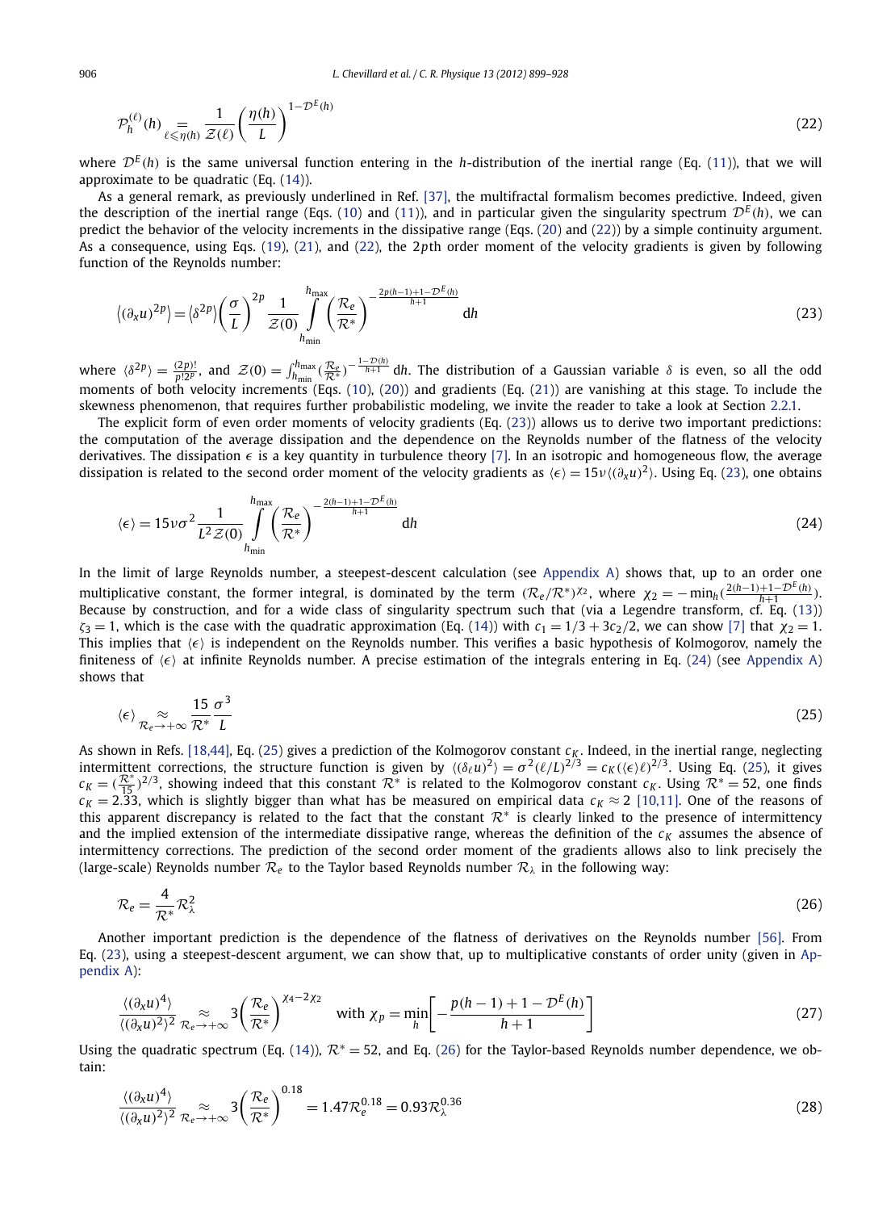$$\mathcal{P}_h^{(\ell)}(h) \underset{\ell \leqslant \eta(h)}{=} \frac{1}{\mathcal{Z}(\ell)} \left(\frac{\eta(h)}{L}\right)^{1-\mathcal{D}^E(h)} \tag{22}$$

where $\mathcal{D}^E(h)$ is the same universal function entering in the $h$-distribution of the inertial range (Eq. (11)), that we will approximate to be quadratic (Eq. (14)).

As a general remark, as previously underlined in Ref. [37], the multifractal formalism becomes predictive. Indeed, given the description of the inertial range (Eqs. (10) and (11)), and in particular given the singularity spectrum $\mathcal{D}^E(h)$, we can predict the behavior of the velocity increments in the dissipative range (Eqs. (20) and (22)) by a simple continuity argument. As a consequence, using Eqs. (19), (21), and (22), the $2p$th order moment of the velocity gradients is given by following function of the Reynolds number:

$$\langle (\partial_x u)^{2p} \rangle = \langle \delta^{2p} \rangle \left(\frac{\sigma}{L}\right)^{2p} \frac{1}{\mathcal{Z}(0)} \int_{h_{\min}}^{h_{\max}} \left(\frac{\mathcal{R}_e}{\mathcal{R}^*}\right)^{-\frac{2p(h-1)+1-\mathcal{D}^E(h)}{h+1}} \mathrm{d}h \tag{23}$$

where $\langle \delta^{2p} \rangle = \frac{(2p)!}{p!2^p}$, and $\mathcal{Z}(0) = \int_{h_{\min}}^{h_{\max}} (\frac{\mathcal{R}_e}{\mathcal{R}^*})^{-\frac{1-\mathcal{D}(h)}{h+1}} \mathrm{d}h$. The distribution of a Gaussian variable $\delta$ is even, so all the odd moments of both velocity increments (Eqs. (10), (20)) and gradients (Eq. (21)) are vanishing at this stage. To include the skewness phenomenon, that requires further probabilistic modeling, we invite the reader to take a look at Section 2.2.1.

The explicit form of even order moments of velocity gradients (Eq. (23)) allows us to derive two important predictions: the computation of the average dissipation and the dependence on the Reynolds number of the flatness of the velocity derivatives. The dissipation $\epsilon$ is a key quantity in turbulence theory [7]. In an isotropic and homogeneous flow, the average dissipation is related to the second order moment of the velocity gradients as $\langle \epsilon \rangle = 15\nu \langle (\partial_x u)^2 \rangle$. Using Eq. (23), one obtains

$$\langle \epsilon \rangle = 15\nu\sigma^2 \frac{1}{L^2 \mathcal{Z}(0)} \int_{h_{\min}}^{h_{\max}} \left(\frac{\mathcal{R}_e}{\mathcal{R}^*}\right)^{-\frac{2(h-1)+1-\mathcal{D}^E(h)}{h+1}} \mathrm{d}h \tag{24}$$

In the limit of large Reynolds number, a steepest-descent calculation (see Appendix A) shows that, up to an order one multiplicative constant, the former integral, is dominated by the term $(\mathcal{R}_e/\mathcal{R}^*)^{\chi_2}$, where $\chi_2 = -\min_h(\frac{2(h-1)+1-\mathcal{D}^E(h)}{h+1})$. Because by construction, and for a wide class of singularity spectrum such that (via a Legendre transform, cf. Eq. (13)) $\zeta_3 = 1$, which is the case with the quadratic approximation (Eq. (14)) with $c_1 = 1/3 + 3c_2/2$, we can show [7] that $\chi_2 = 1$. This implies that $\langle \epsilon \rangle$ is independent on the Reynolds number. This verifies a basic hypothesis of Kolmogorov, namely the finiteness of $\langle \epsilon \rangle$ at infinite Reynolds number. A precise estimation of the integrals entering in Eq. (24) (see Appendix A) shows that

$$\langle \epsilon \rangle \underset{\mathcal{R}_e \to +\infty}{\approx} \frac{15}{\mathcal{R}^*} \frac{\sigma^3}{L} \tag{25}$$

As shown in Refs. [18,44], Eq. (25) gives a prediction of the Kolmogorov constant $c_K$. Indeed, in the inertial range, neglecting intermittent corrections, the structure function is given by $\langle (\delta_\ell u)^2 \rangle = \sigma^2 (\ell/L)^{2/3} = c_K (\langle \epsilon \rangle \ell)^{2/3}$. Using Eq. (25), it gives $c_K = (\frac{\mathcal{R}^*}{15})^{2/3}$, showing indeed that this constant $\mathcal{R}^*$ is related to the Kolmogorov constant $c_K$. Using $\mathcal{R}^* = 52$, one finds $c_K = 2.33$, which is slightly bigger than what has be measured on empirical data $c_K \approx 2$ [10,11]. One of the reasons of this apparent discrepancy is related to the fact that the constant $\mathcal{R}^*$ is clearly linked to the presence of intermittency and the implied extension of the intermediate dissipative range, whereas the definition of the $c_K$ assumes the absence of intermittency corrections. The prediction of the second order moment of the gradients allows also to link precisely the (large-scale) Reynolds number $\mathcal{R}_e$ to the Taylor based Reynolds number $\mathcal{R}_\lambda$ in the following way:

$$\mathcal{R}_e = \frac{4}{\mathcal{R}^*} \mathcal{R}_\lambda^2 \tag{26}$$

Another important prediction is the dependence of the flatness of derivatives on the Reynolds number [56]. From Eq. (23), using a steepest-descent argument, we can show that, up to multiplicative constants of order unity (given in Appendix A):

$$\frac{\langle (\partial_x u)^4 \rangle}{\langle (\partial_x u)^2 \rangle^2} \underset{\mathcal{R}_e \to +\infty}{\approx} 3 \left(\frac{\mathcal{R}_e}{\mathcal{R}^*}\right)^{\chi_4 - 2\chi_2} \quad \text{with } \chi_p = \min_h \left[-\frac{p(h-1)+1-\mathcal{D}^E(h)}{h+1}\right] \tag{27}$$

Using the quadratic spectrum (Eq. (14)), $\mathcal{R}^* = 52$, and Eq. (26) for the Taylor-based Reynolds number dependence, we obtain:

$$\frac{\langle (\partial_x u)^4 \rangle}{\langle (\partial_x u)^2 \rangle^2} \underset{\mathcal{R}_e \to +\infty}{\approx} 3 \left(\frac{\mathcal{R}_e}{\mathcal{R}^*}\right)^{0.18} = 1.47 \mathcal{R}_e^{0.18} = 0.93 \mathcal{R}_\lambda^{0.36} \tag{28}$$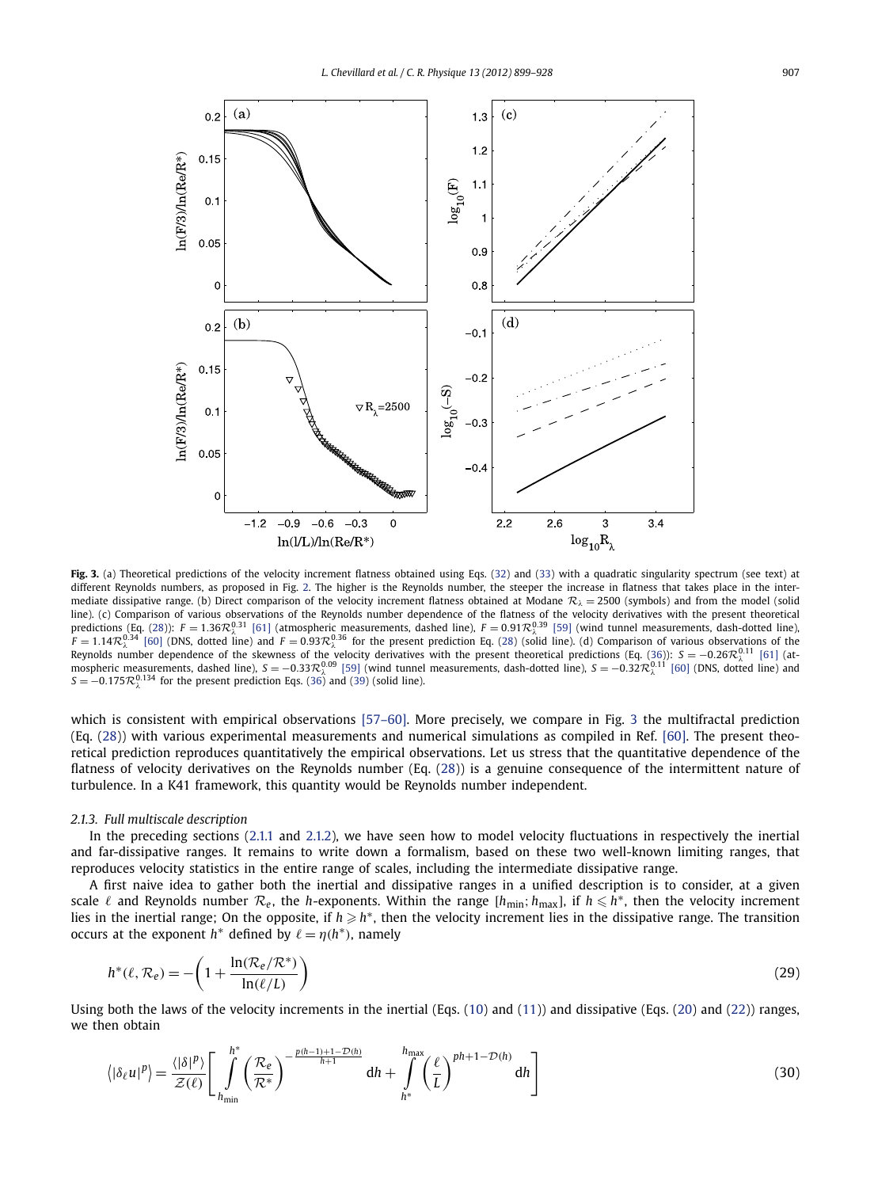**Fig. 3.** (a) Theoretical predictions of the velocity increment flatness obtained using Eqs. (32) and (33) with a quadratic singularity spectrum (see text) at different Reynolds numbers, as proposed in Fig. 2. The higher is the Reynolds number, the steeper the increase in flatness that takes place in the intermediate dissipative range. (b) Direct comparison of the velocity increment flatness obtained at Modane $\mathcal{R}_\lambda = 2500$ (symbols) and from the model (solid line). (c) Comparison of various observations of the Reynolds number dependence of the flatness of the velocity derivatives with the present theoretical predictions (Eq. (28)): $F = 1.36\mathcal{R}_\lambda^{0.31}$ [61] (atmospheric measurements, dashed line), $F = 0.91\mathcal{R}_\lambda^{0.39}$ [59] (wind tunnel measurements, dash-dotted line), $F = 1.14\mathcal{R}_\lambda^{0.34}$ [60] (DNS, dotted line) and $F = 0.93\mathcal{R}_\lambda^{0.36}$ for the present prediction Eq. (28) (solid line). (d) Comparison of various observations of the Reynolds number dependence of the skewness of the velocity derivatives with the present theoretical predictions (Eq. (36)): $S = -0.26\mathcal{R}_\lambda^{0.11}$ [61] (atmospheric measurements, dashed line), $S = -0.33\mathcal{R}_\lambda^{0.09}$ [59] (wind tunnel measurements, dash-dotted line), $S = -0.32\mathcal{R}_\lambda^{0.11}$ [60] (DNS, dotted line) and $S = -0.175\mathcal{R}_\lambda^{0.134}$ for the present prediction Eqs. (36) and (39) (solid line).

which is consistent with empirical observations [57–60]. More precisely, we compare in Fig. 3 the multifractal prediction (Eq. (28)) with various experimental measurements and numerical simulations as compiled in Ref. [60]. The present theoretical prediction reproduces quantitatively the empirical observations. Let us stress that the quantitative dependence of the flatness of velocity derivatives on the Reynolds number (Eq. (28)) is a genuine consequence of the intermittent nature of turbulence. In a K41 framework, this quantity would be Reynolds number independent.

#### 2.1.3. Full multiscale description

In the preceding sections (2.1.1 and 2.1.2), we have seen how to model velocity fluctuations in respectively the inertial and far-dissipative ranges. It remains to write down a formalism, based on these two well-known limiting ranges, that reproduces velocity statistics in the entire range of scales, including the intermediate dissipative range.

A first naive idea to gather both the inertial and dissipative ranges in a unified description is to consider, at a given scale $\ell$ and Reynolds number $\mathcal{R}_e$, the $h$-exponents. Within the range $[h_{\min}; h_{\max}]$, if $h \leqslant h^*$, then the velocity increment lies in the inertial range; On the opposite, if $h \geqslant h^*$, then the velocity increment lies in the dissipative range. The transition occurs at the exponent $h^*$ defined by $\ell = \eta(h^*)$, namely

$$h^*(\ell, \mathcal{R}_e) = -\left(1 + \frac{\ln(\mathcal{R}_e/\mathcal{R}^*)}{\ln(\ell/L)}\right) \tag{29}$$

Using both the laws of the velocity increments in the inertial (Eqs. (10) and (11)) and dissipative (Eqs. (20) and (22)) ranges, we then obtain

$$\left\langle |\delta_\ell u|^p \right\rangle = \frac{\langle|\delta|^p\rangle}{\mathcal{Z}(\ell)} \left[ \int_{h_{\min}}^{h^*} \left(\frac{\mathcal{R}_e}{\mathcal{R}^*}\right)^{-\frac{p(h-1)+1-\mathcal{D}(h)}{h+1}} \mathrm{d}h + \int_{h^*}^{h_{\max}} \left(\frac{\ell}{L}\right)^{ph+1-\mathcal{D}(h)} \mathrm{d}h \right] \tag{30}$$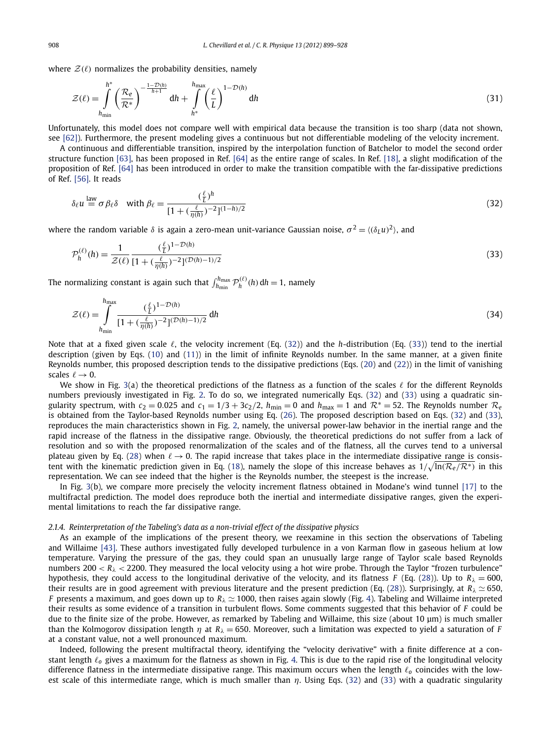where $\mathcal{Z}(\ell)$ normalizes the probability densities, namely

$$\mathcal{Z}(\ell) = \int_{h_{\min}}^{h^*} \left(\frac{\mathcal{R}_e}{\mathcal{R}^*}\right)^{-\frac{1-\mathcal{D}(h)}{h+1}} \mathrm{d}h + \int_{h^*}^{h_{\max}} \left(\frac{\ell}{L}\right)^{1-\mathcal{D}(h)} \mathrm{d}h \tag{31}$$

Unfortunately, this model does not compare well with empirical data because the transition is too sharp (data not shown, see [62]). Furthermore, the present modeling gives a continuous but not differentiable modeling of the velocity increment.

A continuous and differentiable transition, inspired by the interpolation function of Batchelor to model the second order structure function [63], has been proposed in Ref. [64] as the entire range of scales. In Ref. [18], a slight modification of the proposition of Ref. [64] has been introduced in order to make the transition compatible with the far-dissipative predictions of Ref. [56]. It reads

$$\delta_\ell u \overset{\text{law}}{=} \sigma \beta_\ell \delta \quad \text{with } \beta_\ell = \frac{(\frac{\ell}{L})^h}{[1 + (\frac{\ell}{\eta(h)})^{-2}]^{(1-h)/2}} \tag{32}$$

where the random variable $\delta$ is again a zero-mean unit-variance Gaussian noise, $\sigma^2 = \langle(\delta_L u)^2\rangle$, and

$$\mathcal{P}_h^{(\ell)}(h) = \frac{1}{\mathcal{Z}(\ell)} \frac{(\frac{\ell}{L})^{1-\mathcal{D}(h)}}{[1 + (\frac{\ell}{\eta(h)})^{-2}]^{(\mathcal{D}(h)-1)/2}} \tag{33}$$

The normalizing constant is again such that $\int_{h_{\min}}^{h_{\max}} \mathcal{P}_h^{(\ell)}(h)\,\mathrm{d}h = 1$, namely

$$\mathcal{Z}(\ell) = \int_{h_{\min}}^{h_{\max}} \frac{(\frac{\ell}{L})^{1-\mathcal{D}(h)}}{[1 + (\frac{\ell}{\eta(h)})^{-2}]^{(\mathcal{D}(h)-1)/2}} \,\mathrm{d}h \tag{34}$$

Note that at a fixed given scale $\ell$, the velocity increment (Eq. (32)) and the $h$-distribution (Eq. (33)) tend to the inertial description (given by Eqs. (10) and (11)) in the limit of infinite Reynolds number. In the same manner, at a given finite Reynolds number, this proposed description tends to the dissipative predictions (Eqs. (20) and (22)) in the limit of vanishing scales $\ell \to 0$.

We show in Fig. 3(a) the theoretical predictions of the flatness as a function of the scales $\ell$ for the different Reynolds numbers previously investigated in Fig. 2. To do so, we integrated numerically Eqs. (32) and (33) using a quadratic singularity spectrum, with $c_2 = 0.025$ and $c_1 = 1/3 + 3c_2/2$, $h_{\min} = 0$ and $h_{\max} = 1$ and $\mathcal{R}^* = 52$. The Reynolds number $\mathcal{R}_e$ is obtained from the Taylor-based Reynolds number using Eq. (26). The proposed description based on Eqs. (32) and (33), reproduces the main characteristics shown in Fig. 2, namely, the universal power-law behavior in the inertial range and the rapid increase of the flatness in the dissipative range. Obviously, the theoretical predictions do not suffer from a lack of resolution and so with the proposed renormalization of the scales and of the flatness, all the curves tend to a universal plateau given by Eq. (28) when $\ell \to 0$. The rapid increase that takes place in the intermediate dissipative range is consistent with the kinematic prediction given in Eq. (18), namely the slope of this increase behaves as $1/\sqrt{\ln(\mathcal{R}_e/\mathcal{R}^*)}$ in this representation. We can see indeed that the higher is the Reynolds number, the steepest is the increase.

In Fig. 3(b), we compare more precisely the velocity increment flatness obtained in Modane's wind tunnel [17] to the multifractal prediction. The model does reproduce both the inertial and intermediate dissipative ranges, given the experimental limitations to reach the far dissipative range.

#### 2.1.4. Reinterpretation of the Tabeling's data as a non-trivial effect of the dissipative physics

As an example of the implications of the present theory, we reexamine in this section the observations of Tabeling and Willaime [43]. These authors investigated fully developed turbulence in a von Karman flow in gaseous helium at low temperature. Varying the pressure of the gas, they could span an unusually large range of Taylor scale based Reynolds numbers $200 < R_\lambda < 2200$. They measured the local velocity using a hot wire probe. Through the Taylor "frozen turbulence" hypothesis, they could access to the longitudinal derivative of the velocity, and its flatness $F$ (Eq. (28)). Up to $R_\lambda = 600$, their results are in good agreement with previous literature and the present prediction (Eq. (28)). Surprisingly, at $R_\lambda \simeq 650$, $F$ presents a maximum, and goes down up to $R_\lambda \simeq 1000$, then raises again slowly (Fig. 4). Tabeling and Willaime interpreted their results as some evidence of a transition in turbulent flows. Some comments suggested that this behavior of $F$ could be due to the finite size of the probe. However, as remarked by Tabeling and Willaime, this size (about 10 μm) is much smaller than the Kolmogorov dissipation length $\eta$ at $R_\lambda = 650$. Moreover, such a limitation was expected to yield a saturation of $F$ at a constant value, not a well pronounced maximum.

Indeed, following the present multifractal theory, identifying the "velocity derivative" with a finite difference at a constant length $\ell_o$ gives a maximum for the flatness as shown in Fig. 4. This is due to the rapid rise of the longitudinal velocity difference flatness in the intermediate dissipative range. This maximum occurs when the length $\ell_o$ coincides with the lowest scale of this intermediate range, which is much smaller than $\eta$. Using Eqs. (32) and (33) with a quadratic singularity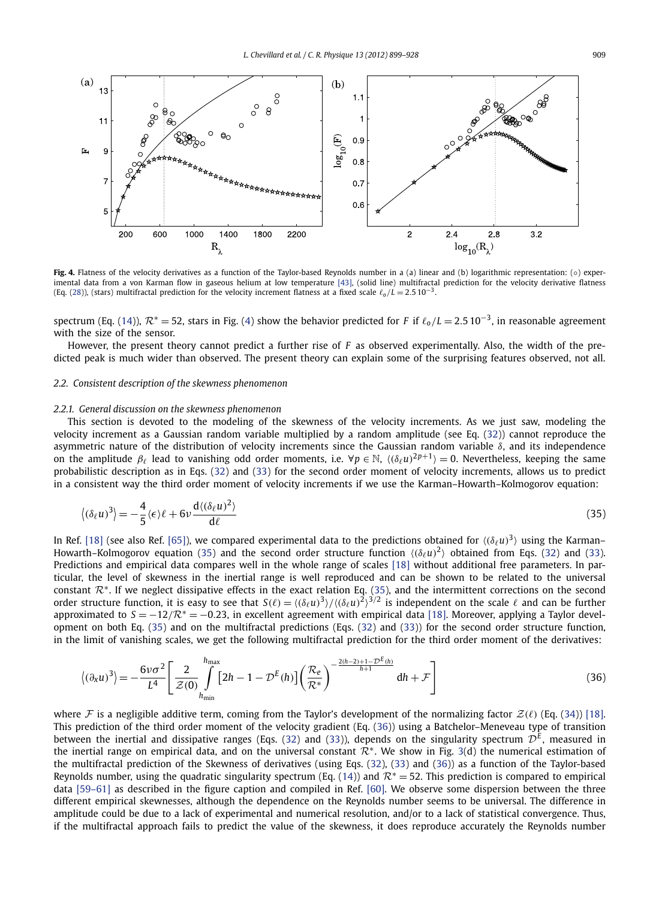**Fig. 4.** Flatness of the velocity derivatives as a function of the Taylor-based Reynolds number in a (a) linear and (b) logarithmic representation: (∘) experimental data from a von Karman flow in gaseous helium at low temperature [43], (solid line) multifractal prediction for the velocity derivative flatness (Eq. (28)), (stars) multifractal prediction for the velocity increment flatness at a fixed scale $\ell_o/L = 2.5\,10^{-3}$.

spectrum (Eq. (14)), $\mathcal{R}^* = 52$, stars in Fig. (4) show the behavior predicted for $F$ if $\ell_o/L = 2.5\,10^{-3}$, in reasonable agreement with the size of the sensor.

However, the present theory cannot predict a further rise of $F$ as observed experimentally. Also, the width of the predicted peak is much wider than observed. The present theory can explain some of the surprising features observed, not all.

### 2.2. Consistent description of the skewness phenomenon

#### 2.2.1. General discussion on the skewness phenomenon

This section is devoted to the modeling of the skewness of the velocity increments. As we just saw, modeling the velocity increment as a Gaussian random variable multiplied by a random amplitude (see Eq. (32)) cannot reproduce the asymmetric nature of the distribution of velocity increments since the Gaussian random variable $\delta$, and its independence on the amplitude $\beta_\ell$ lead to vanishing odd order moments, i.e. $\forall p \in \mathbb{N}$, $\langle (\delta_\ell u)^{2p+1}\rangle = 0$. Nevertheless, keeping the same probabilistic description as in Eqs. (32) and (33) for the second order moment of velocity increments, allows us to predict in a consistent way the third order moment of velocity increments if we use the Karman–Howarth–Kolmogorov equation:

$$\langle (\delta_\ell u)^3 \rangle = -\frac{4}{5}\langle \epsilon \rangle \ell + 6\nu \frac{\mathrm{d}\langle (\delta_\ell u)^2\rangle}{\mathrm{d}\ell} \tag{35}$$

In Ref. [18] (see also Ref. [65]), we compared experimental data to the predictions obtained for $\langle (\delta_\ell u)^3\rangle$ using the Karman–Howarth–Kolmogorov equation (35) and the second order structure function $\langle (\delta_\ell u)^2\rangle$ obtained from Eqs. (32) and (33). Predictions and empirical data compares well in the whole range of scales [18] without additional free parameters. In particular, the level of skewness in the inertial range is well reproduced and can be shown to be related to the universal constant $\mathcal{R}^*$. If we neglect dissipative effects in the exact relation Eq. (35), and the intermittent corrections on the second order structure function, it is easy to see that $S(\ell) = \langle (\delta_\ell u)^3\rangle / \langle (\delta_\ell u)^2\rangle^{3/2}$ is independent on the scale $\ell$ and can be further approximated to $S = -12/\mathcal{R}^* = -0.23$, in excellent agreement with empirical data [18]. Moreover, applying a Taylor development on both Eq. (35) and on the multifractal predictions (Eqs. (32) and (33)) for the second order structure function, in the limit of vanishing scales, we get the following multifractal prediction for the third order moment of the derivatives:

$$\langle (\partial_x u)^3 \rangle = -\frac{6\nu\sigma^2}{L^4}\left[\frac{2}{\mathcal{Z}(0)}\int_{h_{\min}}^{h_{\max}} \left[2h - 1 - \mathcal{D}^E(h)\right]\left(\frac{\mathcal{R}_e}{\mathcal{R}^*}\right)^{-\frac{2(h-2)+1-\mathcal{D}^E(h)}{h+1}} \mathrm{d}h + \mathcal{F}\right] \tag{36}$$

where $\mathcal{F}$ is a negligible additive term, coming from the Taylor's development of the normalizing factor $\mathcal{Z}(\ell)$ (Eq. (34)) [18]. This prediction of the third order moment of the velocity gradient (Eq. (36)) using a Batchelor–Meneveau type of transition between the inertial and dissipative ranges (Eqs. (32) and (33)), depends on the singularity spectrum $\mathcal{D}^E$, measured in the inertial range on empirical data, and on the universal constant $\mathcal{R}^*$. We show in Fig. 3(d) the numerical estimation of the multifractal prediction of the Skewness of derivatives (using Eqs. (32), (33) and (36)) as a function of the Taylor-based Reynolds number, using the quadratic singularity spectrum (Eq. (14)) and $\mathcal{R}^* = 52$. This prediction is compared to empirical data [59–61] as described in the figure caption and compiled in Ref. [60]. We observe some dispersion between the three different empirical skewnesses, although the dependence on the Reynolds number seems to be universal. The difference in amplitude could be due to a lack of experimental and numerical resolution, and/or to a lack of statistical convergence. Thus, if the multifractal approach fails to predict the value of the skewness, it does reproduce accurately the Reynolds number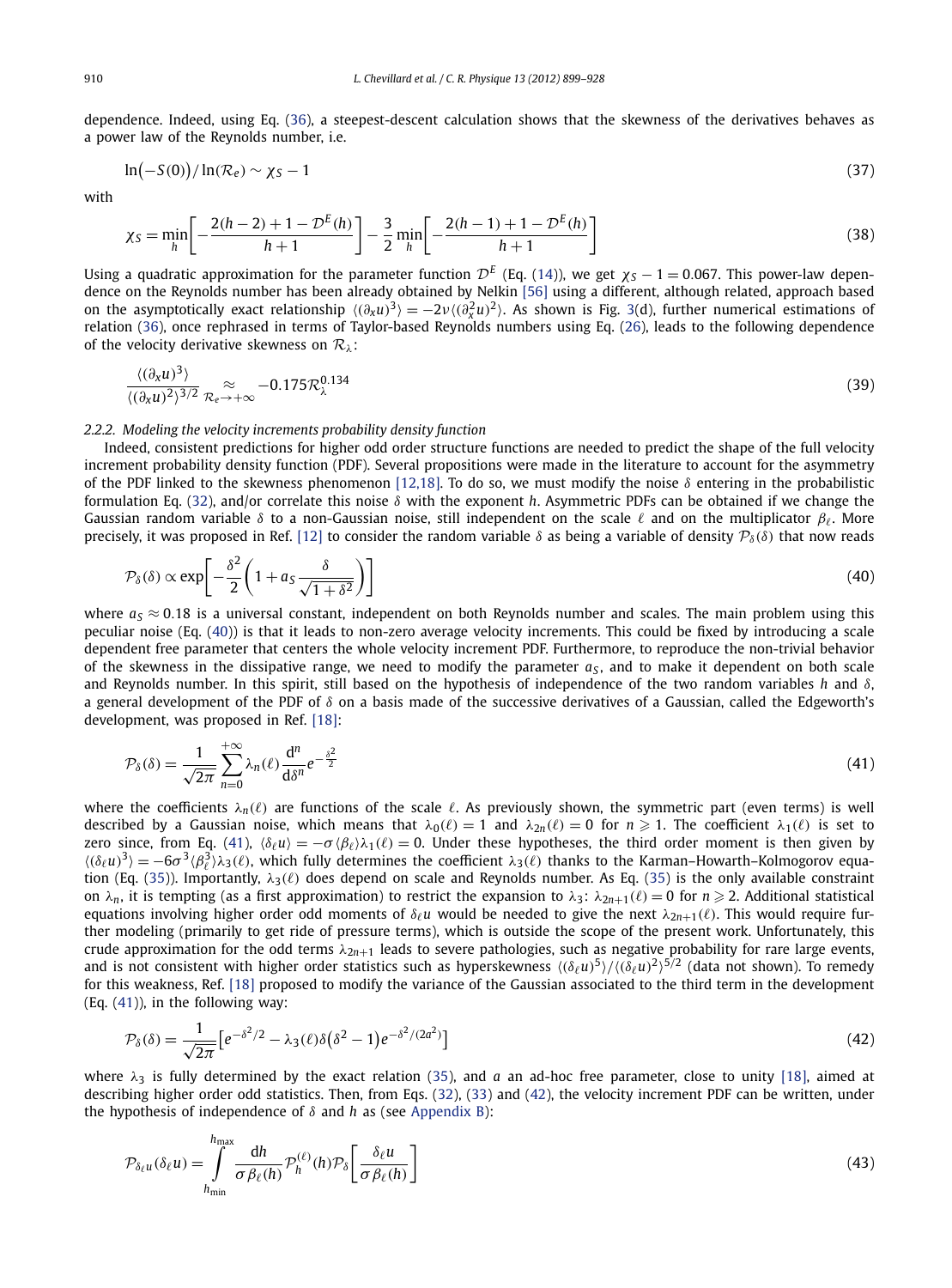dependence. Indeed, using Eq. (36), a steepest-descent calculation shows that the skewness of the derivatives behaves as a power law of the Reynolds number, i.e.

$$\ln(-S(0))/\ln(\mathcal{R}_e) \sim \chi_S - 1 \tag{37}$$

with

$$\chi_S = \min_h \left[ -\frac{2(h-2)+1-\mathcal{D}^E(h)}{h+1} \right] - \frac{3}{2} \min_h \left[ -\frac{2(h-1)+1-\mathcal{D}^E(h)}{h+1} \right] \tag{38}$$

Using a quadratic approximation for the parameter function $\mathcal{D}^E$ (Eq. (14)), we get $\chi_S - 1 = 0.067$. This power-law dependence on the Reynolds number has been already obtained by Nelkin [56] using a different, although related, approach based on the asymptotically exact relationship $\langle (\partial_x u)^3 \rangle = -2\nu \langle (\partial_x^2 u)^2 \rangle$. As shown is Fig. 3(d), further numerical estimations of relation (36), once rephrased in terms of Taylor-based Reynolds numbers using Eq. (26), leads to the following dependence of the velocity derivative skewness on $\mathcal{R}_\lambda$:

$$\frac{\langle (\partial_x u)^3 \rangle}{\langle (\partial_x u)^2 \rangle^{3/2}} \underset{\mathcal{R}_e \to +\infty}{\approx} -0.175 \mathcal{R}_\lambda^{0.134} \tag{39}$$

*2.2.2. Modeling the velocity increments probability density function*

Indeed, consistent predictions for higher odd order structure functions are needed to predict the shape of the full velocity increment probability density function (PDF). Several propositions were made in the literature to account for the asymmetry of the PDF linked to the skewness phenomenon [12,18]. To do so, we must modify the noise $\delta$ entering in the probabilistic formulation Eq. (32), and/or correlate this noise $\delta$ with the exponent $h$. Asymmetric PDFs can be obtained if we change the Gaussian random variable $\delta$ to a non-Gaussian noise, still independent on the scale $\ell$ and on the multiplicator $\beta_\ell$. More precisely, it was proposed in Ref. [12] to consider the random variable $\delta$ as being a variable of density $\mathcal{P}_\delta(\delta)$ that now reads

$$\mathcal{P}_\delta(\delta) \propto \exp\left[ -\frac{\delta^2}{2} \left( 1 + a_S \frac{\delta}{\sqrt{1+\delta^2}} \right) \right] \tag{40}$$

where $a_S \approx 0.18$ is a universal constant, independent on both Reynolds number and scales. The main problem using this peculiar noise (Eq. (40)) is that it leads to non-zero average velocity increments. This could be fixed by introducing a scale dependent free parameter that centers the whole velocity increment PDF. Furthermore, to reproduce the non-trivial behavior of the skewness in the dissipative range, we need to modify the parameter $a_S$, and to make it dependent on both scale and Reynolds number. In this spirit, still based on the hypothesis of independence of the two random variables $h$ and $\delta$, a general development of the PDF of $\delta$ on a basis made of the successive derivatives of a Gaussian, called the Edgeworth's development, was proposed in Ref. [18]:

$$\mathcal{P}_\delta(\delta) = \frac{1}{\sqrt{2\pi}} \sum_{n=0}^{+\infty} \lambda_n(\ell) \frac{\mathrm{d}^n}{\mathrm{d}\delta^n} e^{-\frac{\delta^2}{2}} \tag{41}$$

where the coefficients $\lambda_n(\ell)$ are functions of the scale $\ell$. As previously shown, the symmetric part (even terms) is well described by a Gaussian noise, which means that $\lambda_0(\ell) = 1$ and $\lambda_{2n}(\ell) = 0$ for $n \geqslant 1$. The coefficient $\lambda_1(\ell)$ is set to zero since, from Eq. (41), $\langle \delta_\ell u \rangle = -\sigma \langle \beta_\ell \rangle \lambda_1(\ell) = 0$. Under these hypotheses, the third order moment is then given by $\langle (\delta_\ell u)^3 \rangle = -6\sigma^3 \langle \beta_\ell^3 \rangle \lambda_3(\ell)$, which fully determines the coefficient $\lambda_3(\ell)$ thanks to the Karman–Howarth–Kolmogorov equation (Eq. (35)). Importantly, $\lambda_3(\ell)$ does depend on scale and Reynolds number. As Eq. (35) is the only available constraint on $\lambda_n$, it is tempting (as a first approximation) to restrict the expansion to $\lambda_3$: $\lambda_{2n+1}(\ell) = 0$ for $n \geqslant 2$. Additional statistical equations involving higher order odd moments of $\delta_\ell u$ would be needed to give the next $\lambda_{2n+1}(\ell)$. This would require further modeling (primarily to get ride of pressure terms), which is outside the scope of the present work. Unfortunately, this crude approximation for the odd terms $\lambda_{2n+1}$ leads to severe pathologies, such as negative probability for rare large events, and is not consistent with higher order statistics such as hyperskewness $\langle (\delta_\ell u)^5 \rangle / \langle (\delta_\ell u)^2 \rangle^{5/2}$ (data not shown). To remedy for this weakness, Ref. [18] proposed to modify the variance of the Gaussian associated to the third term in the development (Eq. (41)), in the following way:

$$\mathcal{P}_\delta(\delta) = \frac{1}{\sqrt{2\pi}} \left[ e^{-\delta^2/2} - \lambda_3(\ell)\delta\left(\delta^2 - 1\right) e^{-\delta^2/(2a^2)} \right] \tag{42}$$

where $\lambda_3$ is fully determined by the exact relation (35), and $a$ an ad-hoc free parameter, close to unity [18], aimed at describing higher order odd statistics. Then, from Eqs. (32), (33) and (42), the velocity increment PDF can be written, under the hypothesis of independence of $\delta$ and $h$ as (see Appendix B):

$$\mathcal{P}_{\delta_\ell u}(\delta_\ell u) = \int_{h_{\min}}^{h_{\max}} \frac{\mathrm{d}h}{\sigma \beta_\ell(h)} \mathcal{P}_h^{(\ell)}(h) \mathcal{P}_\delta \left[ \frac{\delta_\ell u}{\sigma \beta_\ell(h)} \right] \tag{43}$$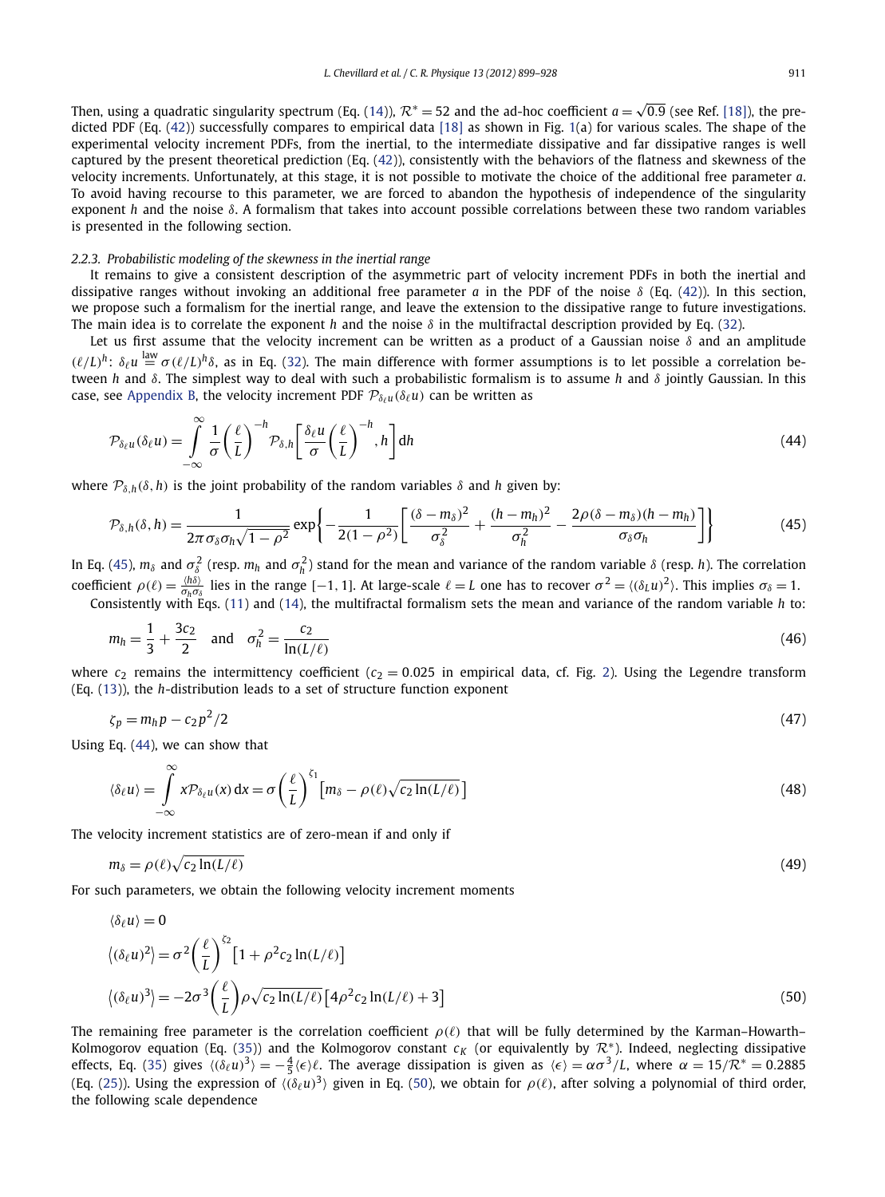Then, using a quadratic singularity spectrum (Eq. (14)), $\mathcal{R}^* = 52$ and the ad-hoc coefficient $a = \sqrt{0.9}$ (see Ref. [18]), the predicted PDF (Eq. (42)) successfully compares to empirical data [18] as shown in Fig. 1(a) for various scales. The shape of the experimental velocity increment PDFs, from the inertial, to the intermediate dissipative and far dissipative ranges is well captured by the present theoretical prediction (Eq. (42)), consistently with the behaviors of the flatness and skewness of the velocity increments. Unfortunately, at this stage, it is not possible to motivate the choice of the additional free parameter $a$. To avoid having recourse to this parameter, we are forced to abandon the hypothesis of independence of the singularity exponent $h$ and the noise $\delta$. A formalism that takes into account possible correlations between these two random variables is presented in the following section.

#### 2.2.3. Probabilistic modeling of the skewness in the inertial range

It remains to give a consistent description of the asymmetric part of velocity increment PDFs in both the inertial and dissipative ranges without invoking an additional free parameter $a$ in the PDF of the noise $\delta$ (Eq. (42)). In this section, we propose such a formalism for the inertial range, and leave the extension to the dissipative range to future investigations. The main idea is to correlate the exponent $h$ and the noise $\delta$ in the multifractal description provided by Eq. (32).

Let us first assume that the velocity increment can be written as a product of a Gaussian noise $\delta$ and an amplitude $(\ell/L)^h$: $\delta_\ell u \overset{\text{law}}{=} \sigma(\ell/L)^h \delta$, as in Eq. (32). The main difference with former assumptions is to let possible a correlation between $h$ and $\delta$. The simplest way to deal with such a probabilistic formalism is to assume $h$ and $\delta$ jointly Gaussian. In this case, see Appendix B, the velocity increment PDF $\mathcal{P}_{\delta_\ell u}(\delta_\ell u)$ can be written as

$$\mathcal{P}_{\delta_\ell u}(\delta_\ell u) = \int_{-\infty}^{\infty} \frac{1}{\sigma}\left(\frac{\ell}{L}\right)^{-h} \mathcal{P}_{\delta,h}\left[\frac{\delta_\ell u}{\sigma}\left(\frac{\ell}{L}\right)^{-h}, h\right] \mathrm{d}h \tag{44}$$

where $\mathcal{P}_{\delta,h}(\delta, h)$ is the joint probability of the random variables $\delta$ and $h$ given by:

$$\mathcal{P}_{\delta,h}(\delta, h) = \frac{1}{2\pi\sigma_\delta\sigma_h\sqrt{1-\rho^2}} \exp\left\{-\frac{1}{2(1-\rho^2)}\left[\frac{(\delta - m_\delta)^2}{\sigma_\delta^2} + \frac{(h - m_h)^2}{\sigma_h^2} - \frac{2\rho(\delta - m_\delta)(h - m_h)}{\sigma_\delta\sigma_h}\right]\right\} \tag{45}$$

In Eq. (45), $m_\delta$ and $\sigma_\delta^2$ (resp. $m_h$ and $\sigma_h^2$) stand for the mean and variance of the random variable $\delta$ (resp. $h$). The correlation coefficient $\rho(\ell) = \frac{\langle h\delta\rangle}{\sigma_h\sigma_\delta}$ lies in the range $[-1, 1]$. At large-scale $\ell = L$ one has to recover $\sigma^2 = \langle(\delta_L u)^2\rangle$. This implies $\sigma_\delta = 1$.

Consistently with Eqs. (11) and (14), the multifractal formalism sets the mean and variance of the random variable $h$ to:

$$m_h = \frac{1}{3} + \frac{3c_2}{2} \quad \text{and} \quad \sigma_h^2 = \frac{c_2}{\ln(L/\ell)} \tag{46}$$

where $c_2$ remains the intermittency coefficient ($c_2 = 0.025$ in empirical data, cf. Fig. 2). Using the Legendre transform (Eq. (13)), the $h$-distribution leads to a set of structure function exponent

$$\zeta_p = m_h p - c_2 p^2/2 \tag{47}$$

Using Eq. (44), we can show that

$$\langle\delta_\ell u\rangle = \int_{-\infty}^{\infty} x\mathcal{P}_{\delta_\ell u}(x)\,\mathrm{d}x = \sigma\left(\frac{\ell}{L}\right)^{\zeta_1}\left[m_\delta - \rho(\ell)\sqrt{c_2\ln(L/\ell)}\right] \tag{48}$$

The velocity increment statistics are of zero-mean if and only if

$$m_\delta = \rho(\ell)\sqrt{c_2\ln(L/\ell)} \tag{49}$$

For such parameters, we obtain the following velocity increment moments

$$\begin{aligned}
&\langle\delta_\ell u\rangle = 0 \\
&\left\langle(\delta_\ell u)^2\right\rangle = \sigma^2\left(\frac{\ell}{L}\right)^{\zeta_2}\left[1 + \rho^2 c_2\ln(L/\ell)\right] \\
&\left\langle(\delta_\ell u)^3\right\rangle = -2\sigma^3\left(\frac{\ell}{L}\right)\rho\sqrt{c_2\ln(L/\ell)}\left[4\rho^2 c_2\ln(L/\ell) + 3\right]
\end{aligned} \tag{50}$$

The remaining free parameter is the correlation coefficient $\rho(\ell)$ that will be fully determined by the Karman–Howarth–Kolmogorov equation (Eq. (35)) and the Kolmogorov constant $c_K$ (or equivalently by $\mathcal{R}^*$). Indeed, neglecting dissipative effects, Eq. (35) gives $\langle(\delta_\ell u)^3\rangle = -\frac{4}{5}\langle\epsilon\rangle\ell$. The average dissipation is given as $\langle\epsilon\rangle = \alpha\sigma^3/L$, where $\alpha = 15/\mathcal{R}^* = 0.2885$ (Eq. (25)). Using the expression of $\langle(\delta_\ell u)^3\rangle$ given in Eq. (50), we obtain for $\rho(\ell)$, after solving a polynomial of third order, the following scale dependence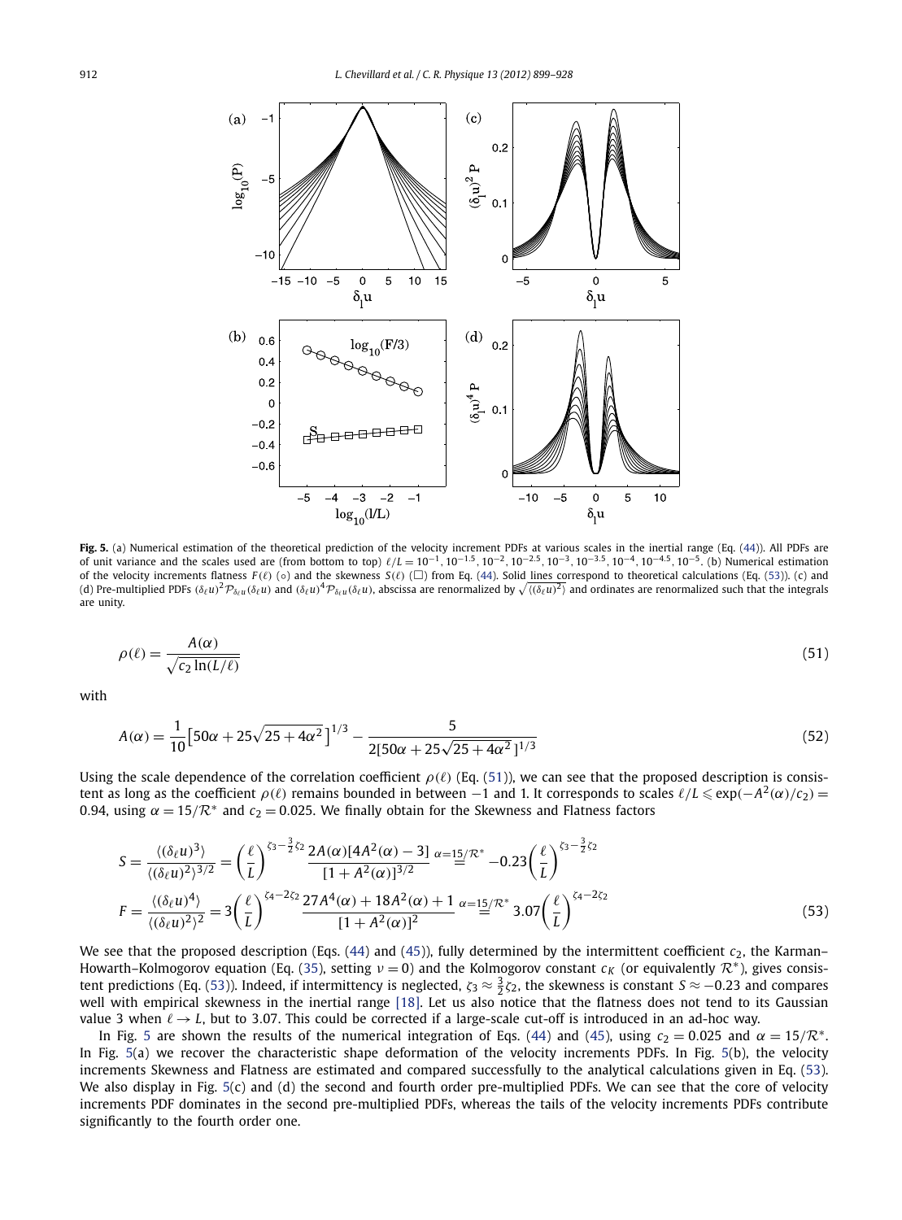**Fig. 5.** (a) Numerical estimation of the theoretical prediction of the velocity increment PDFs at various scales in the inertial range (Eq. (44)). All PDFs are of unit variance and the scales used are (from bottom to top) $\ell/L = 10^{-1}, 10^{-1.5}, 10^{-2}, 10^{-2.5}, 10^{-3}, 10^{-3.5}, 10^{-4}, 10^{-4.5}, 10^{-5}$. (b) Numerical estimation of the velocity increments flatness $F(\ell)$ (○) and the skewness $S(\ell)$ (□) from Eq. (44). Solid lines correspond to theoretical calculations (Eq. (53)). (c) and (d) Pre-multiplied PDFs $(\delta_\ell u)^2 \mathcal{P}_{\delta_\ell u}(\delta_\ell u)$ and $(\delta_\ell u)^4 \mathcal{P}_{\delta_\ell u}(\delta_\ell u)$, abscissa are renormalized by $\sqrt{\langle(\delta_\ell u)^2\rangle}$ and ordinates are renormalized such that the integrals are unity.

$$\rho(\ell) = \frac{A(\alpha)}{\sqrt{c_2 \ln(L/\ell)}} \tag{51}$$

with

$$A(\alpha) = \frac{1}{10}\left[50\alpha + 25\sqrt{25+4\alpha^2}\,\right]^{1/3} - \frac{5}{2[50\alpha + 25\sqrt{25+4\alpha^2}\,]^{1/3}} \tag{52}$$

Using the scale dependence of the correlation coefficient $\rho(\ell)$ (Eq. (51)), we can see that the proposed description is consistent as long as the coefficient $\rho(\ell)$ remains bounded in between $-1$ and 1. It corresponds to scales $\ell/L \leqslant \exp(-A^2(\alpha)/c_2) = 0.94$, using $\alpha = 15/\mathcal{R}^*$ and $c_2 = 0.025$. We finally obtain for the Skewness and Flatness factors

$$\begin{aligned}
S &= \frac{\langle(\delta_\ell u)^3\rangle}{\langle(\delta_\ell u)^2\rangle^{3/2}} = \left(\frac{\ell}{L}\right)^{\zeta_3 - \frac{3}{2}\zeta_2} \frac{2A(\alpha)[4A^2(\alpha)-3]}{[1+A^2(\alpha)]^{3/2}} \overset{\alpha=15/\mathcal{R}^*}{=} -0.23\left(\frac{\ell}{L}\right)^{\zeta_3 - \frac{3}{2}\zeta_2} \\
F &= \frac{\langle(\delta_\ell u)^4\rangle}{\langle(\delta_\ell u)^2\rangle^{2}} = 3\left(\frac{\ell}{L}\right)^{\zeta_4 - 2\zeta_2} \frac{27A^4(\alpha) + 18A^2(\alpha) + 1}{[1+A^2(\alpha)]^{2}} \overset{\alpha=15/\mathcal{R}^*}{=} 3.07\left(\frac{\ell}{L}\right)^{\zeta_4 - 2\zeta_2}
\end{aligned} \tag{53}$$

We see that the proposed description (Eqs. (44) and (45)), fully determined by the intermittent coefficient $c_2$, the Karman–Howarth–Kolmogorov equation (Eq. (35), setting $\nu = 0$) and the Kolmogorov constant $c_K$ (or equivalently $\mathcal{R}^*$), gives consistent predictions (Eq. (53)). Indeed, if intermittency is neglected, $\zeta_3 \approx \frac{3}{2}\zeta_2$, the skewness is constant $S \approx -0.23$ and compares well with empirical skewness in the inertial range [18]. Let us also notice that the flatness does not tend to its Gaussian value 3 when $\ell \to L$, but to 3.07. This could be corrected if a large-scale cut-off is introduced in an ad-hoc way.

In Fig. 5 are shown the results of the numerical integration of Eqs. (44) and (45), using $c_2 = 0.025$ and $\alpha = 15/\mathcal{R}^*$. In Fig. 5(a) we recover the characteristic shape deformation of the velocity increments PDFs. In Fig. 5(b), the velocity increments Skewness and Flatness are estimated and compared successfully to the analytical calculations given in Eq. (53). We also display in Fig. 5(c) and (d) the second and fourth order pre-multiplied PDFs. We can see that the core of velocity increments PDF dominates in the second pre-multiplied PDFs, whereas the tails of the velocity increments PDFs contribute significantly to the fourth order one.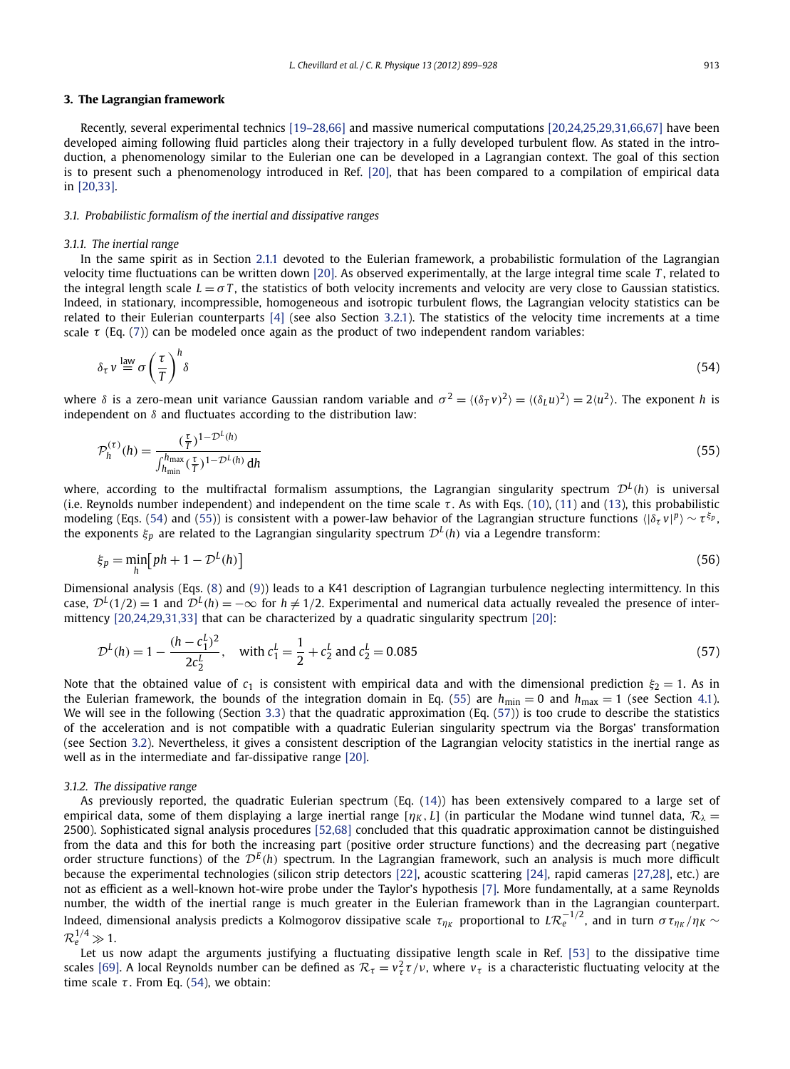## 3. The Lagrangian framework

Recently, several experimental technics [19–28,66] and massive numerical computations [20,24,25,29,31,66,67] have been developed aiming following fluid particles along their trajectory in a fully developed turbulent flow. As stated in the introduction, a phenomenology similar to the Eulerian one can be developed in a Lagrangian context. The goal of this section is to present such a phenomenology introduced in Ref. [20], that has been compared to a compilation of empirical data in [20,33].

### 3.1. Probabilistic formalism of the inertial and dissipative ranges

#### 3.1.1. The inertial range

In the same spirit as in Section 2.1.1 devoted to the Eulerian framework, a probabilistic formulation of the Lagrangian velocity time fluctuations can be written down [20]. As observed experimentally, at the large integral time scale $T$, related to the integral length scale $L = \sigma T$, the statistics of both velocity increments and velocity are very close to Gaussian statistics. Indeed, in stationary, incompressible, homogeneous and isotropic turbulent flows, the Lagrangian velocity statistics can be related to their Eulerian counterparts [4] (see also Section 3.2.1). The statistics of the velocity time increments at a time scale $\tau$ (Eq. (7)) can be modeled once again as the product of two independent random variables:

$$\delta_\tau v \overset{\text{law}}{=} \sigma \left(\frac{\tau}{T}\right)^h \delta \tag{54}$$

where $\delta$ is a zero-mean unit variance Gaussian random variable and $\sigma^2 = \langle (\delta_T v)^2 \rangle = \langle (\delta_L u)^2 \rangle = 2\langle u^2 \rangle$. The exponent $h$ is independent on $\delta$ and fluctuates according to the distribution law:

$$\mathcal{P}_h^{(\tau)}(h) = \frac{(\frac{\tau}{T})^{1-\mathcal{D}^L(h)}}{\int_{h_{\min}}^{h_{\max}} (\frac{\tau}{T})^{1-\mathcal{D}^L(h)}\,\mathrm{d}h} \tag{55}$$

where, according to the multifractal formalism assumptions, the Lagrangian singularity spectrum $\mathcal{D}^L(h)$ is universal (i.e. Reynolds number independent) and independent on the time scale $\tau$. As with Eqs. (10), (11) and (13), this probabilistic modeling (Eqs. (54) and (55)) is consistent with a power-law behavior of the Lagrangian structure functions $\langle |\delta_\tau v|^p \rangle \sim \tau^{\xi_p}$, the exponents $\xi_p$ are related to the Lagrangian singularity spectrum $\mathcal{D}^L(h)$ via a Legendre transform:

$$\xi_p = \min_h \left[ ph + 1 - \mathcal{D}^L(h) \right] \tag{56}$$

Dimensional analysis (Eqs. (8) and (9)) leads to a K41 description of Lagrangian turbulence neglecting intermittency. In this case, $\mathcal{D}^L(1/2) = 1$ and $\mathcal{D}^L(h) = -\infty$ for $h \neq 1/2$. Experimental and numerical data actually revealed the presence of intermittency [20,24,29,31,33] that can be characterized by a quadratic singularity spectrum [20]:

$$\mathcal{D}^L(h) = 1 - \frac{(h - c_1^L)^2}{2c_2^L}, \quad \text{with } c_1^L = \frac{1}{2} + c_2^L \text{ and } c_2^L = 0.085 \tag{57}$$

Note that the obtained value of $c_1$ is consistent with empirical data and with the dimensional prediction $\xi_2 = 1$. As in the Eulerian framework, the bounds of the integration domain in Eq. (55) are $h_{\min} = 0$ and $h_{\max} = 1$ (see Section 4.1). We will see in the following (Section 3.3) that the quadratic approximation (Eq. (57)) is too crude to describe the statistics of the acceleration and is not compatible with a quadratic Eulerian singularity spectrum via the Borgas' transformation (see Section 3.2). Nevertheless, it gives a consistent description of the Lagrangian velocity statistics in the inertial range as well as in the intermediate and far-dissipative range [20].

#### 3.1.2. The dissipative range

As previously reported, the quadratic Eulerian spectrum (Eq. (14)) has been extensively compared to a large set of empirical data, some of them displaying a large inertial range $[\eta_K, L]$ (in particular the Modane wind tunnel data, $\mathcal{R}_\lambda = 2500$). Sophisticated signal analysis procedures [52,68] concluded that this quadratic approximation cannot be distinguished from the data and this for both the increasing part (positive order structure functions) and the decreasing part (negative order structure functions) of the $\mathcal{D}^E(h)$ spectrum. In the Lagrangian framework, such an analysis is much more difficult because the experimental technologies (silicon strip detectors [22], acoustic scattering [24], rapid cameras [27,28], etc.) are not as efficient as a well-known hot-wire probe under the Taylor's hypothesis [7]. More fundamentally, at a same Reynolds number, the width of the inertial range is much greater in the Eulerian framework than in the Lagrangian counterpart. Indeed, dimensional analysis predicts a Kolmogorov dissipative scale $\tau_{\eta_K}$ proportional to $L\mathcal{R}_e^{-1/2}$, and in turn $\sigma\tau_{\eta_K}/\eta_K \sim \mathcal{R}_e^{1/4} \gg 1$.

Let us now adapt the arguments justifying a fluctuating dissipative length scale in Ref. [53] to the dissipative time scales [69]. A local Reynolds number can be defined as $\mathcal{R}_\tau = v_\tau^2 \tau/\nu$, where $v_\tau$ is a characteristic fluctuating velocity at the time scale $\tau$. From Eq. (54), we obtain: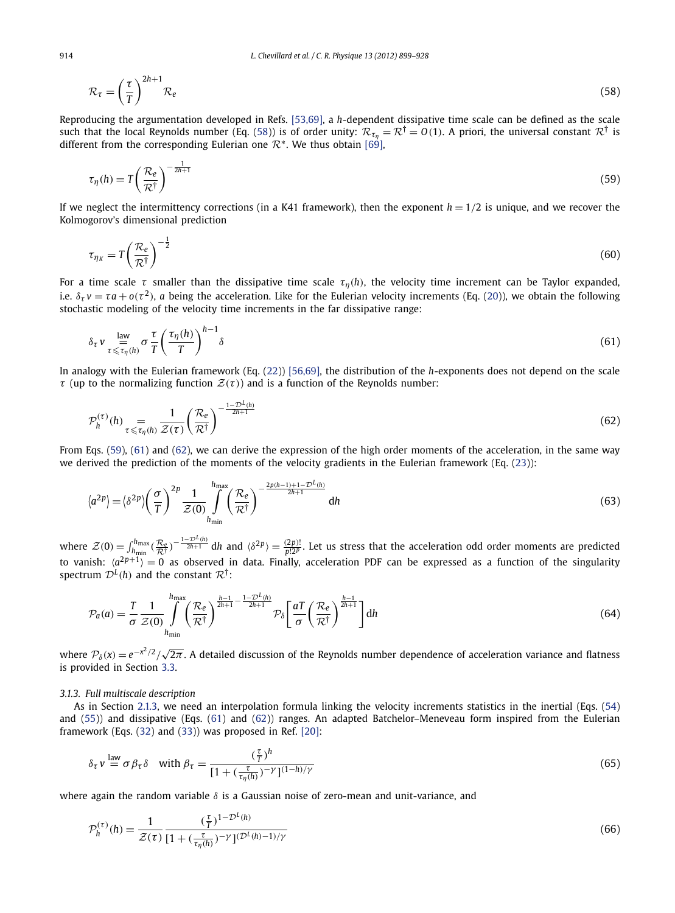$$\mathcal{R}_\tau = \left(\frac{\tau}{T}\right)^{2h+1} \mathcal{R}_e \tag{58}$$

Reproducing the argumentation developed in Refs. [53,69], a $h$-dependent dissipative time scale can be defined as the scale such that the local Reynolds number (Eq. (58)) is of order unity: $\mathcal{R}_{\tau_\eta} = \mathcal{R}^\dagger = O(1)$. A priori, the universal constant $\mathcal{R}^\dagger$ is different from the corresponding Eulerian one $\mathcal{R}^*$. We thus obtain [69],

$$\tau_\eta(h) = T\left(\frac{\mathcal{R}_e}{\mathcal{R}^\dagger}\right)^{-\frac{1}{2h+1}} \tag{59}$$

If we neglect the intermittency corrections (in a K41 framework), then the exponent $h = 1/2$ is unique, and we recover the Kolmogorov's dimensional prediction

$$\tau_{\eta_K} = T\left(\frac{\mathcal{R}_e}{\mathcal{R}^\dagger}\right)^{-\frac{1}{2}} \tag{60}$$

For a time scale $\tau$ smaller than the dissipative time scale $\tau_\eta(h)$, the velocity time increment can be Taylor expanded, i.e. $\delta_\tau v = \tau a + o(\tau^2)$, $a$ being the acceleration. Like for the Eulerian velocity increments (Eq. (20)), we obtain the following stochastic modeling of the velocity time increments in the far dissipative range:

$$\delta_\tau v \underset{\tau \leqslant \tau_\eta(h)}{\overset{\text{law}}{=}} \sigma \frac{\tau}{T}\left(\frac{\tau_\eta(h)}{T}\right)^{h-1} \delta \tag{61}$$

In analogy with the Eulerian framework (Eq. (22)) [56,69], the distribution of the $h$-exponents does not depend on the scale $\tau$ (up to the normalizing function $\mathcal{Z}(\tau)$) and is a function of the Reynolds number:

$$\mathcal{P}_h^{(\tau)}(h) \underset{\tau \leqslant \tau_\eta(h)}{=} \frac{1}{\mathcal{Z}(\tau)}\left(\frac{\mathcal{R}_e}{\mathcal{R}^\dagger}\right)^{-\frac{1-\mathcal{D}^L(h)}{2h+1}} \tag{62}$$

From Eqs. (59), (61) and (62), we can derive the expression of the high order moments of the acceleration, in the same way we derived the prediction of the moments of the velocity gradients in the Eulerian framework (Eq. (23)):

$$\langle a^{2p}\rangle = \langle \delta^{2p}\rangle \left(\frac{\sigma}{T}\right)^{2p} \frac{1}{\mathcal{Z}(0)} \int_{h_{\min}}^{h_{\max}} \left(\frac{\mathcal{R}_e}{\mathcal{R}^\dagger}\right)^{-\frac{2p(h-1)+1-\mathcal{D}^L(h)}{2h+1}} \mathrm{d}h \tag{63}$$

where $\mathcal{Z}(0) = \int_{h_{\min}}^{h_{\max}} (\frac{\mathcal{R}_e}{\mathcal{R}^\dagger})^{-\frac{1-\mathcal{D}^L(h)}{2h+1}}\,\mathrm{d}h$ and $\langle \delta^{2p}\rangle = \frac{(2p)!}{p!2^p}$. Let us stress that the acceleration odd order moments are predicted to vanish: $\langle a^{2p+1}\rangle = 0$ as observed in data. Finally, acceleration PDF can be expressed as a function of the singularity spectrum $\mathcal{D}^L(h)$ and the constant $\mathcal{R}^\dagger$:

$$\mathcal{P}_a(a) = \frac{T}{\sigma}\frac{1}{\mathcal{Z}(0)} \int_{h_{\min}}^{h_{\max}} \left(\frac{\mathcal{R}_e}{\mathcal{R}^\dagger}\right)^{\frac{h-1}{2h+1} - \frac{1-\mathcal{D}^L(h)}{2h+1}} \mathcal{P}_\delta\left[\frac{aT}{\sigma}\left(\frac{\mathcal{R}_e}{\mathcal{R}^\dagger}\right)^{\frac{h-1}{2h+1}}\right]\mathrm{d}h \tag{64}$$

where $\mathcal{P}_\delta(x) = e^{-x^2/2}/\sqrt{2\pi}$. A detailed discussion of the Reynolds number dependence of acceleration variance and flatness is provided in Section 3.3.

#### *3.1.3. Full multiscale description*

As in Section 2.1.3, we need an interpolation formula linking the velocity increments statistics in the inertial (Eqs. (54) and (55)) and dissipative (Eqs. (61) and (62)) ranges. An adapted Batchelor–Meneveau form inspired from the Eulerian framework (Eqs. (32) and (33)) was proposed in Ref. [20]:

$$\delta_\tau v \overset{\text{law}}{=} \sigma \beta_\tau \delta \quad \text{with } \beta_\tau = \frac{(\frac{\tau}{T})^h}{[1 + (\frac{\tau}{\tau_\eta(h)})^{-\gamma}]^{(1-h)/\gamma}} \tag{65}$$

where again the random variable $\delta$ is a Gaussian noise of zero-mean and unit-variance, and

$$\mathcal{P}_h^{(\tau)}(h) = \frac{1}{\mathcal{Z}(\tau)} \frac{(\frac{\tau}{T})^{1-\mathcal{D}^L(h)}}{[1 + (\frac{\tau}{\tau_\eta(h)})^{-\gamma}]^{(\mathcal{D}^L(h)-1)/\gamma}} \tag{66}$$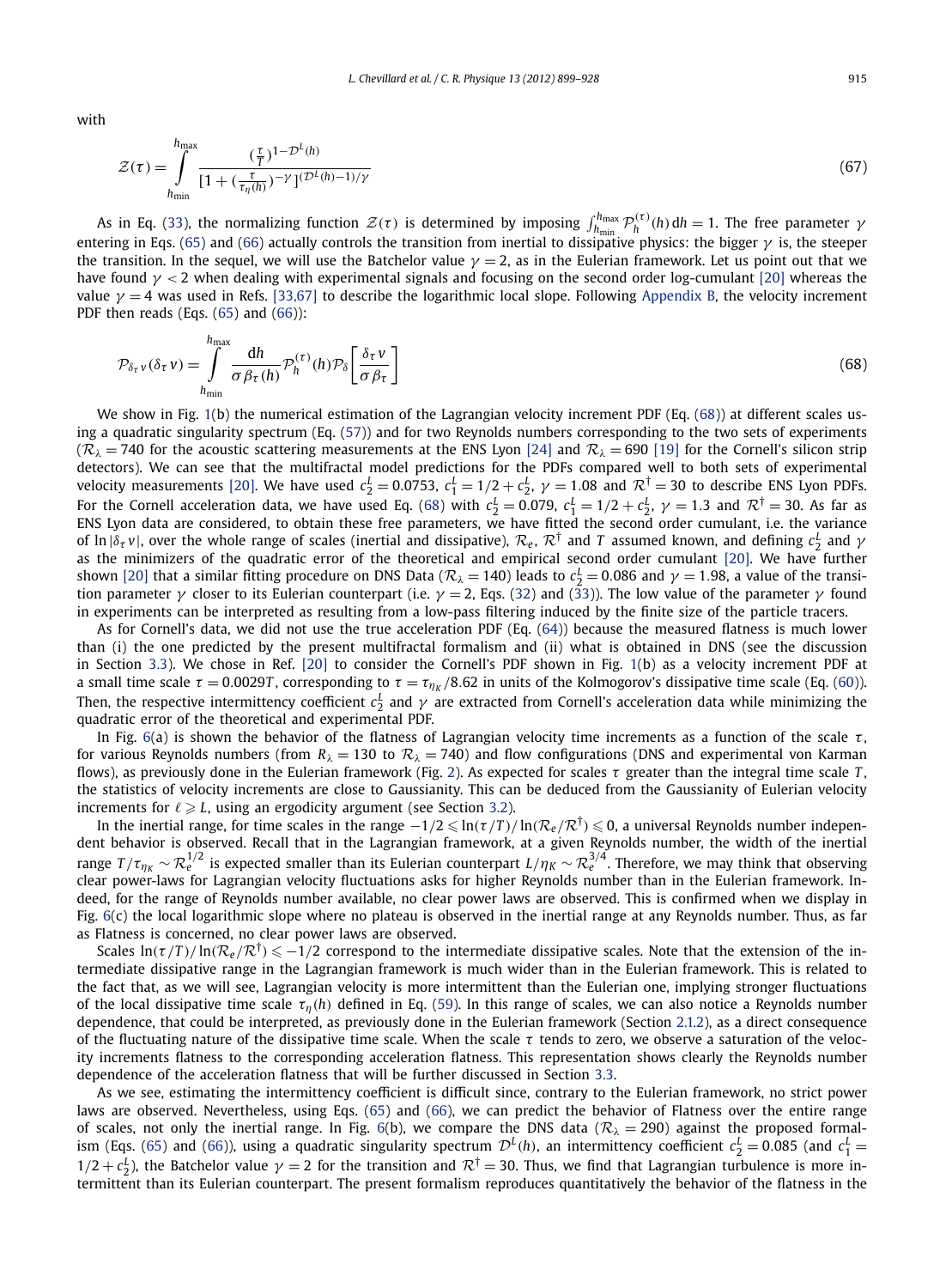with

$$\mathcal{Z}(\tau)=\int_{h_{\min}}^{h_{\max}}\frac{(\frac{\tau}{T})^{1-\mathcal{D}^L(h)}}{[1+(\frac{\tau}{\tau_\eta(h)})^{-\gamma}]^{(\mathcal{D}^L(h)-1)/\gamma}}\tag{67}$$

As in Eq. (33), the normalizing function $\mathcal{Z}(\tau)$ is determined by imposing $\int_{h_{\min}}^{h_{\max}}\mathcal{P}_h^{(\tau)}(h)\,dh=1$. The free parameter $\gamma$ entering in Eqs. (65) and (66) actually controls the transition from inertial to dissipative physics: the bigger $\gamma$ is, the steeper the transition. In the sequel, we will use the Batchelor value $\gamma=2$, as in the Eulerian framework. Let us point out that we have found $\gamma<2$ when dealing with experimental signals and focusing on the second order log-cumulant [20] whereas the value $\gamma=4$ was used in Refs. [33,67] to describe the logarithmic local slope. Following Appendix B, the velocity increment PDF then reads (Eqs. (65) and (66)):

$$\mathcal{P}_{\delta_\tau v}(\delta_\tau v)=\int_{h_{\min}}^{h_{\max}}\frac{dh}{\sigma\beta_\tau(h)}\mathcal{P}_h^{(\tau)}(h)\mathcal{P}_\delta\left[\frac{\delta_\tau v}{\sigma\beta_\tau}\right]\tag{68}$$

We show in Fig. 1(b) the numerical estimation of the Lagrangian velocity increment PDF (Eq. (68)) at different scales using a quadratic singularity spectrum (Eq. (57)) and for two Reynolds numbers corresponding to the two sets of experiments ($\mathcal{R}_\lambda=740$ for the acoustic scattering measurements at the ENS Lyon [24] and $\mathcal{R}_\lambda=690$ [19] for the Cornell's silicon strip detectors). We can see that the multifractal model predictions for the PDFs compared well to both sets of experimental velocity measurements [20]. We have used $c_2^L=0.0753$, $c_1^L=1/2+c_2^L$, $\gamma=1.08$ and $\mathcal{R}^\dagger=30$ to describe ENS Lyon PDFs. For the Cornell acceleration data, we have used Eq. (68) with $c_2^L=0.079$, $c_1^L=1/2+c_2^L$, $\gamma=1.3$ and $\mathcal{R}^\dagger=30$. As far as ENS Lyon data are considered, to obtain these free parameters, we have fitted the second order cumulant, i.e. the variance of $\ln|\delta_\tau v|$, over the whole range of scales (inertial and dissipative), $\mathcal{R}_e$, $\mathcal{R}^\dagger$ and $T$ assumed known, and defining $c_2^L$ and $\gamma$ as the minimizers of the quadratic error of the theoretical and empirical second order cumulant [20]. We have further shown [20] that a similar fitting procedure on DNS Data ($\mathcal{R}_\lambda=140$) leads to $c_2^L=0.086$ and $\gamma=1.98$, a value of the transition parameter $\gamma$ closer to its Eulerian counterpart (i.e. $\gamma=2$, Eqs. (32) and (33)). The low value of the parameter $\gamma$ found in experiments can be interpreted as resulting from a low-pass filtering induced by the finite size of the particle tracers.

As for Cornell's data, we did not use the true acceleration PDF (Eq. (64)) because the measured flatness is much lower than (i) the one predicted by the present multifractal formalism and (ii) what is obtained in DNS (see the discussion in Section 3.3). We chose in Ref. [20] to consider the Cornell's PDF shown in Fig. 1(b) as a velocity increment PDF at a small time scale $\tau=0.0029T$, corresponding to $\tau=\tau_{\eta_K}/8.62$ in units of the Kolmogorov's dissipative time scale (Eq. (60)). Then, the respective intermittency coefficient $c_2^L$ and $\gamma$ are extracted from Cornell's acceleration data while minimizing the quadratic error of the theoretical and experimental PDF.

In Fig. 6(a) is shown the behavior of the flatness of Lagrangian velocity time increments as a function of the scale $\tau$, for various Reynolds numbers (from $R_\lambda=130$ to $\mathcal{R}_\lambda=740$) and flow configurations (DNS and experimental von Karman flows), as previously done in the Eulerian framework (Fig. 2). As expected for scales $\tau$ greater than the integral time scale $T$, the statistics of velocity increments are close to Gaussianity. This can be deduced from the Gaussianity of Eulerian velocity increments for $\ell\geqslant L$, using an ergodicity argument (see Section 3.2).

In the inertial range, for time scales in the range $-1/2\leqslant\ln(\tau/T)/\ln(\mathcal{R}_e/\mathcal{R}^\dagger)\leqslant 0$, a universal Reynolds number independent behavior is observed. Recall that in the Lagrangian framework, at a given Reynolds number, the width of the inertial range $T/\tau_{\eta_K}\sim\mathcal{R}_e^{1/2}$ is expected smaller than its Eulerian counterpart $L/\eta_K\sim\mathcal{R}_e^{3/4}$. Therefore, we may think that observing clear power-laws for Lagrangian velocity fluctuations asks for higher Reynolds number than in the Eulerian framework. Indeed, for the range of Reynolds number available, no clear power laws are observed. This is confirmed when we display in Fig. 6(c) the local logarithmic slope where no plateau is observed in the inertial range at any Reynolds number. Thus, as far as Flatness is concerned, no clear power laws are observed.

Scales $\ln(\tau/T)/\ln(\mathcal{R}_e/\mathcal{R}^\dagger)\leqslant -1/2$ correspond to the intermediate dissipative scales. Note that the extension of the intermediate dissipative range in the Lagrangian framework is much wider than in the Eulerian framework. This is related to the fact that, as we will see, Lagrangian velocity is more intermittent than the Eulerian one, implying stronger fluctuations of the local dissipative time scale $\tau_\eta(h)$ defined in Eq. (59). In this range of scales, we can also notice a Reynolds number dependence, that could be interpreted, as previously done in the Eulerian framework (Section 2.1.2), as a direct consequence of the fluctuating nature of the dissipative time scale. When the scale $\tau$ tends to zero, we observe a saturation of the velocity increments flatness to the corresponding acceleration flatness. This representation shows clearly the Reynolds number dependence of the acceleration flatness that will be further discussed in Section 3.3.

As we see, estimating the intermittency coefficient is difficult since, contrary to the Eulerian framework, no strict power laws are observed. Nevertheless, using Eqs. (65) and (66), we can predict the behavior of Flatness over the entire range of scales, not only the inertial range. In Fig. 6(b), we compare the DNS data ($\mathcal{R}_\lambda=290$) against the proposed formalism (Eqs. (65) and (66)), using a quadratic singularity spectrum $\mathcal{D}^L(h)$, an intermittency coefficient $c_2^L=0.085$ (and $c_1^L=1/2+c_2^L$), the Batchelor value $\gamma=2$ for the transition and $\mathcal{R}^\dagger=30$. Thus, we find that Lagrangian turbulence is more intermittent than its Eulerian counterpart. The present formalism reproduces quantitatively the behavior of the flatness in the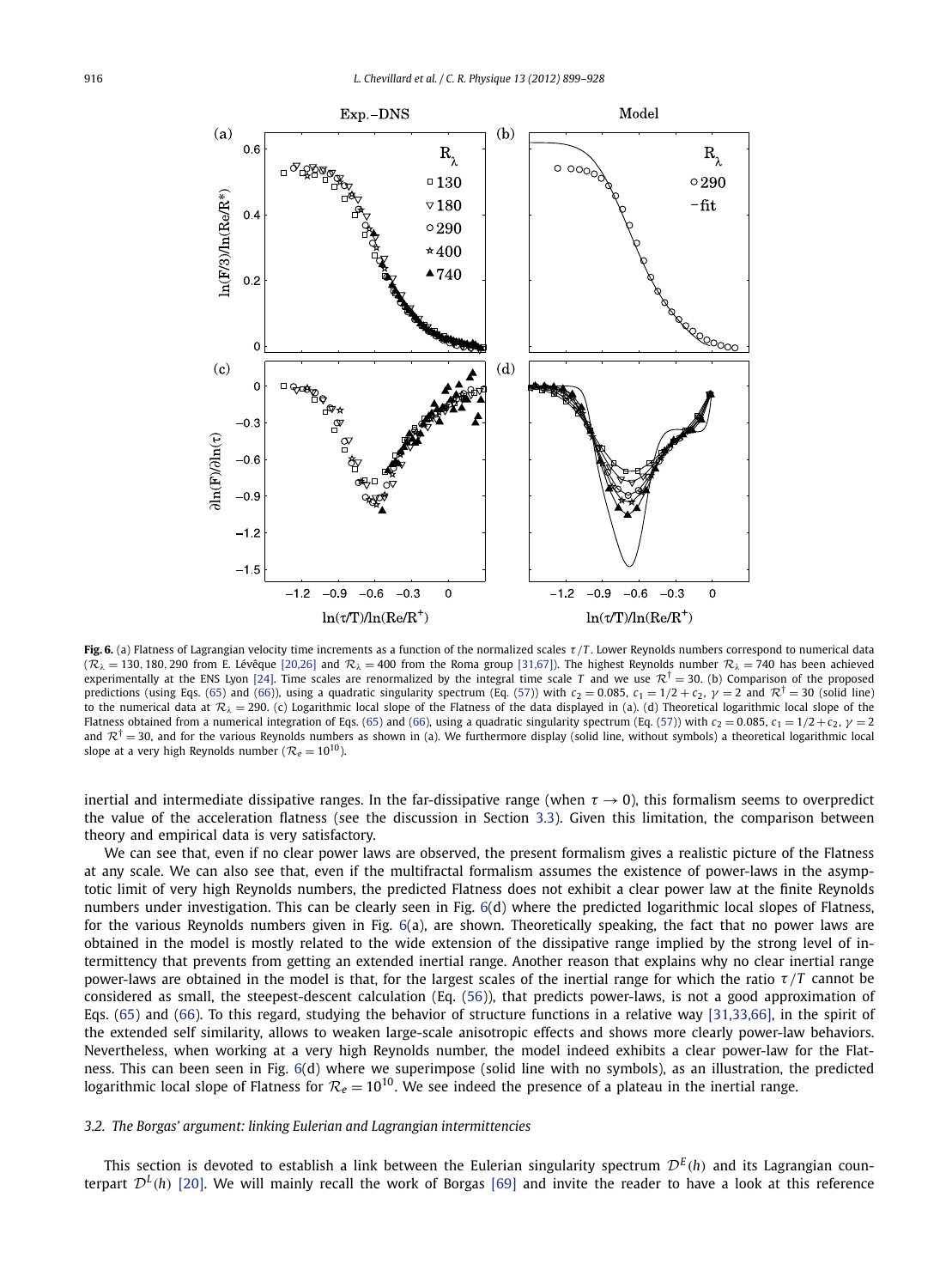**Fig. 6.** (a) Flatness of Lagrangian velocity time increments as a function of the normalized scales $\tau/T$. Lower Reynolds numbers correspond to numerical data ($\mathcal{R}_\lambda = 130, 180, 290$ from E. Lévêque [20,26] and $\mathcal{R}_\lambda = 400$ from the Roma group [31,67]). The highest Reynolds number $\mathcal{R}_\lambda = 740$ has been achieved experimentally at the ENS Lyon [24]. Time scales are renormalized by the integral time scale $T$ and we use $\mathcal{R}^\dagger = 30$. (b) Comparison of the proposed predictions (using Eqs. (65) and (66)), using a quadratic singularity spectrum (Eq. (57)) with $c_2 = 0.085$, $c_1 = 1/2 + c_2$, $\gamma = 2$ and $\mathcal{R}^\dagger = 30$ (solid line) to the numerical data at $\mathcal{R}_\lambda = 290$. (c) Logarithmic local slope of the Flatness of the data displayed in (a). (d) Theoretical logarithmic local slope of the Flatness obtained from a numerical integration of Eqs. (65) and (66), using a quadratic singularity spectrum (Eq. (57)) with $c_2 = 0.085$, $c_1 = 1/2 + c_2$, $\gamma = 2$ and $\mathcal{R}^\dagger = 30$, and for the various Reynolds numbers as shown in (a). We furthermore display (solid line, without symbols) a theoretical logarithmic local slope at a very high Reynolds number ($\mathcal{R}_e = 10^{10}$).

inertial and intermediate dissipative ranges. In the far-dissipative range (when $\tau \to 0$), this formalism seems to overpredict the value of the acceleration flatness (see the discussion in Section 3.3). Given this limitation, the comparison between theory and empirical data is very satisfactory.

We can see that, even if no clear power laws are observed, the present formalism gives a realistic picture of the Flatness at any scale. We can also see that, even if the multifractal formalism assumes the existence of power-laws in the asymptotic limit of very high Reynolds numbers, the predicted Flatness does not exhibit a clear power law at the finite Reynolds numbers under investigation. This can be clearly seen in Fig. 6(d) where the predicted logarithmic local slopes of Flatness, for the various Reynolds numbers given in Fig. 6(a), are shown. Theoretically speaking, the fact that no power laws are obtained in the model is mostly related to the wide extension of the dissipative range implied by the strong level of intermittency that prevents from getting an extended inertial range. Another reason that explains why no clear inertial range power-laws are obtained in the model is that, for the largest scales of the inertial range for which the ratio $\tau/T$ cannot be considered as small, the steepest-descent calculation (Eq. (56)), that predicts power-laws, is not a good approximation of Eqs. (65) and (66). To this regard, studying the behavior of structure functions in a relative way [31,33,66], in the spirit of the extended self similarity, allows to weaken large-scale anisotropic effects and shows more clearly power-law behaviors. Nevertheless, when working at a very high Reynolds number, the model indeed exhibits a clear power-law for the Flatness. This can been seen in Fig. 6(d) where we superimpose (solid line with no symbols), as an illustration, the predicted logarithmic local slope of Flatness for $\mathcal{R}_e = 10^{10}$. We see indeed the presence of a plateau in the inertial range.

### 3.2. The Borgas' argument: linking Eulerian and Lagrangian intermittencies

This section is devoted to establish a link between the Eulerian singularity spectrum $\mathcal{D}^E(h)$ and its Lagrangian counterpart $\mathcal{D}^L(h)$ [20]. We will mainly recall the work of Borgas [69] and invite the reader to have a look at this reference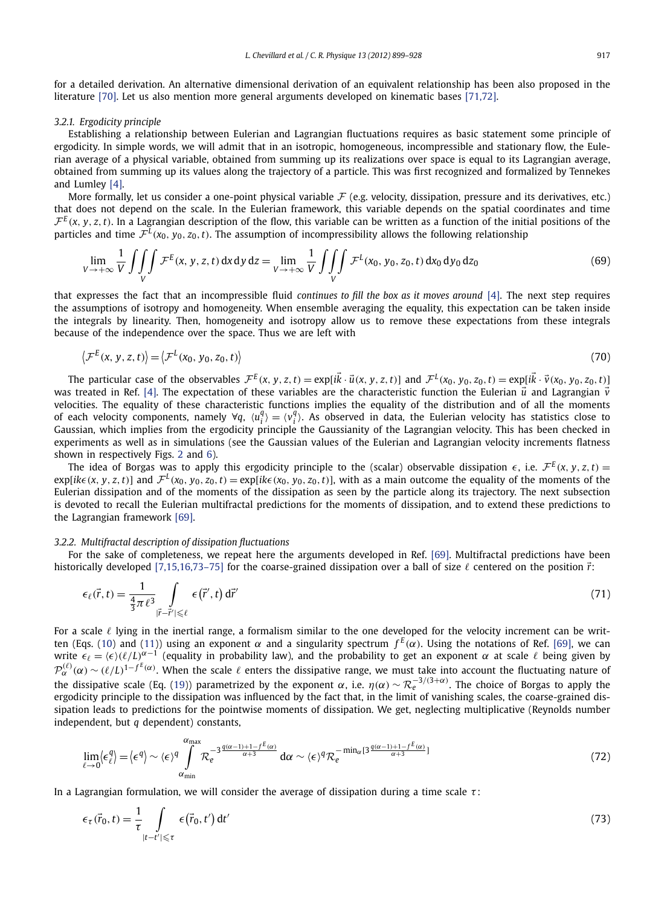for a detailed derivation. An alternative dimensional derivation of an equivalent relationship has been also proposed in the literature [70]. Let us also mention more general arguments developed on kinematic bases [71,72].

#### 3.2.1. Ergodicity principle

Establishing a relationship between Eulerian and Lagrangian fluctuations requires as basic statement some principle of ergodicity. In simple words, we will admit that in an isotropic, homogeneous, incompressible and stationary flow, the Eulerian average of a physical variable, obtained from summing up its realizations over space is equal to its Lagrangian average, obtained from summing up its values along the trajectory of a particle. This was first recognized and formalized by Tennekes and Lumley [4].

More formally, let us consider a one-point physical variable $\mathcal{F}$ (e.g. velocity, dissipation, pressure and its derivatives, etc.) that does not depend on the scale. In the Eulerian framework, this variable depends on the spatial coordinates and time $\mathcal{F}^E(x, y, z, t)$. In a Lagrangian description of the flow, this variable can be written as a function of the initial positions of the particles and time $\mathcal{F}^L(x_0, y_0, z_0, t)$. The assumption of incompressibility allows the following relationship

$$
\lim_{V \to +\infty} \frac{1}{V} \iiint_V \mathcal{F}^E(x, y, z, t)\, \mathrm{d}x\, \mathrm{d}y\, \mathrm{d}z = \lim_{V \to +\infty} \frac{1}{V} \iiint_V \mathcal{F}^L(x_0, y_0, z_0, t)\, \mathrm{d}x_0\, \mathrm{d}y_0\, \mathrm{d}z_0 \tag{69}
$$

that expresses the fact that an incompressible fluid *continues to fill the box as it moves around* [4]. The next step requires the assumptions of isotropy and homogeneity. When ensemble averaging the equality, this expectation can be taken inside the integrals by linearity. Then, homogeneity and isotropy allow us to remove these expectations from these integrals because of the independence over the space. Thus we are left with

$$
\left\langle \mathcal{F}^E(x, y, z, t) \right\rangle = \left\langle \mathcal{F}^L(x_0, y_0, z_0, t) \right\rangle \tag{70}
$$

The particular case of the observables $\mathcal{F}^E(x, y, z, t) = \exp[i\vec{k} \cdot \vec{u}(x, y, z, t)]$ and $\mathcal{F}^L(x_0, y_0, z_0, t) = \exp[i\vec{k} \cdot \vec{v}(x_0, y_0, z_0, t)]$ was treated in Ref. [4]. The expectation of these variables are the characteristic function the Eulerian $\vec{u}$ and Lagrangian $\vec{v}$ velocities. The equality of the characteristic functions implies the equality of the distribution and of all the moments of each velocity components, namely $\forall q$, $\langle u_i^q \rangle = \langle v_i^q \rangle$. As observed in data, the Eulerian velocity has statistics close to Gaussian, which implies from the ergodicity principle the Gaussianity of the Lagrangian velocity. This has been checked in experiments as well as in simulations (see the Gaussian values of the Eulerian and Lagrangian velocity increments flatness shown in respectively Figs. 2 and 6).

The idea of Borgas was to apply this ergodicity principle to the (scalar) observable dissipation $\epsilon$, i.e. $\mathcal{F}^E(x, y, z, t) = \exp[ik\epsilon(x, y, z, t)]$ and $\mathcal{F}^L(x_0, y_0, z_0, t) = \exp[ik\epsilon(x_0, y_0, z_0, t)]$, with as a main outcome the equality of the moments of the Eulerian dissipation and of the moments of the dissipation as seen by the particle along its trajectory. The next subsection is devoted to recall the Eulerian multifractal predictions for the moments of dissipation, and to extend these predictions to the Lagrangian framework [69].

#### 3.2.2. Multifractal description of dissipation fluctuations

For the sake of completeness, we repeat here the arguments developed in Ref. [69]. Multifractal predictions have been historically developed [7,15,16,73–75] for the coarse-grained dissipation over a ball of size $\ell$ centered on the position $\vec{r}$:

$$
\epsilon_\ell(\vec{r}, t) = \frac{1}{\frac{4}{3}\pi \ell^3} \int_{|\vec{r}-\vec{r}'| \leqslant \ell} \epsilon\left(\vec{r}', t\right) \mathrm{d}\vec{r}' \tag{71}
$$

For a scale $\ell$ lying in the inertial range, a formalism similar to the one developed for the velocity increment can be written (Eqs. (10) and (11)) using an exponent $\alpha$ and a singularity spectrum $f^E(\alpha)$. Using the notations of Ref. [69], we can write $\epsilon_\ell = \langle \epsilon \rangle (\ell/L)^{\alpha-1}$ (equality in probability law), and the probability to get an exponent $\alpha$ at scale $\ell$ being given by $\mathcal{P}_\alpha^{(\ell)}(\alpha) \sim (\ell/L)^{1-f^E(\alpha)}$. When the scale $\ell$ enters the dissipative range, we must take into account the fluctuating nature of the dissipative scale (Eq. (19)) parametrized by the exponent $\alpha$, i.e. $\eta(\alpha) \sim \mathcal{R}_e^{-3/(3+\alpha)}$. The choice of Borgas to apply the ergodicity principle to the dissipation was influenced by the fact that, in the limit of vanishing scales, the coarse-grained dissipation leads to predictions for the pointwise moments of dissipation. We get, neglecting multiplicative (Reynolds number independent, but $q$ dependent) constants,

$$
\lim_{\ell \to 0} \langle \epsilon_\ell^q \rangle = \langle \epsilon^q \rangle \sim \langle \epsilon \rangle^q \int_{\alpha_{\min}}^{\alpha_{\max}} \mathcal{R}_e^{-3\frac{q(\alpha-1)+1-f^E(\alpha)}{\alpha+3}}\, \mathrm{d}\alpha \sim \langle \epsilon \rangle^q \mathcal{R}_e^{-\min_\alpha [3\frac{q(\alpha-1)+1-f^E(\alpha)}{\alpha+3}]} \tag{72}
$$

In a Lagrangian formulation, we will consider the average of dissipation during a time scale $\tau$:

$$
\epsilon_\tau(\vec{r}_0, t) = \frac{1}{\tau} \int_{|t-t'| \leqslant \tau} \epsilon\left(\vec{r}_0, t'\right) \mathrm{d}t' \tag{73}
$$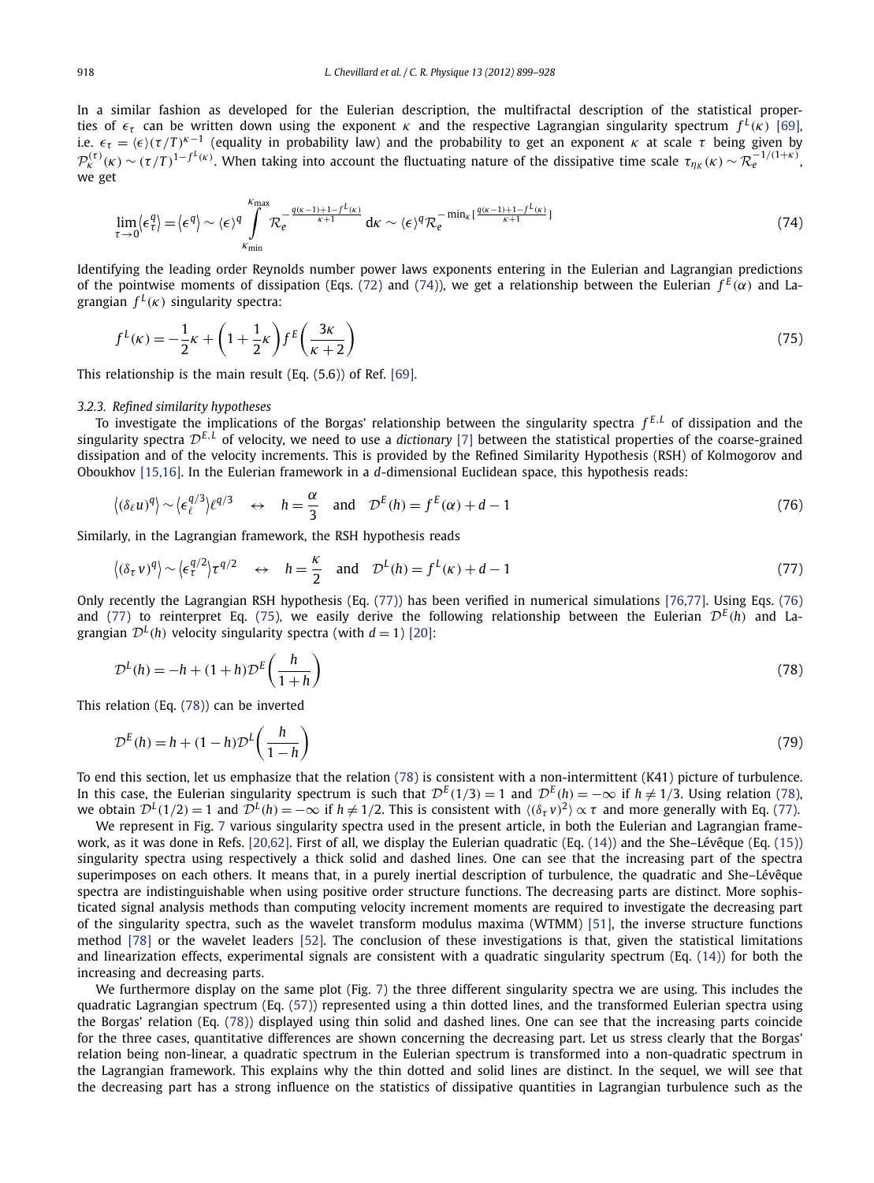In a similar fashion as developed for the Eulerian description, the multifractal description of the statistical properties of $\epsilon_\tau$ can be written down using the exponent $\kappa$ and the respective Lagrangian singularity spectrum $f^L(\kappa)$ [69], i.e. $\epsilon_\tau = \langle\epsilon\rangle(\tau/T)^{\kappa-1}$ (equality in probability law) and the probability to get an exponent $\kappa$ at scale $\tau$ being given by $\mathcal{P}^{(\tau)}_\kappa(\kappa) \sim (\tau/T)^{1-f^L(\kappa)}$. When taking into account the fluctuating nature of the dissipative time scale $\tau_{\eta_K}(\kappa) \sim \mathcal{R}_e^{-1/(1+\kappa)}$, we get

$$\lim_{\tau\to 0}\langle\epsilon_\tau^q\rangle = \langle\epsilon^q\rangle \sim \langle\epsilon\rangle^q \int_{\kappa_{\min}}^{\kappa_{\max}} \mathcal{R}_e^{-\frac{q(\kappa-1)+1-f^L(\kappa)}{\kappa+1}}\,\mathrm{d}\kappa \sim \langle\epsilon\rangle^q \mathcal{R}_e^{-\min_\kappa[\frac{q(\kappa-1)+1-f^L(\kappa)}{\kappa+1}]} \tag{74}$$

Identifying the leading order Reynolds number power laws exponents entering in the Eulerian and Lagrangian predictions of the pointwise moments of dissipation (Eqs. (72) and (74)), we get a relationship between the Eulerian $f^E(\alpha)$ and Lagrangian $f^L(\kappa)$ singularity spectra:

$$f^L(\kappa) = -\frac{1}{2}\kappa + \left(1+\frac{1}{2}\kappa\right) f^E\left(\frac{3\kappa}{\kappa+2}\right) \tag{75}$$

This relationship is the main result (Eq. (5.6)) of Ref. [69].

### 3.2.3. Refined similarity hypotheses

To investigate the implications of the Borgas' relationship between the singularity spectra $f^{E,L}$ of dissipation and the singularity spectra $\mathcal{D}^{E,L}$ of velocity, we need to use a *dictionary* [7] between the statistical properties of the coarse-grained dissipation and of the velocity increments. This is provided by the Refined Similarity Hypothesis (RSH) of Kolmogorov and Oboukhov [15,16]. In the Eulerian framework in a $d$-dimensional Euclidean space, this hypothesis reads:

$$\langle(\delta_\ell u)^q\rangle \sim \langle\epsilon_\ell^{q/3}\rangle \ell^{q/3} \quad \leftrightarrow \quad h = \frac{\alpha}{3} \quad \text{and} \quad \mathcal{D}^E(h) = f^E(\alpha) + d - 1 \tag{76}$$

Similarly, in the Lagrangian framework, the RSH hypothesis reads

$$\langle(\delta_\tau v)^q\rangle \sim \langle\epsilon_\tau^{q/2}\rangle \tau^{q/2} \quad \leftrightarrow \quad h = \frac{\kappa}{2} \quad \text{and} \quad \mathcal{D}^L(h) = f^L(\kappa) + d - 1 \tag{77}$$

Only recently the Lagrangian RSH hypothesis (Eq. (77)) has been verified in numerical simulations [76,77]. Using Eqs. (76) and (77) to reinterpret Eq. (75), we easily derive the following relationship between the Eulerian $\mathcal{D}^E(h)$ and Lagrangian $\mathcal{D}^L(h)$ velocity singularity spectra (with $d = 1$) [20]:

$$\mathcal{D}^L(h) = -h + (1+h)\mathcal{D}^E\left(\frac{h}{1+h}\right) \tag{78}$$

This relation (Eq. (78)) can be inverted

$$\mathcal{D}^E(h) = h + (1-h)\mathcal{D}^L\left(\frac{h}{1-h}\right) \tag{79}$$

To end this section, let us emphasize that the relation (78) is consistent with a non-intermittent (K41) picture of turbulence. In this case, the Eulerian singularity spectrum is such that $\mathcal{D}^E(1/3) = 1$ and $\mathcal{D}^E(h) = -\infty$ if $h \neq 1/3$. Using relation (78), we obtain $\mathcal{D}^L(1/2) = 1$ and $\mathcal{D}^L(h) = -\infty$ if $h \neq 1/2$. This is consistent with $\langle(\delta_\tau v)^2\rangle \propto \tau$ and more generally with Eq. (77).

We represent in Fig. 7 various singularity spectra used in the present article, in both the Eulerian and Lagrangian framework, as it was done in Refs. [20,62]. First of all, we display the Eulerian quadratic (Eq. (14)) and the She–Lévêque (Eq. (15)) singularity spectra using respectively a thick solid and dashed lines. One can see that the increasing part of the spectra superimposes on each others. It means that, in a purely inertial description of turbulence, the quadratic and She–Lévêque spectra are indistinguishable when using positive order structure functions. The decreasing parts are distinct. More sophisticated signal analysis methods than computing velocity increment moments are required to investigate the decreasing part of the singularity spectra, such as the wavelet transform modulus maxima (WTMM) [51], the inverse structure functions method [78] or the wavelet leaders [52]. The conclusion of these investigations is that, given the statistical limitations and linearization effects, experimental signals are consistent with a quadratic singularity spectrum (Eq. (14)) for both the increasing and decreasing parts.

We furthermore display on the same plot (Fig. 7) the three different singularity spectra we are using. This includes the quadratic Lagrangian spectrum (Eq. (57)) represented using a thin dotted lines, and the transformed Eulerian spectra using the Borgas' relation (Eq. (78)) displayed using thin solid and dashed lines. One can see that the increasing parts coincide for the three cases, quantitative differences are shown concerning the decreasing part. Let us stress clearly that the Borgas' relation being non-linear, a quadratic spectrum in the Eulerian spectrum is transformed into a non-quadratic spectrum in the Lagrangian framework. This explains why the thin dotted and solid lines are distinct. In the sequel, we will see that the decreasing part has a strong influence on the statistics of dissipative quantities in Lagrangian turbulence such as the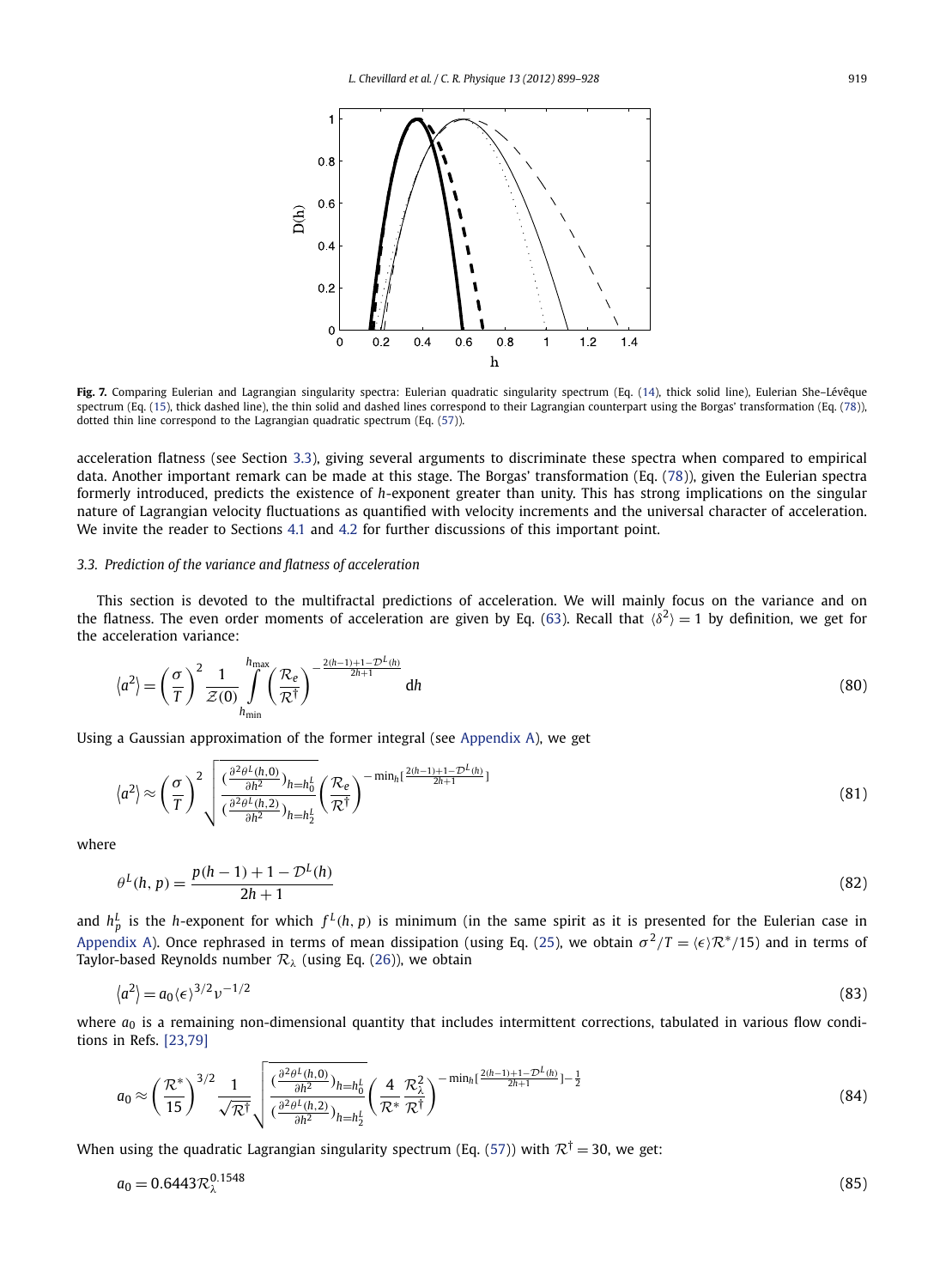**Fig. 7.** Comparing Eulerian and Lagrangian singularity spectra: Eulerian quadratic singularity spectrum (Eq. (14), thick solid line), Eulerian She–Lévêque spectrum (Eq. (15), thick dashed line), the thin solid and dashed lines correspond to their Lagrangian counterpart using the Borgas' transformation (Eq. (78)), dotted thin line correspond to the Lagrangian quadratic spectrum (Eq. (57)).

acceleration flatness (see Section 3.3), giving several arguments to discriminate these spectra when compared to empirical data. Another important remark can be made at this stage. The Borgas' transformation (Eq. (78)), given the Eulerian spectra formerly introduced, predicts the existence of $h$-exponent greater than unity. This has strong implications on the singular nature of Lagrangian velocity fluctuations as quantified with velocity increments and the universal character of acceleration. We invite the reader to Sections 4.1 and 4.2 for further discussions of this important point.

### 3.3. Prediction of the variance and flatness of acceleration

This section is devoted to the multifractal predictions of acceleration. We will mainly focus on the variance and on the flatness. The even order moments of acceleration are given by Eq. (63). Recall that $\langle \delta^2 \rangle = 1$ by definition, we get for the acceleration variance:

$$\langle a^2 \rangle = \left(\frac{\sigma}{T}\right)^2 \frac{1}{\mathcal{Z}(0)} \int_{h_{\min}}^{h_{\max}} \left(\frac{\mathcal{R}_e}{\mathcal{R}^\dagger}\right)^{-\frac{2(h-1)+1-\mathcal{D}^L(h)}{2h+1}} \mathrm{d}h \tag{80}$$

Using a Gaussian approximation of the former integral (see Appendix A), we get

$$\langle a^2 \rangle \approx \left(\frac{\sigma}{T}\right)^2 \sqrt{\frac{(\frac{\partial^2 \theta^L(h,0)}{\partial h^2})_{h=h_0^L}}{(\frac{\partial^2 \theta^L(h,2)}{\partial h^2})_{h=h_2^L}}} \left(\frac{\mathcal{R}_e}{\mathcal{R}^\dagger}\right)^{-\min_h[\frac{2(h-1)+1-\mathcal{D}^L(h)}{2h+1}]} \tag{81}$$

where

$$\theta^L(h,p) = \frac{p(h-1)+1-\mathcal{D}^L(h)}{2h+1} \tag{82}$$

and $h_p^L$ is the $h$-exponent for which $f^L(h,p)$ is minimum (in the same spirit as it is presented for the Eulerian case in Appendix A). Once rephrased in terms of mean dissipation (using Eq. (25), we obtain $\sigma^2/T = \langle \epsilon \rangle \mathcal{R}^*/15$) and in terms of Taylor-based Reynolds number $\mathcal{R}_\lambda$ (using Eq. (26)), we obtain

$$\langle a^2 \rangle = a_0 \langle \epsilon \rangle^{3/2} \nu^{-1/2} \tag{83}$$

where $a_0$ is a remaining non-dimensional quantity that includes intermittent corrections, tabulated in various flow conditions in Refs. [23,79]

$$a_0 \approx \left(\frac{\mathcal{R}^*}{15}\right)^{3/2} \frac{1}{\sqrt{\mathcal{R}^\dagger}} \sqrt{\frac{(\frac{\partial^2 \theta^L(h,0)}{\partial h^2})_{h=h_0^L}}{(\frac{\partial^2 \theta^L(h,2)}{\partial h^2})_{h=h_2^L}}} \left(\frac{4}{\mathcal{R}^*}\frac{\mathcal{R}_\lambda^2}{\mathcal{R}^\dagger}\right)^{-\min_h[\frac{2(h-1)+1-\mathcal{D}^L(h)}{2h+1}]-\frac{1}{2}} \tag{84}$$

When using the quadratic Lagrangian singularity spectrum (Eq. (57)) with $\mathcal{R}^\dagger = 30$, we get:

$$a_0 = 0.6443 \mathcal{R}_\lambda^{0.1548} \tag{85}$$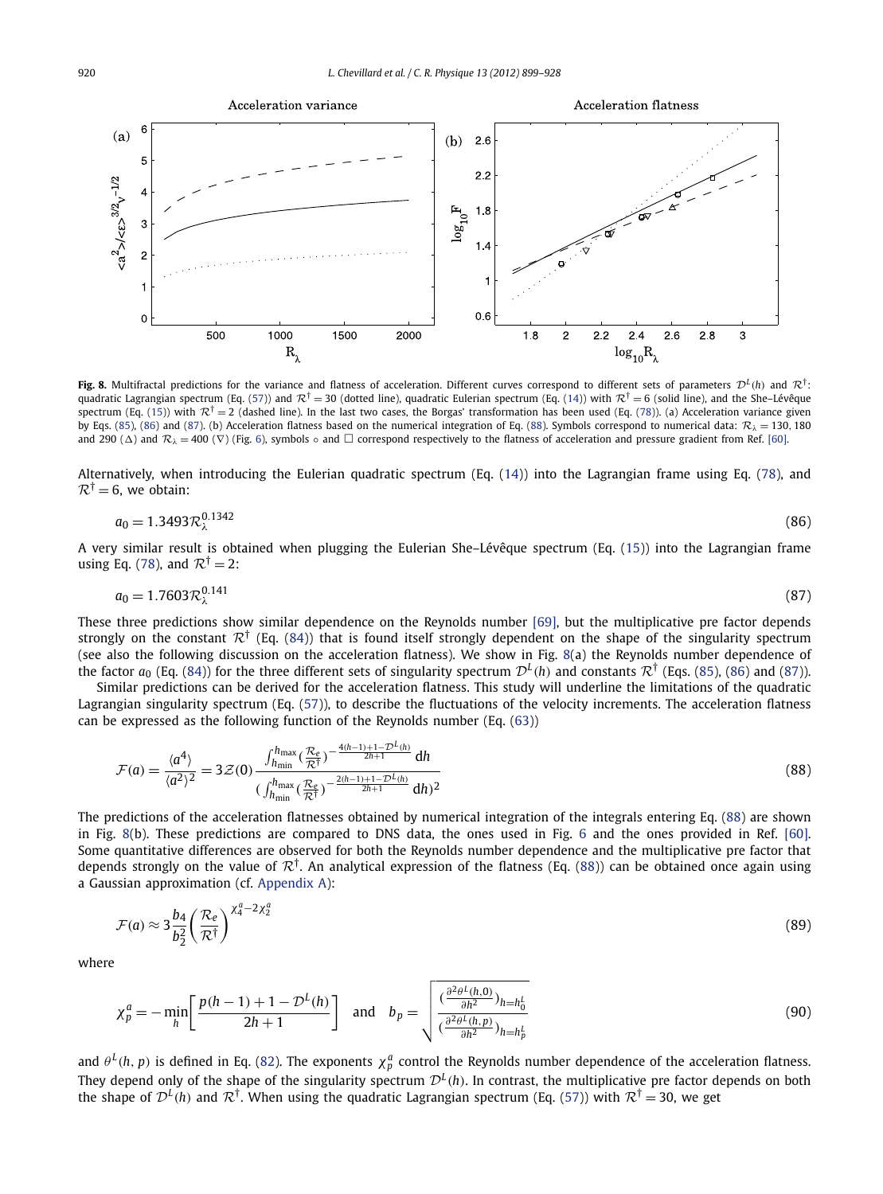**Fig. 8.** Multifractal predictions for the variance and flatness of acceleration. Different curves correspond to different sets of parameters $\mathcal{D}^L(h)$ and $\mathcal{R}^\dagger$: quadratic Lagrangian spectrum (Eq. (57)) and $\mathcal{R}^\dagger = 30$ (dotted line), quadratic Eulerian spectrum (Eq. (14)) with $\mathcal{R}^\dagger = 6$ (solid line), and the She–Lévêque spectrum (Eq. (15)) with $\mathcal{R}^\dagger = 2$ (dashed line). In the last two cases, the Borgas' transformation has been used (Eq. (78)). (a) Acceleration variance given by Eqs. (85), (86) and (87). (b) Acceleration flatness based on the numerical integration of Eq. (88). Symbols correspond to numerical data: $\mathcal{R}_\lambda = 130, 180$ and 290 (△) and $\mathcal{R}_\lambda = 400$ (▽) (Fig. 6), symbols ∘ and □ correspond respectively to the flatness of acceleration and pressure gradient from Ref. [60].

Alternatively, when introducing the Eulerian quadratic spectrum (Eq. (14)) into the Lagrangian frame using Eq. (78), and $\mathcal{R}^\dagger = 6$, we obtain:

$$a_0 = 1.3493\mathcal{R}_\lambda^{0.1342} \tag{86}$$

A very similar result is obtained when plugging the Eulerian She–Lévêque spectrum (Eq. (15)) into the Lagrangian frame using Eq. (78), and $\mathcal{R}^\dagger = 2$:

$$a_0 = 1.7603\mathcal{R}_\lambda^{0.141} \tag{87}$$

These three predictions show similar dependence on the Reynolds number [69], but the multiplicative pre factor depends strongly on the constant $\mathcal{R}^\dagger$ (Eq. (84)) that is found itself strongly dependent on the shape of the singularity spectrum (see also the following discussion on the acceleration flatness). We show in Fig. 8(a) the Reynolds number dependence of the factor $a_0$ (Eq. (84)) for the three different sets of singularity spectrum $\mathcal{D}^L(h)$ and constants $\mathcal{R}^\dagger$ (Eqs. (85), (86) and (87)).

Similar predictions can be derived for the acceleration flatness. This study will underline the limitations of the quadratic Lagrangian singularity spectrum (Eq. (57)), to describe the fluctuations of the velocity increments. The acceleration flatness can be expressed as the following function of the Reynolds number (Eq. (63))

$$\mathcal{F}(a) = \frac{\langle a^4\rangle}{\langle a^2\rangle^2} = 3\mathcal{Z}(0)\frac{\int_{h_{\min}}^{h_{\max}}(\frac{\mathcal{R}_e}{\mathcal{R}^\dagger})^{-\frac{4(h-1)+1-\mathcal{D}^L(h)}{2h+1}}\,\mathrm{d}h}{(\int_{h_{\min}}^{h_{\max}}(\frac{\mathcal{R}_e}{\mathcal{R}^\dagger})^{-\frac{2(h-1)+1-\mathcal{D}^L(h)}{2h+1}}\,\mathrm{d}h)^2} \tag{88}$$

The predictions of the acceleration flatnesses obtained by numerical integration of the integrals entering Eq. (88) are shown in Fig. 8(b). These predictions are compared to DNS data, the ones used in Fig. 6 and the ones provided in Ref. [60]. Some quantitative differences are observed for both the Reynolds number dependence and the multiplicative pre factor that depends strongly on the value of $\mathcal{R}^\dagger$. An analytical expression of the flatness (Eq. (88)) can be obtained once again using a Gaussian approximation (cf. Appendix A):

$$\mathcal{F}(a) \approx 3\frac{b_4}{b_2^2}\left(\frac{\mathcal{R}_e}{\mathcal{R}^\dagger}\right)^{\chi_4^a - 2\chi_2^a} \tag{89}$$

where

$$\chi_p^a = -\min_h\left[\frac{p(h-1)+1-\mathcal{D}^L(h)}{2h+1}\right] \quad \text{and} \quad b_p = \sqrt{\frac{(\frac{\partial^2\theta^L(h,0)}{\partial h^2})_{h=h_0^L}}{(\frac{\partial^2\theta^L(h,p)}{\partial h^2})_{h=h_p^L}}} \tag{90}$$

and $\theta^L(h,p)$ is defined in Eq. (82). The exponents $\chi_p^a$ control the Reynolds number dependence of the acceleration flatness. They depend only of the shape of the singularity spectrum $\mathcal{D}^L(h)$. In contrast, the multiplicative pre factor depends on both the shape of $\mathcal{D}^L(h)$ and $\mathcal{R}^\dagger$. When using the quadratic Lagrangian spectrum (Eq. (57)) with $\mathcal{R}^\dagger = 30$, we get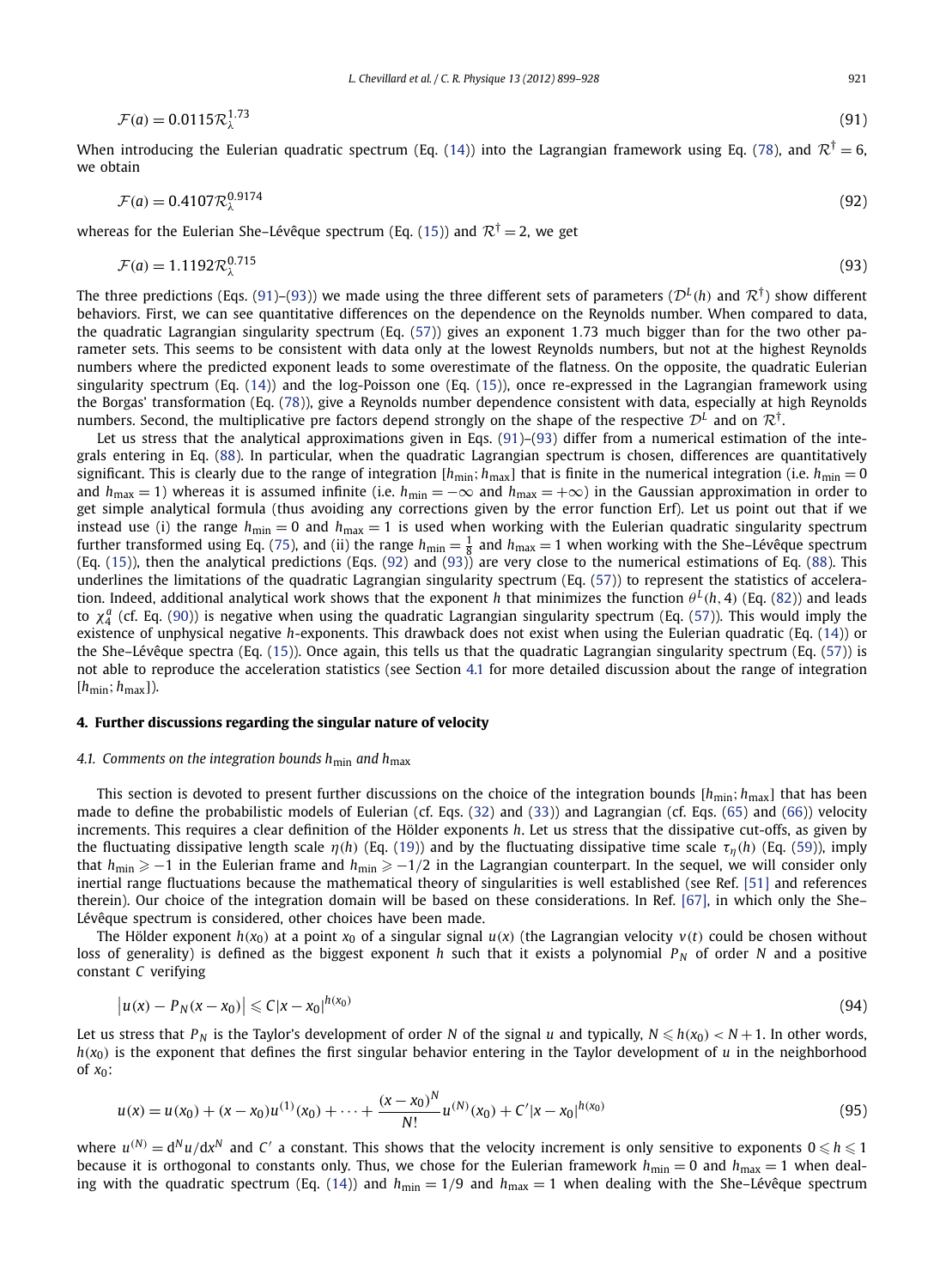$$\mathcal{F}(a) = 0.0115\mathcal{R}_\lambda^{1.73} \tag{91}$$

When introducing the Eulerian quadratic spectrum (Eq. (14)) into the Lagrangian framework using Eq. (78), and $\mathcal{R}^\dagger = 6$, we obtain

$$\mathcal{F}(a) = 0.4107\mathcal{R}_\lambda^{0.9174} \tag{92}$$

whereas for the Eulerian She–Lévêque spectrum (Eq. (15)) and $\mathcal{R}^\dagger = 2$, we get

$$\mathcal{F}(a) = 1.1192\mathcal{R}_\lambda^{0.715} \tag{93}$$

The three predictions (Eqs. (91)–(93)) we made using the three different sets of parameters ($\mathcal{D}^L(h)$ and $\mathcal{R}^\dagger$) show different behaviors. First, we can see quantitative differences on the dependence on the Reynolds number. When compared to data, the quadratic Lagrangian singularity spectrum (Eq. (57)) gives an exponent 1.73 much bigger than for the two other parameter sets. This seems to be consistent with data only at the lowest Reynolds numbers, but not at the highest Reynolds numbers where the predicted exponent leads to some overestimate of the flatness. On the opposite, the quadratic Eulerian singularity spectrum (Eq. (14)) and the log-Poisson one (Eq. (15)), once re-expressed in the Lagrangian framework using the Borgas' transformation (Eq. (78)), give a Reynolds number dependence consistent with data, especially at high Reynolds numbers. Second, the multiplicative pre factors depend strongly on the shape of the respective $\mathcal{D}^L$ and on $\mathcal{R}^\dagger$.

Let us stress that the analytical approximations given in Eqs. (91)–(93) differ from a numerical estimation of the integrals entering in Eq. (88). In particular, when the quadratic Lagrangian spectrum is chosen, differences are quantitatively significant. This is clearly due to the range of integration $[h_{\min}; h_{\max}]$ that is finite in the numerical integration (i.e. $h_{\min} = 0$ and $h_{\max} = 1$) whereas it is assumed infinite (i.e. $h_{\min} = -\infty$ and $h_{\max} = +\infty$) in the Gaussian approximation in order to get simple analytical formula (thus avoiding any corrections given by the error function Erf). Let us point out that if we instead use (i) the range $h_{\min} = 0$ and $h_{\max} = 1$ is used when working with the Eulerian quadratic singularity spectrum further transformed using Eq. (75), and (ii) the range $h_{\min} = \frac{1}{8}$ and $h_{\max} = 1$ when working with the She–Lévêque spectrum (Eq. (15)), then the analytical predictions (Eqs. (92) and (93)) are very close to the numerical estimations of Eq. (88). This underlines the limitations of the quadratic Lagrangian singularity spectrum (Eq. (57)) to represent the statistics of acceleration. Indeed, additional analytical work shows that the exponent $h$ that minimizes the function $\theta^L(h, 4)$ (Eq. (82)) and leads to $\chi_4^a$ (cf. Eq. (90)) is negative when using the quadratic Lagrangian singularity spectrum (Eq. (57)). This would imply the existence of unphysical negative $h$-exponents. This drawback does not exist when using the Eulerian quadratic (Eq. (14)) or the She–Lévêque spectra (Eq. (15)). Once again, this tells us that the quadratic Lagrangian singularity spectrum (Eq. (57)) is not able to reproduce the acceleration statistics (see Section 4.1 for more detailed discussion about the range of integration $[h_{\min}; h_{\max}]$).

## 4. Further discussions regarding the singular nature of velocity

### 4.1. Comments on the integration bounds $h_{\min}$ and $h_{\max}$

This section is devoted to present further discussions on the choice of the integration bounds $[h_{\min}; h_{\max}]$ that has been made to define the probabilistic models of Eulerian (cf. Eqs. (32) and (33)) and Lagrangian (cf. Eqs. (65) and (66)) velocity increments. This requires a clear definition of the Hölder exponents $h$. Let us stress that the dissipative cut-offs, as given by the fluctuating dissipative length scale $\eta(h)$ (Eq. (19)) and by the fluctuating dissipative time scale $\tau_\eta(h)$ (Eq. (59)), imply that $h_{\min} \geqslant -1$ in the Eulerian frame and $h_{\min} \geqslant -1/2$ in the Lagrangian counterpart. In the sequel, we will consider only inertial range fluctuations because the mathematical theory of singularities is well established (see Ref. [51] and references therein). Our choice of the integration domain will be based on these considerations. In Ref. [67], in which only the She–Lévêque spectrum is considered, other choices have been made.

The Hölder exponent $h(x_0)$ at a point $x_0$ of a singular signal $u(x)$ (the Lagrangian velocity $v(t)$ could be chosen without loss of generality) is defined as the biggest exponent $h$ such that it exists a polynomial $P_N$ of order $N$ and a positive constant $C$ verifying

$$\left|u(x) - P_N(x - x_0)\right| \leqslant C|x - x_0|^{h(x_0)} \tag{94}$$

Let us stress that $P_N$ is the Taylor's development of order $N$ of the signal $u$ and typically, $N \leqslant h(x_0) < N + 1$. In other words, $h(x_0)$ is the exponent that defines the first singular behavior entering in the Taylor development of $u$ in the neighborhood of $x_0$:

$$u(x) = u(x_0) + (x - x_0)u^{(1)}(x_0) + \cdots + \frac{(x - x_0)^N}{N!}u^{(N)}(x_0) + C'|x - x_0|^{h(x_0)} \tag{95}$$

where $u^{(N)} = \mathrm{d}^N u/\mathrm{d}x^N$ and $C'$ a constant. This shows that the velocity increment is only sensitive to exponents $0 \leqslant h \leqslant 1$ because it is orthogonal to constants only. Thus, we chose for the Eulerian framework $h_{\min} = 0$ and $h_{\max} = 1$ when dealing with the quadratic spectrum (Eq. (14)) and $h_{\min} = 1/9$ and $h_{\max} = 1$ when dealing with the She–Lévêque spectrum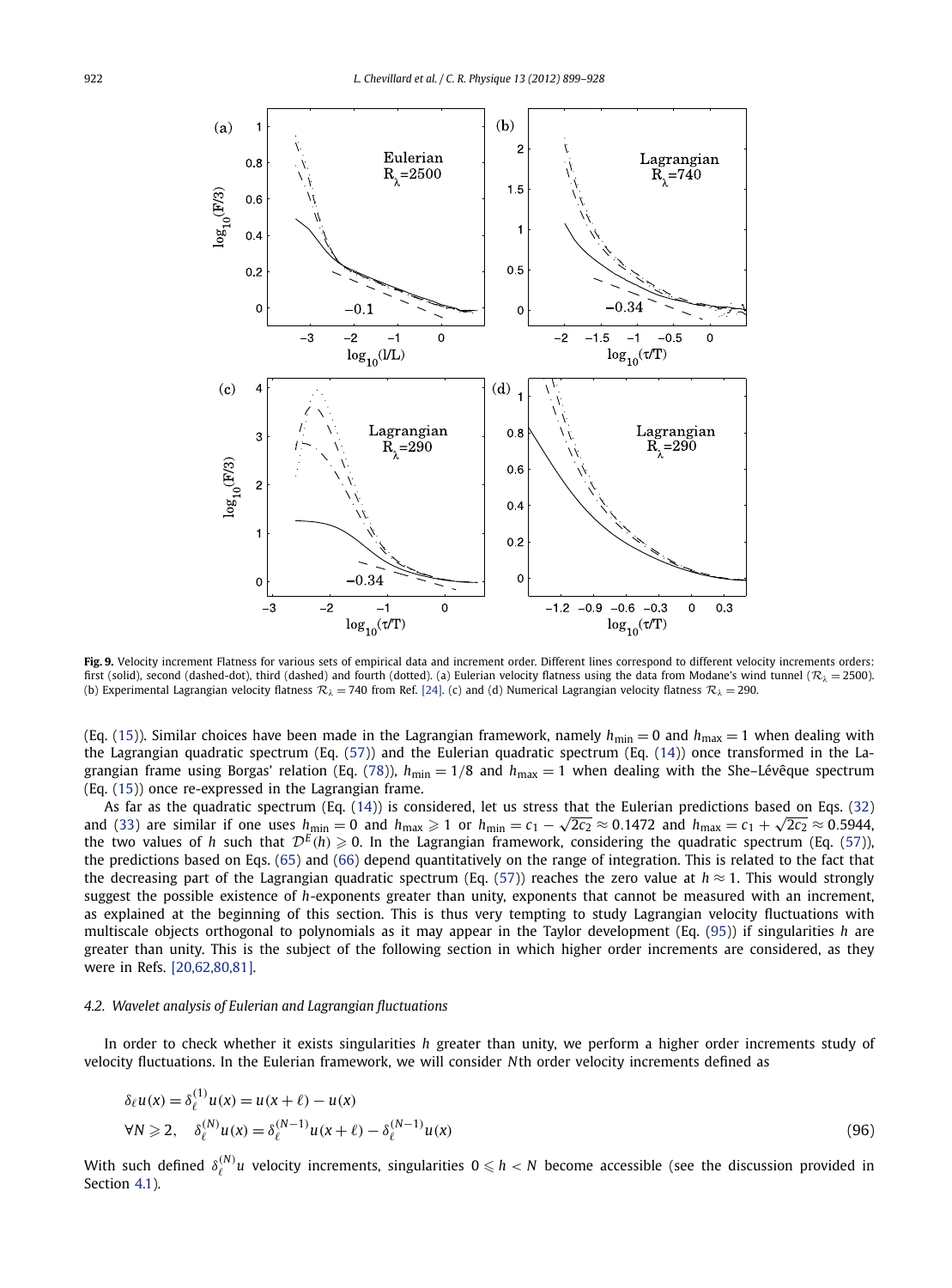**Fig. 9.** Velocity increment Flatness for various sets of empirical data and increment order. Different lines correspond to different velocity increments orders: first (solid), second (dashed-dot), third (dashed) and fourth (dotted). (a) Eulerian velocity flatness using the data from Modane's wind tunnel ($\mathcal{R}_\lambda = 2500$). (b) Experimental Lagrangian velocity flatness $\mathcal{R}_\lambda = 740$ from Ref. [24]. (c) and (d) Numerical Lagrangian velocity flatness $\mathcal{R}_\lambda = 290$.

(Eq. (15)). Similar choices have been made in the Lagrangian framework, namely $h_{\min} = 0$ and $h_{\max} = 1$ when dealing with the Lagrangian quadratic spectrum (Eq. (57)) and the Eulerian quadratic spectrum (Eq. (14)) once transformed in the Lagrangian frame using Borgas' relation (Eq. (78)), $h_{\min} = 1/8$ and $h_{\max} = 1$ when dealing with the She–Lévêque spectrum (Eq. (15)) once re-expressed in the Lagrangian frame.

As far as the quadratic spectrum (Eq. (14)) is considered, let us stress that the Eulerian predictions based on Eqs. (32) and (33) are similar if one uses $h_{\min} = 0$ and $h_{\max} \geqslant 1$ or $h_{\min} = c_1 - \sqrt{2c_2} \approx 0.1472$ and $h_{\max} = c_1 + \sqrt{2c_2} \approx 0.5944$, the two values of $h$ such that $\mathcal{D}^E(h) \geqslant 0$. In the Lagrangian framework, considering the quadratic spectrum (Eq. (57)), the predictions based on Eqs. (65) and (66) depend quantitatively on the range of integration. This is related to the fact that the decreasing part of the Lagrangian quadratic spectrum (Eq. (57)) reaches the zero value at $h \approx 1$. This would strongly suggest the possible existence of $h$-exponents greater than unity, exponents that cannot be measured with an increment, as explained at the beginning of this section. This is thus very tempting to study Lagrangian velocity fluctuations with multiscale objects orthogonal to polynomials as it may appear in the Taylor development (Eq. (95)) if singularities $h$ are greater than unity. This is the subject of the following section in which higher order increments are considered, as they were in Refs. [20,62,80,81].

### 4.2. Wavelet analysis of Eulerian and Lagrangian fluctuations

In order to check whether it exists singularities $h$ greater than unity, we perform a higher order increments study of velocity fluctuations. In the Eulerian framework, we will consider $N$th order velocity increments defined as

$$
\begin{aligned}
&\delta_\ell u(x) = \delta_\ell^{(1)} u(x) = u(x+\ell) - u(x) \\
&\forall N \geqslant 2, \quad \delta_\ell^{(N)} u(x) = \delta_\ell^{(N-1)} u(x+\ell) - \delta_\ell^{(N-1)} u(x)
\end{aligned}
\tag{96}
$$

With such defined $\delta_\ell^{(N)} u$ velocity increments, singularities $0 \leqslant h < N$ become accessible (see the discussion provided in Section 4.1).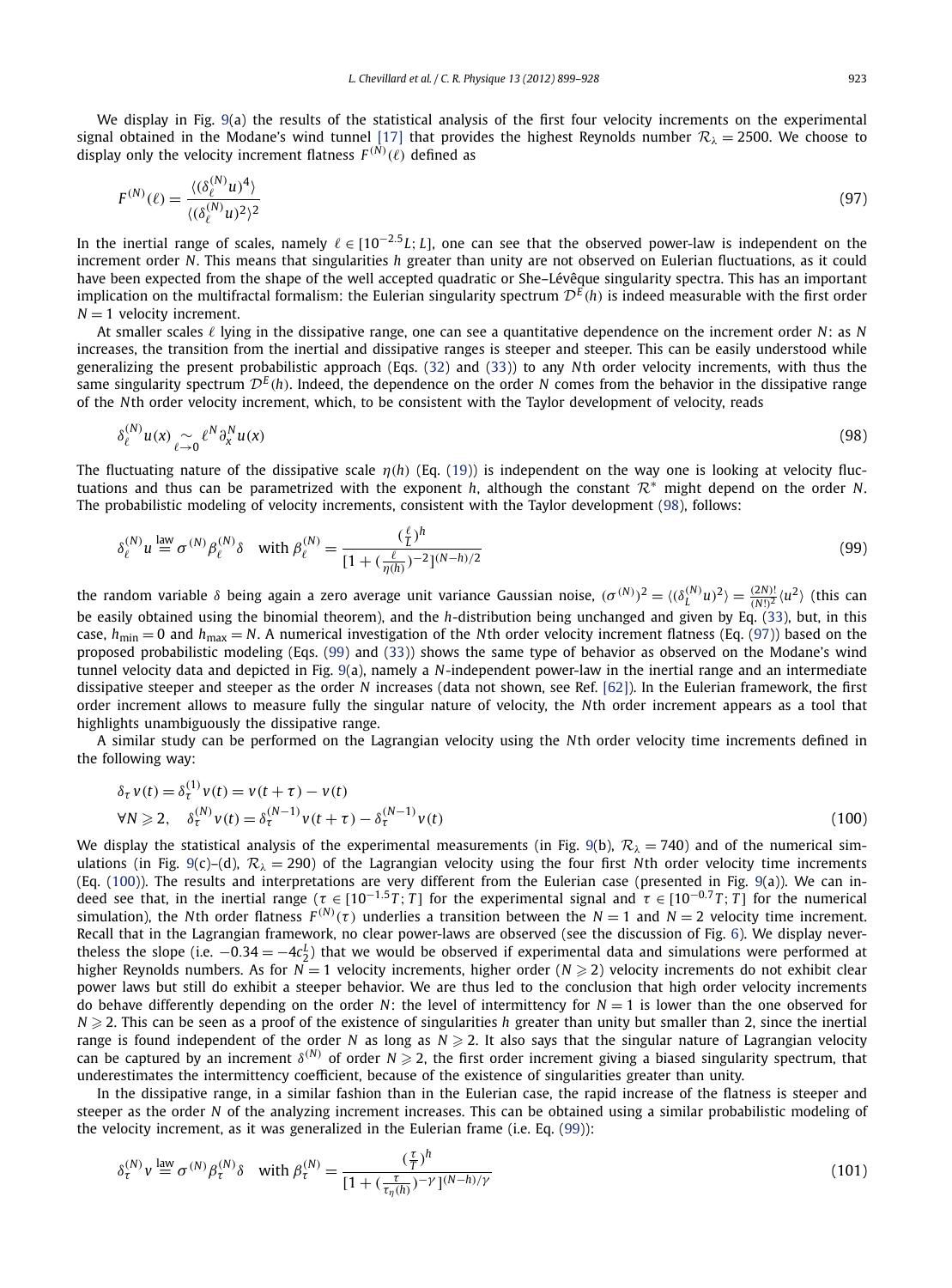We display in Fig. 9(a) the results of the statistical analysis of the first four velocity increments on the experimental signal obtained in the Modane's wind tunnel [17] that provides the highest Reynolds number $\mathcal{R}_\lambda = 2500$. We choose to display only the velocity increment flatness $F^{(N)}(\ell)$ defined as

$$F^{(N)}(\ell) = \frac{\langle(\delta_\ell^{(N)} u)^4\rangle}{\langle(\delta_\ell^{(N)} u)^2\rangle^2} \tag{97}$$

In the inertial range of scales, namely $\ell \in [10^{-2.5}L; L]$, one can see that the observed power-law is independent on the increment order $N$. This means that singularities $h$ greater than unity are not observed on Eulerian fluctuations, as it could have been expected from the shape of the well accepted quadratic or She–Lévêque singularity spectra. This has an important implication on the multifractal formalism: the Eulerian singularity spectrum $\mathcal{D}^E(h)$ is indeed measurable with the first order $N = 1$ velocity increment.

At smaller scales $\ell$ lying in the dissipative range, one can see a quantitative dependence on the increment order $N$: as $N$ increases, the transition from the inertial and dissipative ranges is steeper and steeper. This can be easily understood while generalizing the present probabilistic approach (Eqs. (32) and (33)) to any $N$th order velocity increments, with thus the same singularity spectrum $\mathcal{D}^E(h)$. Indeed, the dependence on the order $N$ comes from the behavior in the dissipative range of the $N$th order velocity increment, which, to be consistent with the Taylor development of velocity, reads

$$\delta_\ell^{(N)} u(x) \underset{\ell \to 0}{\sim} \ell^N \partial_x^N u(x) \tag{98}$$

The fluctuating nature of the dissipative scale $\eta(h)$ (Eq. (19)) is independent on the way one is looking at velocity fluctuations and thus can be parametrized with the exponent $h$, although the constant $\mathcal{R}^*$ might depend on the order $N$. The probabilistic modeling of velocity increments, consistent with the Taylor development (98), follows:

$$\delta_\ell^{(N)} u \overset{\text{law}}{=} \sigma^{(N)} \beta_\ell^{(N)} \delta \quad \text{with } \beta_\ell^{(N)} = \frac{(\frac{\ell}{L})^h}{[1 + (\frac{\ell}{\eta(h)})^{-2}]^{(N-h)/2}} \tag{99}$$

the random variable $\delta$ being again a zero average unit variance Gaussian noise, $(\sigma^{(N)})^2 = \langle(\delta_L^{(N)} u)^2\rangle = \frac{(2N)!}{(N!)^2}\langle u^2\rangle$ (this can be easily obtained using the binomial theorem), and the $h$-distribution being unchanged and given by Eq. (33), but, in this case, $h_{\min} = 0$ and $h_{\max} = N$. A numerical investigation of the $N$th order velocity increment flatness (Eq. (97)) based on the proposed probabilistic modeling (Eqs. (99) and (33)) shows the same type of behavior as observed on the Modane's wind tunnel velocity data and depicted in Fig. 9(a), namely a $N$-independent power-law in the inertial range and an intermediate dissipative steeper and steeper as the order $N$ increases (data not shown, see Ref. [62]). In the Eulerian framework, the first order increment allows to measure fully the singular nature of velocity, the $N$th order increment appears as a tool that highlights unambiguously the dissipative range.

A similar study can be performed on the Lagrangian velocity using the $N$th order velocity time increments defined in the following way:

$$\begin{aligned}
&\delta_\tau v(t) = \delta_\tau^{(1)} v(t) = v(t+\tau) - v(t) \\
&\forall N \geqslant 2, \quad \delta_\tau^{(N)} v(t) = \delta_\tau^{(N-1)} v(t+\tau) - \delta_\tau^{(N-1)} v(t)
\end{aligned} \tag{100}$$

We display the statistical analysis of the experimental measurements (in Fig. 9(b), $\mathcal{R}_\lambda = 740$) and of the numerical simulations (in Fig. 9(c)–(d), $\mathcal{R}_\lambda = 290$) of the Lagrangian velocity using the four first $N$th order velocity time increments (Eq. (100)). The results and interpretations are very different from the Eulerian case (presented in Fig. 9(a)). We can indeed see that, in the inertial range ($\tau \in [10^{-1.5}T; T]$ for the experimental signal and $\tau \in [10^{-0.7}T; T]$ for the numerical simulation), the $N$th order flatness $F^{(N)}(\tau)$ underlies a transition between the $N = 1$ and $N = 2$ velocity time increment. Recall that in the Lagrangian framework, no clear power-laws are observed (see the discussion of Fig. 6). We display nevertheless the slope (i.e. $-0.34 = -4c_2^L$) that we would be observed if experimental data and simulations were performed at higher Reynolds numbers. As for $N = 1$ velocity increments, higher order ($N \geqslant 2$) velocity increments do not exhibit clear power laws but still do exhibit a steeper behavior. We are thus led to the conclusion that high order velocity increments do behave differently depending on the order $N$: the level of intermittency for $N = 1$ is lower than the one observed for $N \geqslant 2$. This can be seen as a proof of the existence of singularities $h$ greater than unity but smaller than 2, since the inertial range is found independent of the order $N$ as long as $N \geqslant 2$. It also says that the singular nature of Lagrangian velocity can be captured by an increment $\delta^{(N)}$ of order $N \geqslant 2$, the first order increment giving a biased singularity spectrum, that underestimates the intermittency coefficient, because of the existence of singularities greater than unity.

In the dissipative range, in a similar fashion than in the Eulerian case, the rapid increase of the flatness is steeper and steeper as the order $N$ of the analyzing increment increases. This can be obtained using a similar probabilistic modeling of the velocity increment, as it was generalized in the Eulerian frame (i.e. Eq. (99)):

$$\delta_\tau^{(N)} v \overset{\text{law}}{=} \sigma^{(N)} \beta_\tau^{(N)} \delta \quad \text{with } \beta_\tau^{(N)} = \frac{(\frac{\tau}{T})^h}{[1 + (\frac{\tau}{\tau_\eta(h)})^{-\gamma}]^{(N-h)/\gamma}} \tag{101}$$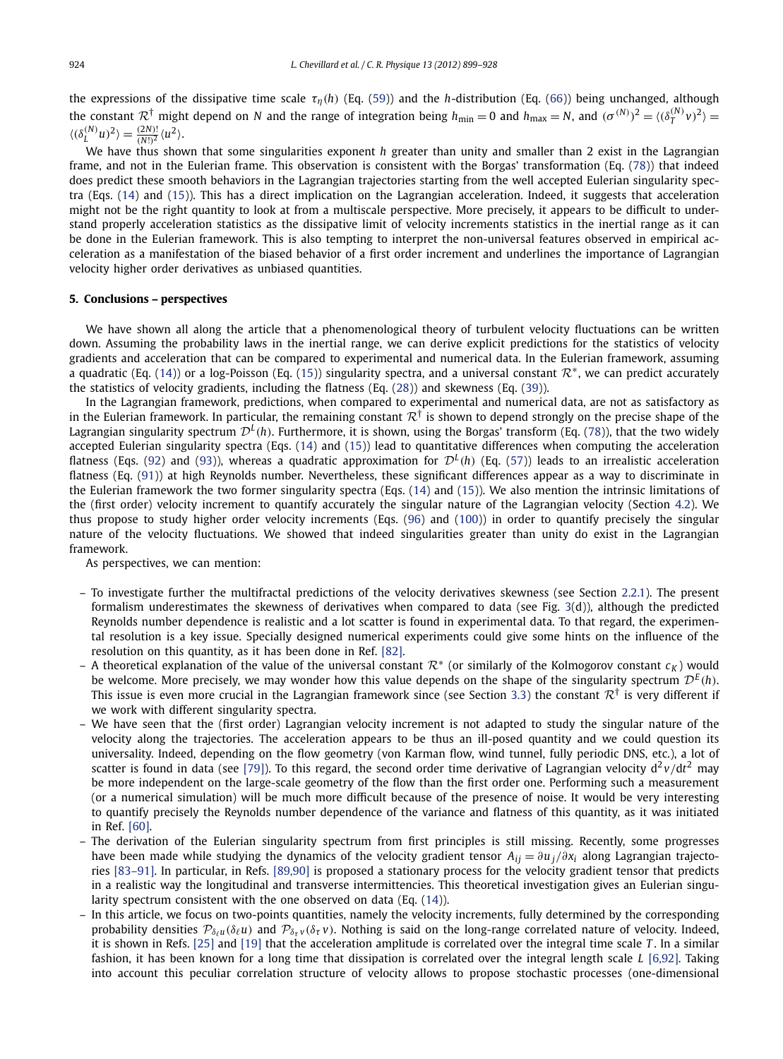the expressions of the dissipative time scale $\tau_\eta(h)$ (Eq. (59)) and the $h$-distribution (Eq. (66)) being unchanged, although the constant $\mathcal{R}^\dagger$ might depend on $N$ and the range of integration being $h_{\min} = 0$ and $h_{\max} = N$, and $(\sigma^{(N)})^2 = \langle(\delta_T^{(N)} v)^2\rangle = \langle(\delta_L^{(N)} u)^2\rangle = \frac{(2N)!}{(N!)^2}\langle u^2\rangle$.

We have thus shown that some singularities exponent $h$ greater than unity and smaller than 2 exist in the Lagrangian frame, and not in the Eulerian frame. This observation is consistent with the Borgas' transformation (Eq. (78)) that indeed does predict these smooth behaviors in the Lagrangian trajectories starting from the well accepted Eulerian singularity spectra (Eqs. (14) and (15)). This has a direct implication on the Lagrangian acceleration. Indeed, it suggests that acceleration might not be the right quantity to look at from a multiscale perspective. More precisely, it appears to be difficult to understand properly acceleration statistics as the dissipative limit of velocity increments statistics in the inertial range as it can be done in the Eulerian framework. This is also tempting to interpret the non-universal features observed in empirical acceleration as a manifestation of the biased behavior of a first order increment and underlines the importance of Lagrangian velocity higher order derivatives as unbiased quantities.

## 5. Conclusions – perspectives

We have shown all along the article that a phenomenological theory of turbulent velocity fluctuations can be written down. Assuming the probability laws in the inertial range, we can derive explicit predictions for the statistics of velocity gradients and acceleration that can be compared to experimental and numerical data. In the Eulerian framework, assuming a quadratic (Eq. (14)) or a log-Poisson (Eq. (15)) singularity spectra, and a universal constant $\mathcal{R}^*$, we can predict accurately the statistics of velocity gradients, including the flatness (Eq. (28)) and skewness (Eq. (39)).

In the Lagrangian framework, predictions, when compared to experimental and numerical data, are not as satisfactory as in the Eulerian framework. In particular, the remaining constant $\mathcal{R}^\dagger$ is shown to depend strongly on the precise shape of the Lagrangian singularity spectrum $\mathcal{D}^L(h)$. Furthermore, it is shown, using the Borgas' transform (Eq. (78)), that the two widely accepted Eulerian singularity spectra (Eqs. (14) and (15)) lead to quantitative differences when computing the acceleration flatness (Eqs. (92) and (93)), whereas a quadratic approximation for $\mathcal{D}^L(h)$ (Eq. (57)) leads to an irrealistic acceleration flatness (Eq. (91)) at high Reynolds number. Nevertheless, these significant differences appear as a way to discriminate in the Eulerian framework the two former singularity spectra (Eqs. (14) and (15)). We also mention the intrinsic limitations of the (first order) velocity increment to quantify accurately the singular nature of the Lagrangian velocity (Section 4.2). We thus propose to study higher order velocity increments (Eqs. (96) and (100)) in order to quantify precisely the singular nature of the velocity fluctuations. We showed that indeed singularities greater than unity do exist in the Lagrangian framework.

As perspectives, we can mention:

- To investigate further the multifractal predictions of the velocity derivatives skewness (see Section 2.2.1). The present formalism underestimates the skewness of derivatives when compared to data (see Fig. 3(d)), although the predicted Reynolds number dependence is realistic and a lot scatter is found in experimental data. To that regard, the experimental resolution is a key issue. Specially designed numerical experiments could give some hints on the influence of the resolution on this quantity, as it has been done in Ref. [82].
- A theoretical explanation of the value of the universal constant $\mathcal{R}^*$ (or similarly of the Kolmogorov constant $c_K$) would be welcome. More precisely, we may wonder how this value depends on the shape of the singularity spectrum $\mathcal{D}^E(h)$. This issue is even more crucial in the Lagrangian framework since (see Section 3.3) the constant $\mathcal{R}^\dagger$ is very different if we work with different singularity spectra.
- We have seen that the (first order) Lagrangian velocity increment is not adapted to study the singular nature of the velocity along the trajectories. The acceleration appears to be thus an ill-posed quantity and we could question its universality. Indeed, depending on the flow geometry (von Karman flow, wind tunnel, fully periodic DNS, etc.), a lot of scatter is found in data (see [79]). To this regard, the second order time derivative of Lagrangian velocity $d^2v/dt^2$ may be more independent on the large-scale geometry of the flow than the first order one. Performing such a measurement (or a numerical simulation) will be much more difficult because of the presence of noise. It would be very interesting to quantify precisely the Reynolds number dependence of the variance and flatness of this quantity, as it was initiated in Ref. [60].
- The derivation of the Eulerian singularity spectrum from first principles is still missing. Recently, some progresses have been made while studying the dynamics of the velocity gradient tensor $A_{ij} = \partial u_j/\partial x_i$ along Lagrangian trajectories [83–91]. In particular, in Refs. [89,90] is proposed a stationary process for the velocity gradient tensor that predicts in a realistic way the longitudinal and transverse intermittencies. This theoretical investigation gives an Eulerian singularity spectrum consistent with the one observed on data (Eq. (14)).
- In this article, we focus on two-points quantities, namely the velocity increments, fully determined by the corresponding probability densities $\mathcal{P}_{\delta_\ell u}(\delta_\ell u)$ and $\mathcal{P}_{\delta_\tau v}(\delta_\tau v)$. Nothing is said on the long-range correlated nature of velocity. Indeed, it is shown in Refs. [25] and [19] that the acceleration amplitude is correlated over the integral time scale $T$. In a similar fashion, it has been known for a long time that dissipation is correlated over the integral length scale $L$ [6,92]. Taking into account this peculiar correlation structure of velocity allows to propose stochastic processes (one-dimensional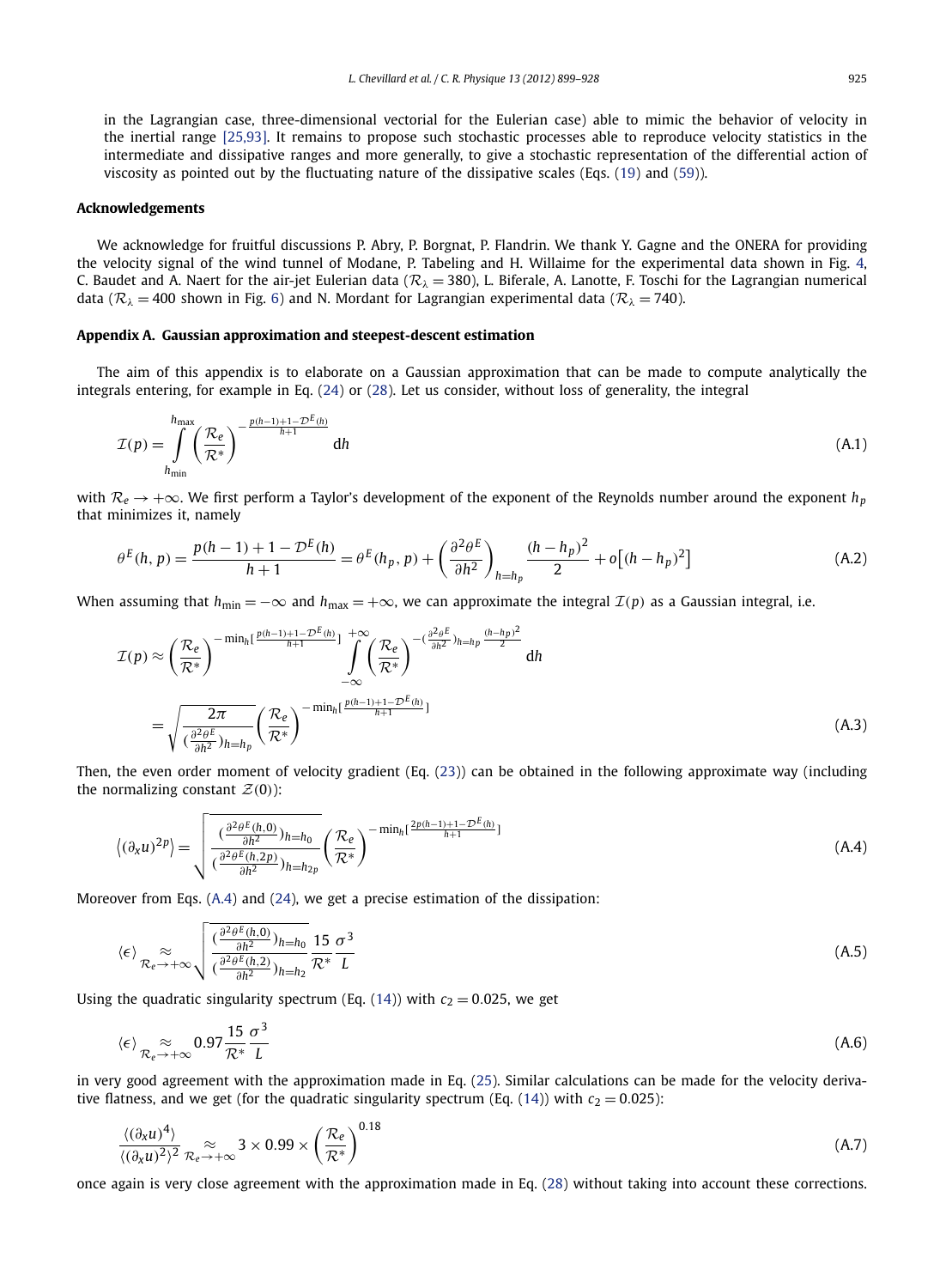in the Lagrangian case, three-dimensional vectorial for the Eulerian case) able to mimic the behavior of velocity in the inertial range [25,93]. It remains to propose such stochastic processes able to reproduce velocity statistics in the intermediate and dissipative ranges and more generally, to give a stochastic representation of the differential action of viscosity as pointed out by the fluctuating nature of the dissipative scales (Eqs. (19) and (59)).

## Acknowledgements

We acknowledge for fruitful discussions P. Abry, P. Borgnat, P. Flandrin. We thank Y. Gagne and the ONERA for providing the velocity signal of the wind tunnel of Modane, P. Tabeling and H. Willaime for the experimental data shown in Fig. 4, C. Baudet and A. Naert for the air-jet Eulerian data ($\mathcal{R}_\lambda = 380$), L. Biferale, A. Lanotte, F. Toschi for the Lagrangian numerical data ($\mathcal{R}_\lambda = 400$ shown in Fig. 6) and N. Mordant for Lagrangian experimental data ($\mathcal{R}_\lambda = 740$).

## Appendix A. Gaussian approximation and steepest-descent estimation

The aim of this appendix is to elaborate on a Gaussian approximation that can be made to compute analytically the integrals entering, for example in Eq. (24) or (28). Let us consider, without loss of generality, the integral

$$\mathcal{I}(p) = \int_{h_{\min}}^{h_{\max}} \left(\frac{\mathcal{R}_e}{\mathcal{R}^*}\right)^{-\frac{p(h-1)+1-\mathcal{D}^E(h)}{h+1}} \mathrm{d}h \tag{A.1}$$

with $\mathcal{R}_e \to +\infty$. We first perform a Taylor's development of the exponent of the Reynolds number around the exponent $h_p$ that minimizes it, namely

$$\theta^E(h,p) = \frac{p(h-1)+1-\mathcal{D}^E(h)}{h+1} = \theta^E(h_p,p) + \left(\frac{\partial^2\theta^E}{\partial h^2}\right)_{h=h_p}\frac{(h-h_p)^2}{2} + o\big[(h-h_p)^2\big] \tag{A.2}$$

When assuming that $h_{\min} = -\infty$ and $h_{\max} = +\infty$, we can approximate the integral $\mathcal{I}(p)$ as a Gaussian integral, i.e.

$$\begin{aligned}
\mathcal{I}(p) &\approx \left(\frac{\mathcal{R}_e}{\mathcal{R}^*}\right)^{-\min_h\left[\frac{p(h-1)+1-\mathcal{D}^E(h)}{h+1}\right]} \int_{-\infty}^{+\infty} \left(\frac{\mathcal{R}_e}{\mathcal{R}^*}\right)^{-\left(\frac{\partial^2\theta^E}{\partial h^2}\right)_{h=h_p}\frac{(h-h_p)^2}{2}} \mathrm{d}h \\
&= \sqrt{\frac{2\pi}{\left(\frac{\partial^2\theta^E}{\partial h^2}\right)_{h=h_p}}}\left(\frac{\mathcal{R}_e}{\mathcal{R}^*}\right)^{-\min_h\left[\frac{p(h-1)+1-\mathcal{D}^E(h)}{h+1}\right]}
\end{aligned} \tag{A.3}$$

Then, the even order moment of velocity gradient (Eq. (23)) can be obtained in the following approximate way (including the normalizing constant $\mathcal{Z}(0)$):

$$\left\langle(\partial_x u)^{2p}\right\rangle = \sqrt{\frac{\left(\frac{\partial^2\theta^E(h,0)}{\partial h^2}\right)_{h=h_0}}{\left(\frac{\partial^2\theta^E(h,2p)}{\partial h^2}\right)_{h=h_{2p}}}}\left(\frac{\mathcal{R}_e}{\mathcal{R}^*}\right)^{-\min_h\left[\frac{2p(h-1)+1-\mathcal{D}^E(h)}{h+1}\right]} \tag{A.4}$$

Moreover from Eqs. (A.4) and (24), we get a precise estimation of the dissipation:

$$\langle\epsilon\rangle \underset{\mathcal{R}_e\to+\infty}{\approx} \sqrt{\frac{\left(\frac{\partial^2\theta^E(h,0)}{\partial h^2}\right)_{h=h_0}}{\left(\frac{\partial^2\theta^E(h,2)}{\partial h^2}\right)_{h=h_2}}}\frac{15}{\mathcal{R}^*}\frac{\sigma^3}{L} \tag{A.5}$$

Using the quadratic singularity spectrum (Eq. (14)) with $c_2 = 0.025$, we get

$$\langle\epsilon\rangle \underset{\mathcal{R}_e\to+\infty}{\approx} 0.97\frac{15}{\mathcal{R}^*}\frac{\sigma^3}{L} \tag{A.6}$$

in very good agreement with the approximation made in Eq. (25). Similar calculations can be made for the velocity derivative flatness, and we get (for the quadratic singularity spectrum (Eq. (14)) with $c_2 = 0.025$):

$$\frac{\langle(\partial_x u)^4\rangle}{\langle(\partial_x u)^2\rangle^2} \underset{\mathcal{R}_e\to+\infty}{\approx} 3 \times 0.99 \times \left(\frac{\mathcal{R}_e}{\mathcal{R}^*}\right)^{0.18} \tag{A.7}$$

once again is very close agreement with the approximation made in Eq. (28) without taking into account these corrections.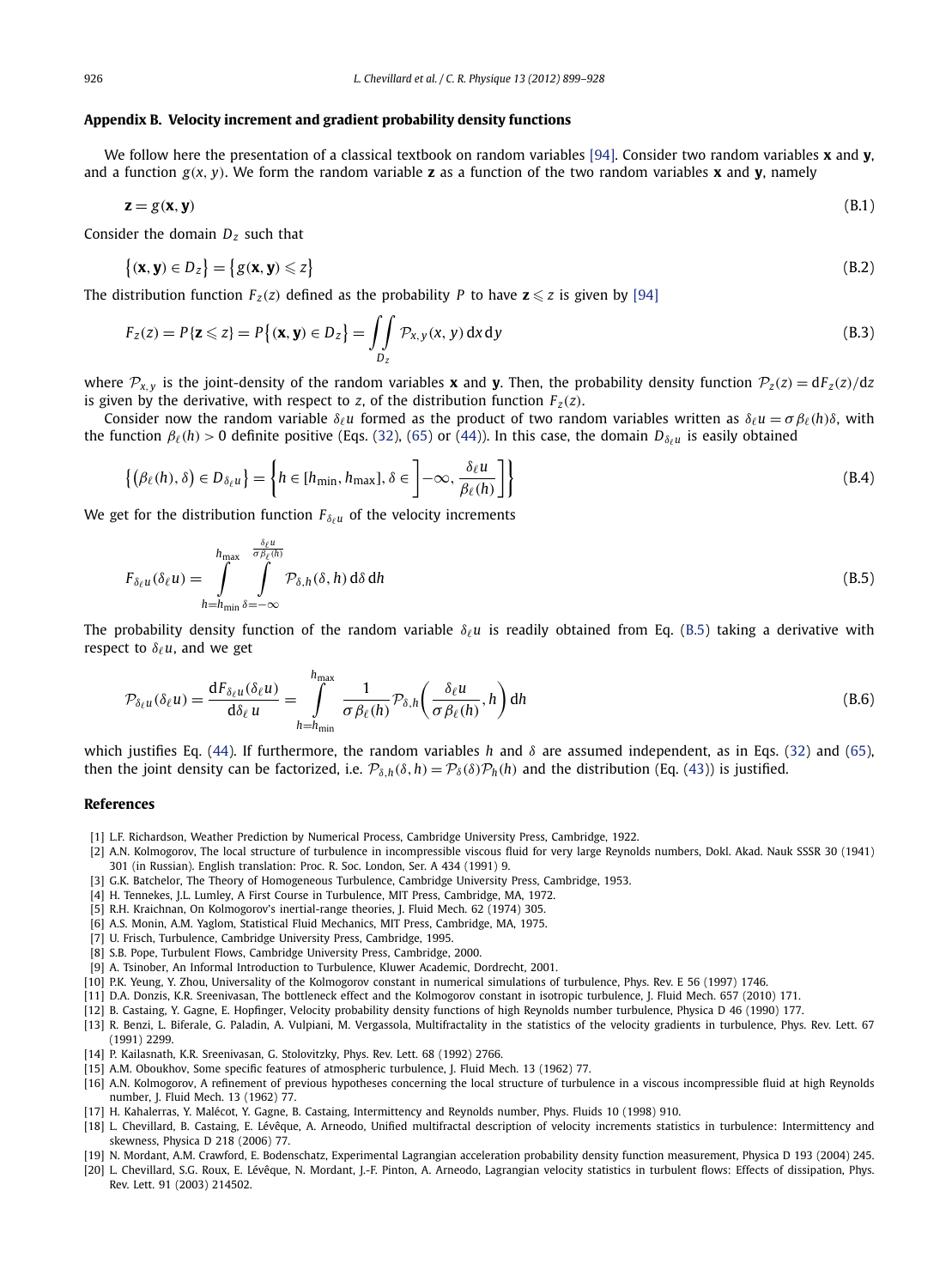## Appendix B. Velocity increment and gradient probability density functions

We follow here the presentation of a classical textbook on random variables [94]. Consider two random variables $\mathbf{x}$ and $\mathbf{y}$, and a function $g(x, y)$. We form the random variable $\mathbf{z}$ as a function of the two random variables $\mathbf{x}$ and $\mathbf{y}$, namely

$$\mathbf{z} = g(\mathbf{x}, \mathbf{y}) \tag{B.1}$$

Consider the domain $D_z$ such that

$$\{(\mathbf{x}, \mathbf{y}) \in D_z\} = \{g(\mathbf{x}, \mathbf{y}) \leqslant z\} \tag{B.2}$$

The distribution function $F_z(z)$ defined as the probability $P$ to have $\mathbf{z} \leqslant z$ is given by [94]

$$F_z(z) = P\{\mathbf{z} \leqslant z\} = P\{(\mathbf{x}, \mathbf{y}) \in D_z\} = \iint_{D_z} \mathcal{P}_{x,y}(x, y)\, \mathrm{d}x\, \mathrm{d}y \tag{B.3}$$

where $\mathcal{P}_{x,y}$ is the joint-density of the random variables $\mathbf{x}$ and $\mathbf{y}$. Then, the probability density function $\mathcal{P}_z(z) = \mathrm{d}F_z(z)/\mathrm{d}z$ is given by the derivative, with respect to $z$, of the distribution function $F_z(z)$.

Consider now the random variable $\delta_\ell u$ formed as the product of two random variables written as $\delta_\ell u = \sigma \beta_\ell(h)\delta$, with the function $\beta_\ell(h) > 0$ definite positive (Eqs. (32), (65) or (44)). In this case, the domain $D_{\delta_\ell u}$ is easily obtained

$$\{(\beta_\ell(h), \delta) \in D_{\delta_\ell u}\} = \left\{h \in [h_{\min}, h_{\max}], \delta \in \left]-\infty, \frac{\delta_\ell u}{\beta_\ell(h)}\right]\right\} \tag{B.4}$$

We get for the distribution function $F_{\delta_\ell u}$ of the velocity increments

$$F_{\delta_\ell u}(\delta_\ell u) = \int_{h=h_{\min}}^{h_{\max}} \int_{\delta=-\infty}^{\frac{\delta_\ell u}{\sigma \beta_\ell(h)}} \mathcal{P}_{\delta,h}(\delta, h)\, \mathrm{d}\delta\, \mathrm{d}h \tag{B.5}$$

The probability density function of the random variable $\delta_\ell u$ is readily obtained from Eq. (B.5) taking a derivative with respect to $\delta_\ell u$, and we get

$$\mathcal{P}_{\delta_\ell u}(\delta_\ell u) = \frac{\mathrm{d}F_{\delta_\ell u}(\delta_\ell u)}{\mathrm{d}\delta_\ell\, u} = \int_{h=h_{\min}}^{h_{\max}} \frac{1}{\sigma \beta_\ell(h)} \mathcal{P}_{\delta,h}\left(\frac{\delta_\ell u}{\sigma \beta_\ell(h)}, h\right) \mathrm{d}h \tag{B.6}$$

which justifies Eq. (44). If furthermore, the random variables $h$ and $\delta$ are assumed independent, as in Eqs. (32) and (65), then the joint density can be factorized, i.e. $\mathcal{P}_{\delta,h}(\delta, h) = \mathcal{P}_\delta(\delta)\mathcal{P}_h(h)$ and the distribution (Eq. (43)) is justified.

## References

[1] L.F. Richardson, Weather Prediction by Numerical Process, Cambridge University Press, Cambridge, 1922.

[2] A.N. Kolmogorov, The local structure of turbulence in incompressible viscous fluid for very large Reynolds numbers, Dokl. Akad. Nauk SSSR 30 (1941) 301 (in Russian). English translation: Proc. R. Soc. London, Ser. A 434 (1991) 9.

[3] G.K. Batchelor, The Theory of Homogeneous Turbulence, Cambridge University Press, Cambridge, 1953.

[4] H. Tennekes, J.L. Lumley, A First Course in Turbulence, MIT Press, Cambridge, MA, 1972.

[5] R.H. Kraichnan, On Kolmogorov's inertial-range theories, J. Fluid Mech. 62 (1974) 305.

[6] A.S. Monin, A.M. Yaglom, Statistical Fluid Mechanics, MIT Press, Cambridge, MA, 1975.

[7] U. Frisch, Turbulence, Cambridge University Press, Cambridge, 1995.

[8] S.B. Pope, Turbulent Flows, Cambridge University Press, Cambridge, 2000.

[9] A. Tsinober, An Informal Introduction to Turbulence, Kluwer Academic, Dordrecht, 2001.

[10] P.K. Yeung, Y. Zhou, Universality of the Kolmogorov constant in numerical simulations of turbulence, Phys. Rev. E 56 (1997) 1746.

[11] D.A. Donzis, K.R. Sreenivasan, The bottleneck effect and the Kolmogorov constant in isotropic turbulence, J. Fluid Mech. 657 (2010) 171.

[12] B. Castaing, Y. Gagne, E. Hopfinger, Velocity probability density functions of high Reynolds number turbulence, Physica D 46 (1990) 177.

[13] R. Benzi, L. Biferale, G. Paladin, A. Vulpiani, M. Vergassola, Multifractality in the statistics of the velocity gradients in turbulence, Phys. Rev. Lett. 67 (1991) 2299.

[14] P. Kailasnath, K.R. Sreenivasan, G. Stolovitzky, Phys. Rev. Lett. 68 (1992) 2766.

[15] A.M. Oboukhov, Some specific features of atmospheric turbulence, J. Fluid Mech. 13 (1962) 77.

[16] A.N. Kolmogorov, A refinement of previous hypotheses concerning the local structure of turbulence in a viscous incompressible fluid at high Reynolds number, J. Fluid Mech. 13 (1962) 77.

[17] H. Kahalerras, Y. Malécot, Y. Gagne, B. Castaing, Intermittency and Reynolds number, Phys. Fluids 10 (1998) 910.

[18] L. Chevillard, B. Castaing, E. Lévêque, A. Arneodo, Unified multifractal description of velocity increments statistics in turbulence: Intermittency and skewness, Physica D 218 (2006) 77.

[19] N. Mordant, A.M. Crawford, E. Bodenschatz, Experimental Lagrangian acceleration probability density function measurement, Physica D 193 (2004) 245.

[20] L. Chevillard, S.G. Roux, E. Lévêque, N. Mordant, J.-F. Pinton, A. Arneodo, Lagrangian velocity statistics in turbulent flows: Effects of dissipation, Phys. Rev. Lett. 91 (2003) 214502.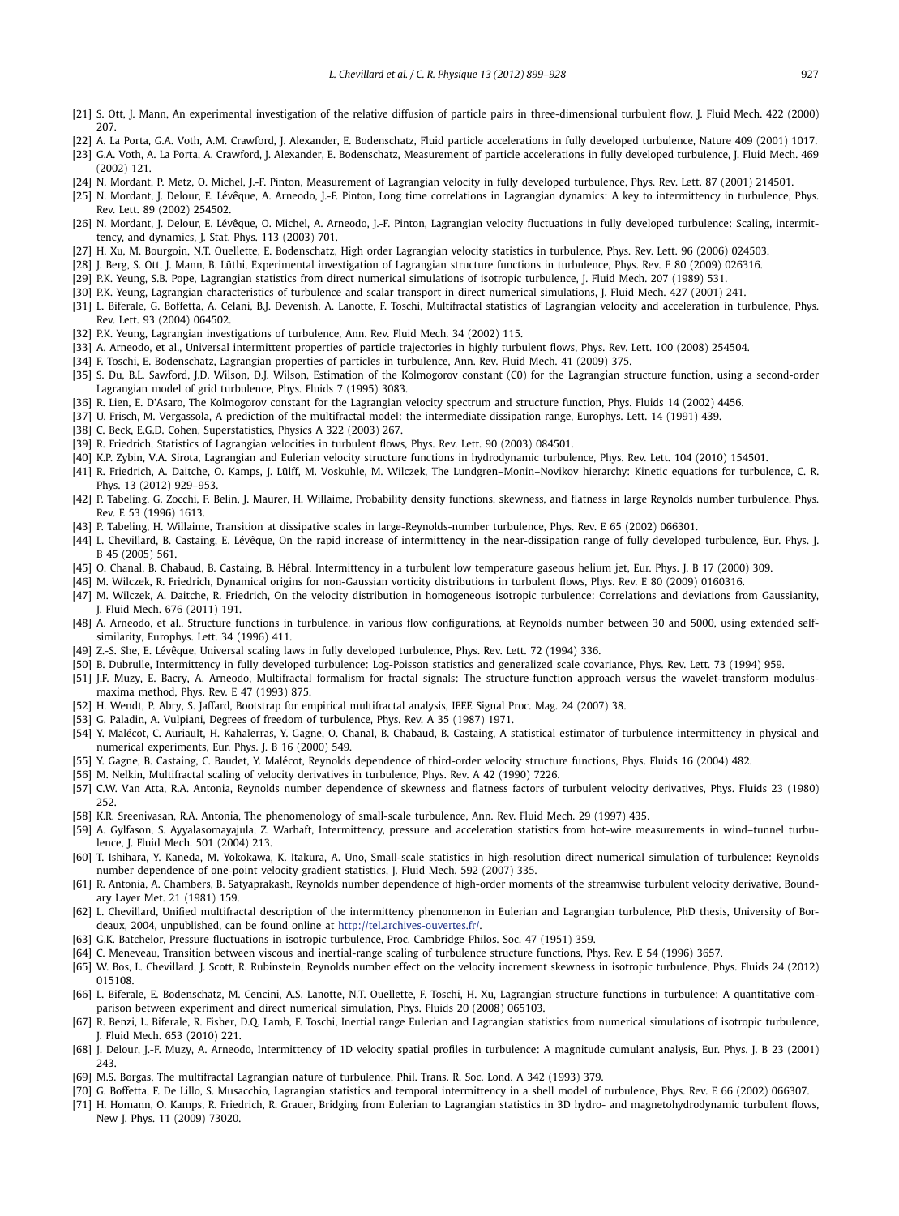[21] S. Ott, J. Mann, An experimental investigation of the relative diffusion of particle pairs in three-dimensional turbulent flow, J. Fluid Mech. 422 (2000) 207.

[22] A. La Porta, G.A. Voth, A.M. Crawford, J. Alexander, E. Bodenschatz, Fluid particle accelerations in fully developed turbulence, Nature 409 (2001) 1017.

[23] G.A. Voth, A. La Porta, A. Crawford, J. Alexander, E. Bodenschatz, Measurement of particle accelerations in fully developed turbulence, J. Fluid Mech. 469 (2002) 121.

[24] N. Mordant, P. Metz, O. Michel, J.-F. Pinton, Measurement of Lagrangian velocity in fully developed turbulence, Phys. Rev. Lett. 87 (2001) 214501.

[25] N. Mordant, J. Delour, E. Lévêque, A. Arneodo, J.-F. Pinton, Long time correlations in Lagrangian dynamics: A key to intermittency in turbulence, Phys. Rev. Lett. 89 (2002) 254502.

[26] N. Mordant, J. Delour, E. Lévêque, O. Michel, A. Arneodo, J.-F. Pinton, Lagrangian velocity fluctuations in fully developed turbulence: Scaling, intermittency, and dynamics, J. Stat. Phys. 113 (2003) 701.

[27] H. Xu, M. Bourgoin, N.T. Ouellette, E. Bodenschatz, High order Lagrangian velocity statistics in turbulence, Phys. Rev. Lett. 96 (2006) 024503.

[28] J. Berg, S. Ott, J. Mann, B. Lüthi, Experimental investigation of Lagrangian structure functions in turbulence, Phys. Rev. E 80 (2009) 026316.

[29] P.K. Yeung, S.B. Pope, Lagrangian statistics from direct numerical simulations of isotropic turbulence, J. Fluid Mech. 207 (1989) 531.

[30] P.K. Yeung, Lagrangian characteristics of turbulence and scalar transport in direct numerical simulations, J. Fluid Mech. 427 (2001) 241.

[31] L. Biferale, G. Boffetta, A. Celani, B.J. Devenish, A. Lanotte, F. Toschi, Multifractal statistics of Lagrangian velocity and acceleration in turbulence, Phys. Rev. Lett. 93 (2004) 064502.

[32] P.K. Yeung, Lagrangian investigations of turbulence, Ann. Rev. Fluid Mech. 34 (2002) 115.

[33] A. Arneodo, et al., Universal intermittent properties of particle trajectories in highly turbulent flows, Phys. Rev. Lett. 100 (2008) 254504.

[34] F. Toschi, E. Bodenschatz, Lagrangian properties of particles in turbulence, Ann. Rev. Fluid Mech. 41 (2009) 375.

[35] S. Du, B.L. Sawford, J.D. Wilson, D.J. Wilson, Estimation of the Kolmogorov constant (C0) for the Lagrangian structure function, using a second-order Lagrangian model of grid turbulence, Phys. Fluids 7 (1995) 3083.

[36] R. Lien, E. D'Asaro, The Kolmogorov constant for the Lagrangian velocity spectrum and structure function, Phys. Fluids 14 (2002) 4456.

[37] U. Frisch, M. Vergassola, A prediction of the multifractal model: the intermediate dissipation range, Europhys. Lett. 14 (1991) 439.

[38] C. Beck, E.G.D. Cohen, Superstatistics, Physics A 322 (2003) 267.

[39] R. Friedrich, Statistics of Lagrangian velocities in turbulent flows, Phys. Rev. Lett. 90 (2003) 084501.

[40] K.P. Zybin, V.A. Sirota, Lagrangian and Eulerian velocity structure functions in hydrodynamic turbulence, Phys. Rev. Lett. 104 (2010) 154501.

[41] R. Friedrich, A. Daitche, O. Kamps, J. Lülff, M. Voskuhle, M. Wilczek, The Lundgren–Monin–Novikov hierarchy: Kinetic equations for turbulence, C. R. Phys. 13 (2012) 929–953.

[42] P. Tabeling, G. Zocchi, F. Belin, J. Maurer, H. Willaime, Probability density functions, skewness, and flatness in large Reynolds number turbulence, Phys. Rev. E 53 (1996) 1613.

[43] P. Tabeling, H. Willaime, Transition at dissipative scales in large-Reynolds-number turbulence, Phys. Rev. E 65 (2002) 066301.

[44] L. Chevillard, B. Castaing, E. Lévêque, On the rapid increase of intermittency in the near-dissipation range of fully developed turbulence, Eur. Phys. J. B 45 (2005) 561.

[45] O. Chanal, B. Chabaud, B. Castaing, B. Hébral, Intermittency in a turbulent low temperature gaseous helium jet, Eur. Phys. J. B 17 (2000) 309.

[46] M. Wilczek, R. Friedrich, Dynamical origins for non-Gaussian vorticity distributions in turbulent flows, Phys. Rev. E 80 (2009) 0160316.

[47] M. Wilczek, A. Daitche, R. Friedrich, On the velocity distribution in homogeneous isotropic turbulence: Correlations and deviations from Gaussianity, J. Fluid Mech. 676 (2011) 191.

[48] A. Arneodo, et al., Structure functions in turbulence, in various flow configurations, at Reynolds number between 30 and 5000, using extended self-similarity, Europhys. Lett. 34 (1996) 411.

[49] Z.-S. She, E. Lévêque, Universal scaling laws in fully developed turbulence, Phys. Rev. Lett. 72 (1994) 336.

[50] B. Dubrulle, Intermittency in fully developed turbulence: Log-Poisson statistics and generalized scale covariance, Phys. Rev. Lett. 73 (1994) 959.

[51] J.F. Muzy, E. Bacry, A. Arneodo, Multifractal formalism for fractal signals: The structure-function approach versus the wavelet-transform modulus-maxima method, Phys. Rev. E 47 (1993) 875.

[52] H. Wendt, P. Abry, S. Jaffard, Bootstrap for empirical multifractal analysis, IEEE Signal Proc. Mag. 24 (2007) 38.

[53] G. Paladin, A. Vulpiani, Degrees of freedom of turbulence, Phys. Rev. A 35 (1987) 1971.

[54] Y. Malécot, C. Auriault, H. Kahalerras, Y. Gagne, O. Chanal, B. Chabaud, B. Castaing, A statistical estimator of turbulence intermittency in physical and numerical experiments, Eur. Phys. J. B 16 (2000) 549.

[55] Y. Gagne, B. Castaing, C. Baudet, Y. Malécot, Reynolds dependence of third-order velocity structure functions, Phys. Fluids 16 (2004) 482.

[56] M. Nelkin, Multifractal scaling of velocity derivatives in turbulence, Phys. Rev. A 42 (1990) 7226.

[57] C.W. Van Atta, R.A. Antonia, Reynolds number dependence of skewness and flatness factors of turbulent velocity derivatives, Phys. Fluids 23 (1980) 252.

[58] K.R. Sreenivasan, R.A. Antonia, The phenomenology of small-scale turbulence, Ann. Rev. Fluid Mech. 29 (1997) 435.

[59] A. Gylfason, S. Ayyalasomayajula, Z. Warhaft, Intermittency, pressure and acceleration statistics from hot-wire measurements in wind–tunnel turbulence, J. Fluid Mech. 501 (2004) 213.

[60] T. Ishihara, Y. Kaneda, M. Yokokawa, K. Itakura, A. Uno, Small-scale statistics in high-resolution direct numerical simulation of turbulence: Reynolds number dependence of one-point velocity gradient statistics, J. Fluid Mech. 592 (2007) 335.

[61] R. Antonia, A. Chambers, B. Satyaprakash, Reynolds number dependence of high-order moments of the streamwise turbulent velocity derivative, Boundary Layer Met. 21 (1981) 159.

[62] L. Chevillard, Unified multifractal description of the intermittency phenomenon in Eulerian and Lagrangian turbulence, PhD thesis, University of Bordeaux, 2004, unpublished, can be found online at http://tel.archives-ouvertes.fr/.

[63] G.K. Batchelor, Pressure fluctuations in isotropic turbulence, Proc. Cambridge Philos. Soc. 47 (1951) 359.

[64] C. Meneveau, Transition between viscous and inertial-range scaling of turbulence structure functions, Phys. Rev. E 54 (1996) 3657.

[65] W. Bos, L. Chevillard, J. Scott, R. Rubinstein, Reynolds number effect on the velocity increment skewness in isotropic turbulence, Phys. Fluids 24 (2012) 015108.

[66] L. Biferale, E. Bodenschatz, M. Cencini, A.S. Lanotte, N.T. Ouellette, F. Toschi, H. Xu, Lagrangian structure functions in turbulence: A quantitative comparison between experiment and direct numerical simulation, Phys. Fluids 20 (2008) 065103.

[67] R. Benzi, L. Biferale, R. Fisher, D.Q. Lamb, F. Toschi, Inertial range Eulerian and Lagrangian statistics from numerical simulations of isotropic turbulence, J. Fluid Mech. 653 (2010) 221.

[68] J. Delour, J.-F. Muzy, A. Arneodo, Intermittency of 1D velocity spatial profiles in turbulence: A magnitude cumulant analysis, Eur. Phys. J. B 23 (2001) 243.

[69] M.S. Borgas, The multifractal Lagrangian nature of turbulence, Phil. Trans. R. Soc. Lond. A 342 (1993) 379.

[70] G. Boffetta, F. De Lillo, S. Musacchio, Lagrangian statistics and temporal intermittency in a shell model of turbulence, Phys. Rev. E 66 (2002) 066307.

[71] H. Homann, O. Kamps, R. Friedrich, R. Grauer, Bridging from Eulerian to Lagrangian statistics in 3D hydro- and magnetohydrodynamic turbulent flows, New J. Phys. 11 (2009) 73020.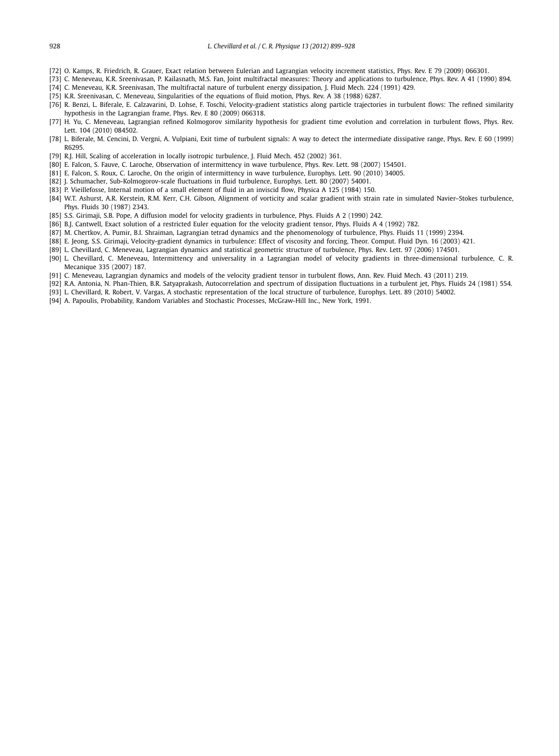[72] O. Kamps, R. Friedrich, R. Grauer, Exact relation between Eulerian and Lagrangian velocity increment statistics, Phys. Rev. E 79 (2009) 066301.
[73] C. Meneveau, K.R. Sreenivasan, P. Kailasnath, M.S. Fan, Joint multifractal measures: Theory and applications to turbulence, Phys. Rev. A 41 (1990) 894.
[74] C. Meneveau, K.R. Sreenivasan, The multifractal nature of turbulent energy dissipation, J. Fluid Mech. 224 (1991) 429.
[75] K.R. Sreenivasan, C. Meneveau, Singularities of the equations of fluid motion, Phys. Rev. A 38 (1988) 6287.
[76] R. Benzi, L. Biferale, E. Calzavarini, D. Lohse, F. Toschi, Velocity-gradient statistics along particle trajectories in turbulent flows: The refined similarity hypothesis in the Lagrangian frame, Phys. Rev. E 80 (2009) 066318.
[77] H. Yu, C. Meneveau, Lagrangian refined Kolmogorov similarity hypothesis for gradient time evolution and correlation in turbulent flows, Phys. Rev. Lett. 104 (2010) 084502.
[78] L. Biferale, M. Cencini, D. Vergni, A. Vulpiani, Exit time of turbulent signals: A way to detect the intermediate dissipative range, Phys. Rev. E 60 (1999) R6295.
[79] R.J. Hill, Scaling of acceleration in locally isotropic turbulence, J. Fluid Mech. 452 (2002) 361.
[80] E. Falcon, S. Fauve, C. Laroche, Observation of intermittency in wave turbulence, Phys. Rev. Lett. 98 (2007) 154501.
[81] E. Falcon, S. Roux, C. Laroche, On the origin of intermittency in wave turbulence, Europhys. Lett. 90 (2010) 34005.
[82] J. Schumacher, Sub-Kolmogorov-scale fluctuations in fluid turbulence, Europhys. Lett. 80 (2007) 54001.
[83] P. Vieillefosse, Internal motion of a small element of fluid in an inviscid flow, Physica A 125 (1984) 150.
[84] W.T. Ashurst, A.R. Kerstein, R.M. Kerr, C.H. Gibson, Alignment of vorticity and scalar gradient with strain rate in simulated Navier–Stokes turbulence, Phys. Fluids 30 (1987) 2343.
[85] S.S. Girimaji, S.B. Pope, A diffusion model for velocity gradients in turbulence, Phys. Fluids A 2 (1990) 242.
[86] B.J. Cantwell, Exact solution of a restricted Euler equation for the velocity gradient tensor, Phys. Fluids A 4 (1992) 782.
[87] M. Chertkov, A. Pumir, B.I. Shraiman, Lagrangian tetrad dynamics and the phenomenology of turbulence, Phys. Fluids 11 (1999) 2394.
[88] E. Jeong, S.S. Girimaji, Velocity-gradient dynamics in turbulence: Effect of viscosity and forcing, Theor. Comput. Fluid Dyn. 16 (2003) 421.
[89] L. Chevillard, C. Meneveau, Lagrangian dynamics and statistical geometric structure of turbulence, Phys. Rev. Lett. 97 (2006) 174501.
[90] L. Chevillard, C. Meneveau, Intermittency and universality in a Lagrangian model of velocity gradients in three-dimensional turbulence, C. R. Mecanique 335 (2007) 187.
[91] C. Meneveau, Lagrangian dynamics and models of the velocity gradient tensor in turbulent flows, Ann. Rev. Fluid Mech. 43 (2011) 219.
[92] R.A. Antonia, N. Phan-Thien, B.R. Satyaprakash, Autocorrelation and spectrum of dissipation fluctuations in a turbulent jet, Phys. Fluids 24 (1981) 554.
[93] L. Chevillard, R. Robert, V. Vargas, A stochastic representation of the local structure of turbulence, Europhys. Lett. 89 (2010) 54002.
[94] A. Papoulis, Probability, Random Variables and Stochastic Processes, McGraw-Hill Inc., New York, 1991.